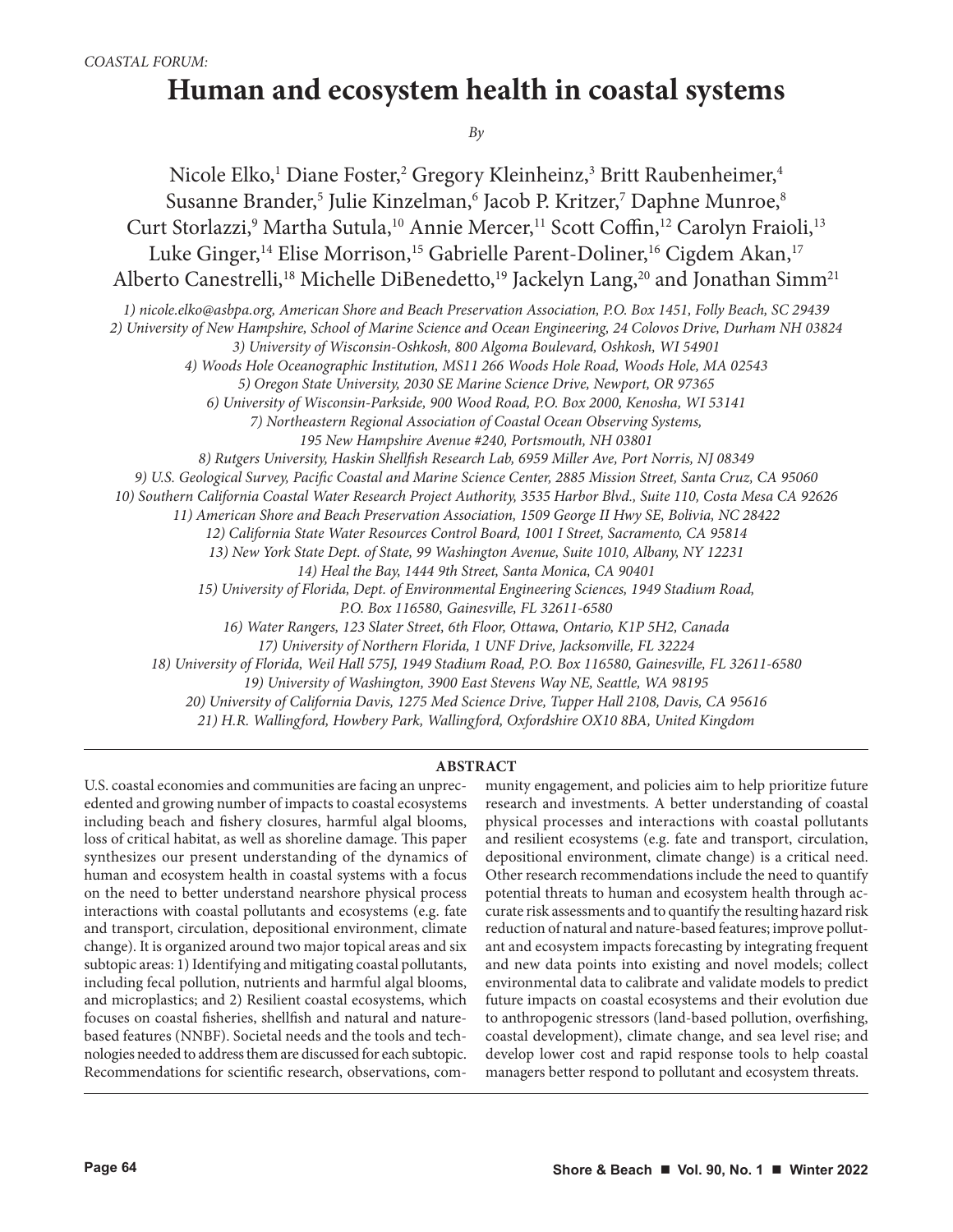*COASTAL FORUM:*

# Human and ecosystem health in coastal systems

*By*

Nicole Elko,[1] Diane Foster,[2] Gregory Kleinheinz,[3] Britt Raubenheimer,[4] Susanne Brander,[5] Julie Kinzelman,[6] Jacob P. Kritzer,[7] Daphne Munroe,[8] Curt Storlazzi,[9] Martha Sutula,[10] Annie Mercer,[11] Scott Coffin,[12] Carolyn Fraioli,[13] Luke Ginger,[14] Elise Morrison,[15] Gabrielle Parent-Doliner,[16] Cigdem Akan,[17] Alberto Canestrelli,[18] Michelle DiBenedetto,[19] Jackelyn Lang,[20] and Jonathan Simm[21]

*1) nicole.elko@asbpa.org, American Shore and Beach Preservation Association, P.O. Box 1451, Folly Beach, SC 29439*
*2) University of New Hampshire, School of Marine Science and Ocean Engineering, 24 Colovos Drive, Durham NH 03824*
*3) University of Wisconsin-Oshkosh, 800 Algoma Boulevard, Oshkosh, WI 54901*
*4) Woods Hole Oceanographic Institution, MS11 266 Woods Hole Road, Woods Hole, MA 02543*
*5) Oregon State University, 2030 SE Marine Science Drive, Newport, OR 97365*
*6) University of Wisconsin-Parkside, 900 Wood Road, P.O. Box 2000, Kenosha, WI 53141*
*7) Northeastern Regional Association of Coastal Ocean Observing Systems, 195 New Hampshire Avenue #240, Portsmouth, NH 03801*
*8) Rutgers University, Haskin Shellfish Research Lab, 6959 Miller Ave, Port Norris, NJ 08349*
*9) U.S. Geological Survey, Pacific Coastal and Marine Science Center, 2885 Mission Street, Santa Cruz, CA 95060*
*10) Southern California Coastal Water Research Project Authority, 3535 Harbor Blvd., Suite 110, Costa Mesa CA 92626*
*11) American Shore and Beach Preservation Association, 1509 George II Hwy SE, Bolivia, NC 28422*
*12) California State Water Resources Control Board, 1001 I Street, Sacramento, CA 95814*
*13) New York State Dept. of State, 99 Washington Avenue, Suite 1010, Albany, NY 12231*
*14) Heal the Bay, 1444 9th Street, Santa Monica, CA 90401*
*15) University of Florida, Dept. of Environmental Engineering Sciences, 1949 Stadium Road, P.O. Box 116580, Gainesville, FL 32611-6580*
*16) Water Rangers, 123 Slater Street, 6th Floor, Ottawa, Ontario, K1P 5H2, Canada*
*17) University of Northern Florida, 1 UNF Drive, Jacksonville, FL 32224*
*18) University of Florida, Weil Hall 575J, 1949 Stadium Road, P.O. Box 116580, Gainesville, FL 32611-6580*
*19) University of Washington, 3900 East Stevens Way NE, Seattle, WA 98195*
*20) University of California Davis, 1275 Med Science Drive, Tupper Hall 2108, Davis, CA 95616*
*21) H.R. Wallingford, Howbery Park, Wallingford, Oxfordshire OX10 8BA, United Kingdom*

## ABSTRACT

U.S. coastal economies and communities are facing an unprecedented and growing number of impacts to coastal ecosystems including beach and fishery closures, harmful algal blooms, loss of critical habitat, as well as shoreline damage. This paper synthesizes our present understanding of the dynamics of human and ecosystem health in coastal systems with a focus on the need to better understand nearshore physical process interactions with coastal pollutants and ecosystems (e.g. fate and transport, circulation, depositional environment, climate change). It is organized around two major topical areas and six subtopic areas: 1) Identifying and mitigating coastal pollutants, including fecal pollution, nutrients and harmful algal blooms, and microplastics; and 2) Resilient coastal ecosystems, which focuses on coastal fisheries, shellfish and natural and nature-based features (NNBF). Societal needs and the tools and technologies needed to address them are discussed for each subtopic. Recommendations for scientific research, observations, community engagement, and policies aim to help prioritize future research and investments. A better understanding of coastal physical processes and interactions with coastal pollutants and resilient ecosystems (e.g. fate and transport, circulation, depositional environment, climate change) is a critical need. Other research recommendations include the need to quantify potential threats to human and ecosystem health through accurate risk assessments and to quantify the resulting hazard risk reduction of natural and nature-based features; improve pollutant and ecosystem impacts forecasting by integrating frequent and new data points into existing and novel models; collect environmental data to calibrate and validate models to predict future impacts on coastal ecosystems and their evolution due to anthropogenic stressors (land-based pollution, overfishing, coastal development), climate change, and sea level rise; and develop lower cost and rapid response tools to help coastal managers better respond to pollutant and ecosystem threats.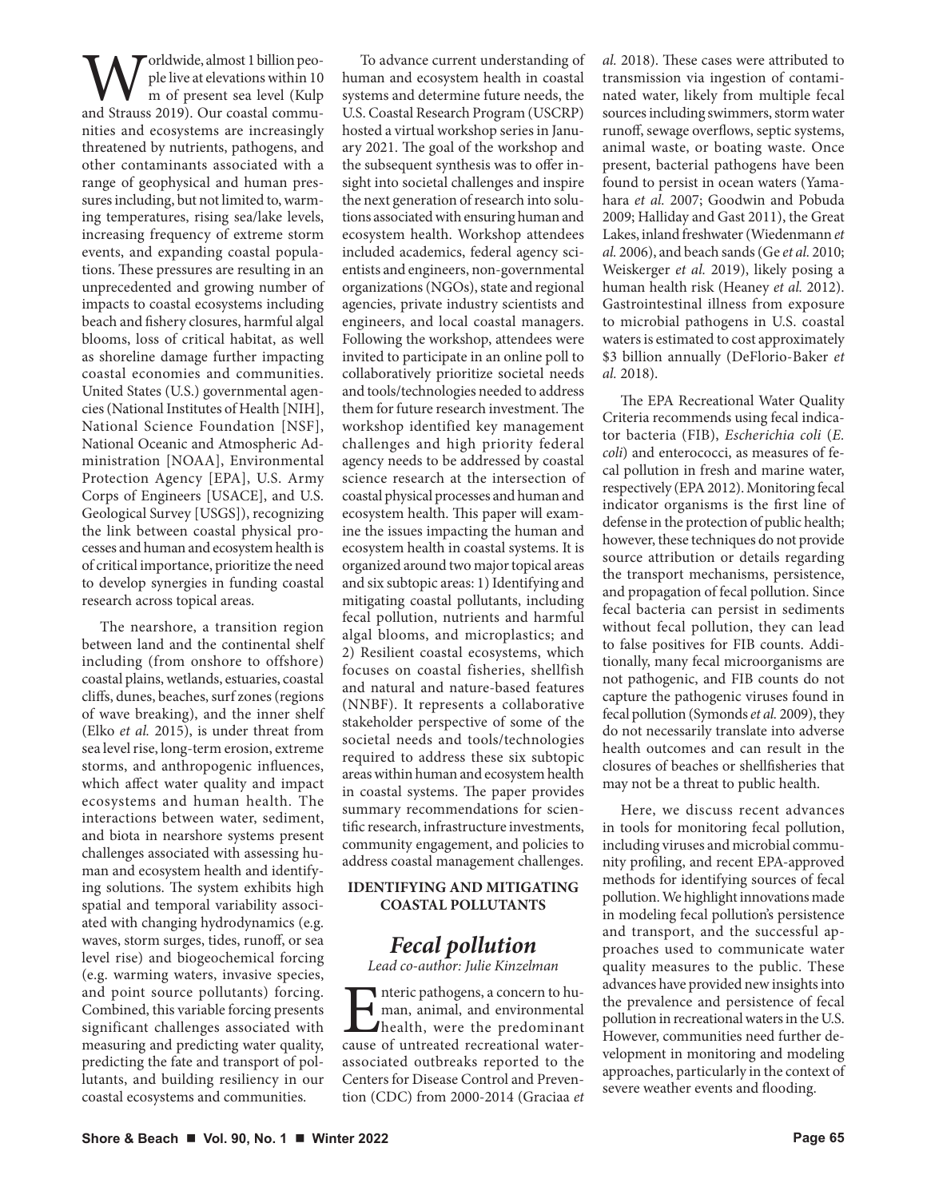Worldwide, almost 1 billion people live at elevations within 10 m of present sea level (Kulp and Strauss 2019). Our coastal communities and ecosystems are increasingly threatened by nutrients, pathogens, and other contaminants associated with a range of geophysical and human pressures including, but not limited to, warming temperatures, rising sea/lake levels, increasing frequency of extreme storm events, and expanding coastal populations. These pressures are resulting in an unprecedented and growing number of impacts to coastal ecosystems including beach and fishery closures, harmful algal blooms, loss of critical habitat, as well as shoreline damage further impacting coastal economies and communities. United States (U.S.) governmental agencies (National Institutes of Health [NIH], National Science Foundation [NSF], National Oceanic and Atmospheric Administration [NOAA], Environmental Protection Agency [EPA], U.S. Army Corps of Engineers [USACE], and U.S. Geological Survey [USGS]), recognizing the link between coastal physical processes and human and ecosystem health is of critical importance, prioritize the need to develop synergies in funding coastal research across topical areas.

The nearshore, a transition region between land and the continental shelf including (from onshore to offshore) coastal plains, wetlands, estuaries, coastal cliffs, dunes, beaches, surf zones (regions of wave breaking), and the inner shelf (Elko *et al.* 2015), is under threat from sea level rise, long-term erosion, extreme storms, and anthropogenic influences, which affect water quality and impact ecosystems and human health. The interactions between water, sediment, and biota in nearshore systems present challenges associated with assessing human and ecosystem health and identifying solutions. The system exhibits high spatial and temporal variability associated with changing hydrodynamics (e.g. waves, storm surges, tides, runoff, or sea level rise) and biogeochemical forcing (e.g. warming waters, invasive species, and point source pollutants) forcing. Combined, this variable forcing presents significant challenges associated with measuring and predicting water quality, predicting the fate and transport of pollutants, and building resiliency in our coastal ecosystems and communities.

To advance current understanding of human and ecosystem health in coastal systems and determine future needs, the U.S. Coastal Research Program (USCRP) hosted a virtual workshop series in January 2021. The goal of the workshop and the subsequent synthesis was to offer insight into societal challenges and inspire the next generation of research into solutions associated with ensuring human and ecosystem health. Workshop attendees included academics, federal agency scientists and engineers, non-governmental organizations (NGOs), state and regional agencies, private industry scientists and engineers, and local coastal managers. Following the workshop, attendees were invited to participate in an online poll to collaboratively prioritize societal needs and tools/technologies needed to address them for future research investment. The workshop identified key management challenges and high priority federal agency needs to be addressed by coastal science research at the intersection of coastal physical processes and human and ecosystem health. This paper will examine the issues impacting the human and ecosystem health in coastal systems. It is organized around two major topical areas and six subtopic areas: 1) Identifying and mitigating coastal pollutants, including fecal pollution, nutrients and harmful algal blooms, and microplastics; and 2) Resilient coastal ecosystems, which focuses on coastal fisheries, shellfish and natural and nature-based features (NNBF). It represents a collaborative stakeholder perspective of some of the societal needs and tools/technologies required to address these six subtopic areas within human and ecosystem health in coastal systems. The paper provides summary recommendations for scientific research, infrastructure investments, community engagement, and policies to address coastal management challenges.

## IDENTIFYING AND MITIGATING COASTAL POLLUTANTS

### *Fecal pollution*

*Lead co-author: Julie Kinzelman*

Enteric pathogens, a concern to human, animal, and environmental health, were the predominant cause of untreated recreational water-associated outbreaks reported to the Centers for Disease Control and Prevention (CDC) from 2000-2014 (Graciaa *et al.* 2018). These cases were attributed to transmission via ingestion of contaminated water, likely from multiple fecal sources including swimmers, storm water runoff, sewage overflows, septic systems, animal waste, or boating waste. Once present, bacterial pathogens have been found to persist in ocean waters (Yamahara *et al.* 2007; Goodwin and Pobuda 2009; Halliday and Gast 2011), the Great Lakes, inland freshwater (Wiedenmann *et al.* 2006), and beach sands (Ge *et al.* 2010; Weiskerger *et al.* 2019), likely posing a human health risk (Heaney *et al.* 2012). Gastrointestinal illness from exposure to microbial pathogens in U.S. coastal waters is estimated to cost approximately \$3 billion annually (DeFlorio-Baker *et al.* 2018).

The EPA Recreational Water Quality Criteria recommends using fecal indicator bacteria (FIB), *Escherichia coli* (*E. coli*) and enterococci, as measures of fecal pollution in fresh and marine water, respectively (EPA 2012). Monitoring fecal indicator organisms is the first line of defense in the protection of public health; however, these techniques do not provide source attribution or details regarding the transport mechanisms, persistence, and propagation of fecal pollution. Since fecal bacteria can persist in sediments without fecal pollution, they can lead to false positives for FIB counts. Additionally, many fecal microorganisms are not pathogenic, and FIB counts do not capture the pathogenic viruses found in fecal pollution (Symonds *et al.* 2009), they do not necessarily translate into adverse health outcomes and can result in the closures of beaches or shellfisheries that may not be a threat to public health.

Here, we discuss recent advances in tools for monitoring fecal pollution, including viruses and microbial community profiling, and recent EPA-approved methods for identifying sources of fecal pollution. We highlight innovations made in modeling fecal pollution's persistence and transport, and the successful approaches used to communicate water quality measures to the public. These advances have provided new insights into the prevalence and persistence of fecal pollution in recreational waters in the U.S. However, communities need further development in monitoring and modeling approaches, particularly in the context of severe weather events and flooding.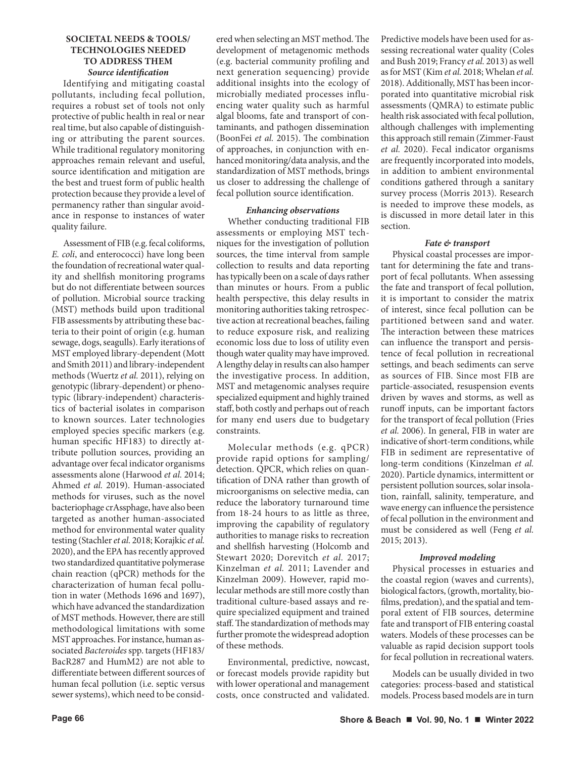## SOCIETAL NEEDS & TOOLS/ TECHNOLOGIES NEEDED TO ADDRESS THEM

### *Source identification*

Identifying and mitigating coastal pollutants, including fecal pollution, requires a robust set of tools not only protective of public health in real or near real time, but also capable of distinguishing or attributing the parent sources. While traditional regulatory monitoring approaches remain relevant and useful, source identification and mitigation are the best and truest form of public health protection because they provide a level of permanency rather than singular avoidance in response to instances of water quality failure.

Assessment of FIB (e.g. fecal coliforms, *E. coli*, and enterococci) have long been the foundation of recreational water quality and shellfish monitoring programs but do not differentiate between sources of pollution. Microbial source tracking (MST) methods build upon traditional FIB assessments by attributing these bacteria to their point of origin (e.g. human sewage, dogs, seagulls). Early iterations of MST employed library-dependent (Mott and Smith 2011) and library-independent methods (Wuertz *et al.* 2011), relying on genotypic (library-dependent) or phenotypic (library-independent) characteristics of bacterial isolates in comparison to known sources. Later technologies employed species specific markers (e.g. human specific HF183) to directly attribute pollution sources, providing an advantage over fecal indicator organisms assessments alone (Harwood *et al.* 2014; Ahmed *et al.* 2019). Human-associated methods for viruses, such as the novel bacteriophage crAssphage, have also been targeted as another human-associated method for environmental water quality testing (Stachler *et al.* 2018; Korajkic *et al.* 2020), and the EPA has recently approved two standardized quantitative polymerase chain reaction (qPCR) methods for the characterization of human fecal pollution in water (Methods 1696 and 1697), which have advanced the standardization of MST methods. However, there are still methodological limitations with some MST approaches. For instance, human associated *Bacteroides* spp. targets (HF183/BacR287 and HumM2) are not able to differentiate between different sources of human fecal pollution (i.e. septic versus sewer systems), which need to be considered when selecting an MST method. The development of metagenomic methods (e.g. bacterial community profiling and next generation sequencing) provide additional insights into the ecology of microbially mediated processes influencing water quality such as harmful algal blooms, fate and transport of contaminants, and pathogen dissemination (BoonFei *et al.* 2015). The combination of approaches, in conjunction with enhanced monitoring/data analysis, and the standardization of MST methods, brings us closer to addressing the challenge of fecal pollution source identification.

### *Enhancing observations*

Whether conducting traditional FIB assessments or employing MST techniques for the investigation of pollution sources, the time interval from sample collection to results and data reporting has typically been on a scale of days rather than minutes or hours. From a public health perspective, this delay results in monitoring authorities taking retrospective action at recreational beaches, failing to reduce exposure risk, and realizing economic loss due to loss of utility even though water quality may have improved. A lengthy delay in results can also hamper the investigative process. In addition, MST and metagenomic analyses require specialized equipment and highly trained staff, both costly and perhaps out of reach for many end users due to budgetary constraints.

Molecular methods (e.g. qPCR) provide rapid options for sampling/detection. QPCR, which relies on quantification of DNA rather than growth of microorganisms on selective media, can reduce the laboratory turnaround time from 18-24 hours to as little as three, improving the capability of regulatory authorities to manage risks to recreation and shellfish harvesting (Holcomb and Stewart 2020; Dorevitch *et al.* 2017; Kinzelman *et al.* 2011; Lavender and Kinzelman 2009). However, rapid molecular methods are still more costly than traditional culture-based assays and require specialized equipment and trained staff. The standardization of methods may further promote the widespread adoption of these methods.

Environmental, predictive, nowcast, or forecast models provide rapidity but with lower operational and management costs, once constructed and validated. Predictive models have been used for assessing recreational water quality (Coles and Bush 2019; Francy *et al.* 2013) as well as for MST (Kim *et al.* 2018; Whelan *et al.* 2018). Additionally, MST has been incorporated into quantitative microbial risk assessments (QMRA) to estimate public health risk associated with fecal pollution, although challenges with implementing this approach still remain (Zimmer-Faust *et al.* 2020). Fecal indicator organisms are frequently incorporated into models, in addition to ambient environmental conditions gathered through a sanitary survey process (Morris 2013). Research is needed to improve these models, as is discussed in more detail later in this section.

### *Fate & transport*

Physical coastal processes are important for determining the fate and transport of fecal pollutants. When assessing the fate and transport of fecal pollution, it is important to consider the matrix of interest, since fecal pollution can be partitioned between sand and water. The interaction between these matrices can influence the transport and persistence of fecal pollution in recreational settings, and beach sediments can serve as sources of FIB. Since most FIB are particle-associated, resuspension events driven by waves and storms, as well as runoff inputs, can be important factors for the transport of fecal pollution (Fries *et al.* 2006). In general, FIB in water are indicative of short-term conditions, while FIB in sediment are representative of long-term conditions (Kinzelman *et al.* 2020). Particle dynamics, intermittent or persistent pollution sources, solar insolation, rainfall, salinity, temperature, and wave energy can influence the persistence of fecal pollution in the environment and must be considered as well (Feng *et al.* 2015; 2013).

### *Improved modeling*

Physical processes in estuaries and the coastal region (waves and currents), biological factors, (growth, mortality, biofilms, predation), and the spatial and temporal extent of FIB sources, determine fate and transport of FIB entering coastal waters. Models of these processes can be valuable as rapid decision support tools for fecal pollution in recreational waters.

Models can be usually divided in two categories: process-based and statistical models. Process based models are in turn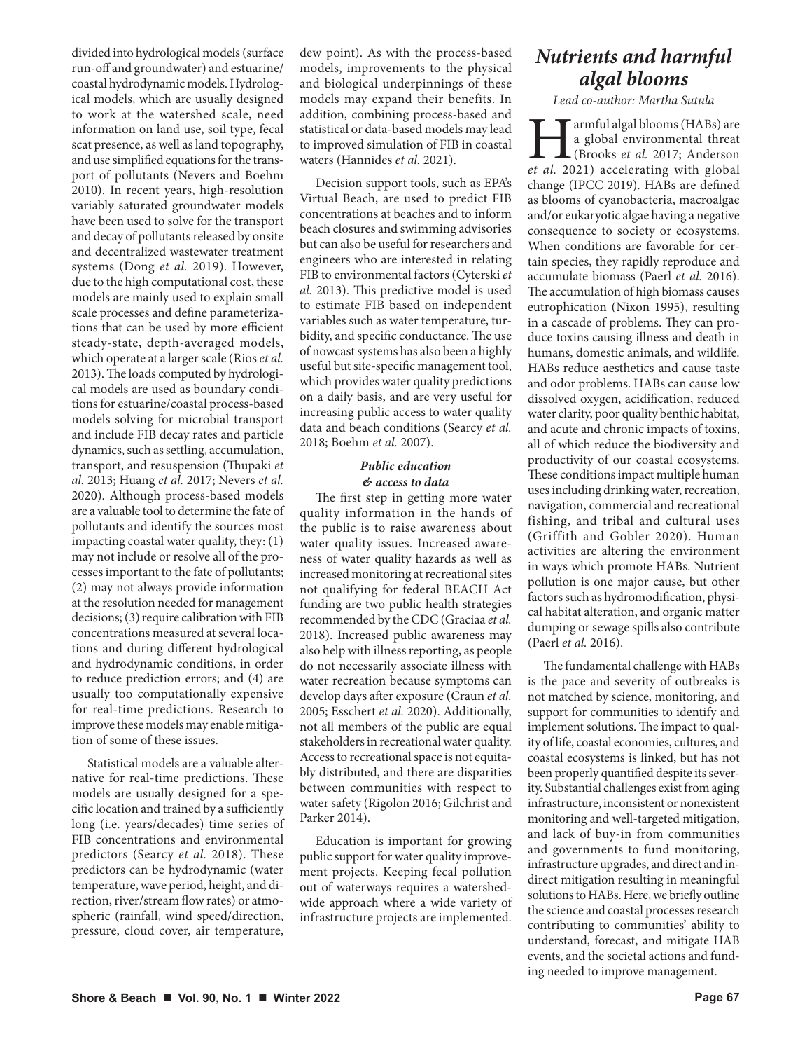divided into hydrological models (surface run-off and groundwater) and estuarine/coastal hydrodynamic models. Hydrological models, which are usually designed to work at the watershed scale, need information on land use, soil type, fecal scat presence, as well as land topography, and use simplified equations for the transport of pollutants (Nevers and Boehm 2010). In recent years, high-resolution variably saturated groundwater models have been used to solve for the transport and decay of pollutants released by onsite and decentralized wastewater treatment systems (Dong *et al.* 2019). However, due to the high computational cost, these models are mainly used to explain small scale processes and define parameterizations that can be used by more efficient steady-state, depth-averaged models, which operate at a larger scale (Rios *et al.* 2013). The loads computed by hydrological models are used as boundary conditions for estuarine/coastal process-based models solving for microbial transport and include FIB decay rates and particle dynamics, such as settling, accumulation, transport, and resuspension (Thupaki *et al.* 2013; Huang *et al.* 2017; Nevers *et al.* 2020). Although process-based models are a valuable tool to determine the fate of pollutants and identify the sources most impacting coastal water quality, they: (1) may not include or resolve all of the processes important to the fate of pollutants; (2) may not always provide information at the resolution needed for management decisions; (3) require calibration with FIB concentrations measured at several locations and during different hydrological and hydrodynamic conditions, in order to reduce prediction errors; and (4) are usually too computationally expensive for real-time predictions. Research to improve these models may enable mitigation of some of these issues.

Statistical models are a valuable alternative for real-time predictions. These models are usually designed for a specific location and trained by a sufficiently long (i.e. years/decades) time series of FIB concentrations and environmental predictors (Searcy *et al.* 2018). These predictors can be hydrodynamic (water temperature, wave period, height, and direction, river/stream flow rates) or atmospheric (rainfall, wind speed/direction, pressure, cloud cover, air temperature, dew point). As with the process-based models, improvements to the physical and biological underpinnings of these models may expand their benefits. In addition, combining process-based and statistical or data-based models may lead to improved simulation of FIB in coastal waters (Hannides *et al.* 2021).

Decision support tools, such as EPA's Virtual Beach, are used to predict FIB concentrations at beaches and to inform beach closures and swimming advisories but can also be useful for researchers and engineers who are interested in relating FIB to environmental factors (Cyterski *et al.* 2013). This predictive model is used to estimate FIB based on independent variables such as water temperature, turbidity, and specific conductance. The use of nowcast systems has also been a highly useful but site-specific management tool, which provides water quality predictions on a daily basis, and are very useful for increasing public access to water quality data and beach conditions (Searcy *et al.* 2018; Boehm *et al.* 2007).

#### *Public education & access to data*

The first step in getting more water quality information in the hands of the public is to raise awareness about water quality issues. Increased awareness of water quality hazards as well as increased monitoring at recreational sites not qualifying for federal BEACH Act funding are two public health strategies recommended by the CDC (Graciaa *et al.* 2018). Increased public awareness may also help with illness reporting, as people do not necessarily associate illness with water recreation because symptoms can develop days after exposure (Craun *et al.* 2005; Esschert *et al.* 2020). Additionally, not all members of the public are equal stakeholders in recreational water quality. Access to recreational space is not equitably distributed, and there are disparities between communities with respect to water safety (Rigolon 2016; Gilchrist and Parker 2014).

Education is important for growing public support for water quality improvement projects. Keeping fecal pollution out of waterways requires a watershed-wide approach where a wide variety of infrastructure projects are implemented.

## *Nutrients and harmful algal blooms*

*Lead co-author: Martha Sutula*

Harmful algal blooms (HABs) are a global environmental threat (Brooks *et al.* 2017; Anderson *et al.* 2021) accelerating with global change (IPCC 2019). HABs are defined as blooms of cyanobacteria, macroalgae and/or eukaryotic algae having a negative consequence to society or ecosystems. When conditions are favorable for certain species, they rapidly reproduce and accumulate biomass (Paerl *et al.* 2016). The accumulation of high biomass causes eutrophication (Nixon 1995), resulting in a cascade of problems. They can produce toxins causing illness and death in humans, domestic animals, and wildlife. HABs reduce aesthetics and cause taste and odor problems. HABs can cause low dissolved oxygen, acidification, reduced water clarity, poor quality benthic habitat, and acute and chronic impacts of toxins, all of which reduce the biodiversity and productivity of our coastal ecosystems. These conditions impact multiple human uses including drinking water, recreation, navigation, commercial and recreational fishing, and tribal and cultural uses (Griffith and Gobler 2020). Human activities are altering the environment in ways which promote HABs. Nutrient pollution is one major cause, but other factors such as hydromodification, physical habitat alteration, and organic matter dumping or sewage spills also contribute (Paerl *et al.* 2016).

The fundamental challenge with HABs is the pace and severity of outbreaks is not matched by science, monitoring, and support for communities to identify and implement solutions. The impact to quality of life, coastal economies, cultures, and coastal ecosystems is linked, but has not been properly quantified despite its severity. Substantial challenges exist from aging infrastructure, inconsistent or nonexistent monitoring and well-targeted mitigation, and lack of buy-in from communities and governments to fund monitoring, infrastructure upgrades, and direct and indirect mitigation resulting in meaningful solutions to HABs. Here, we briefly outline the science and coastal processes research contributing to communities' ability to understand, forecast, and mitigate HAB events, and the societal actions and funding needed to improve management.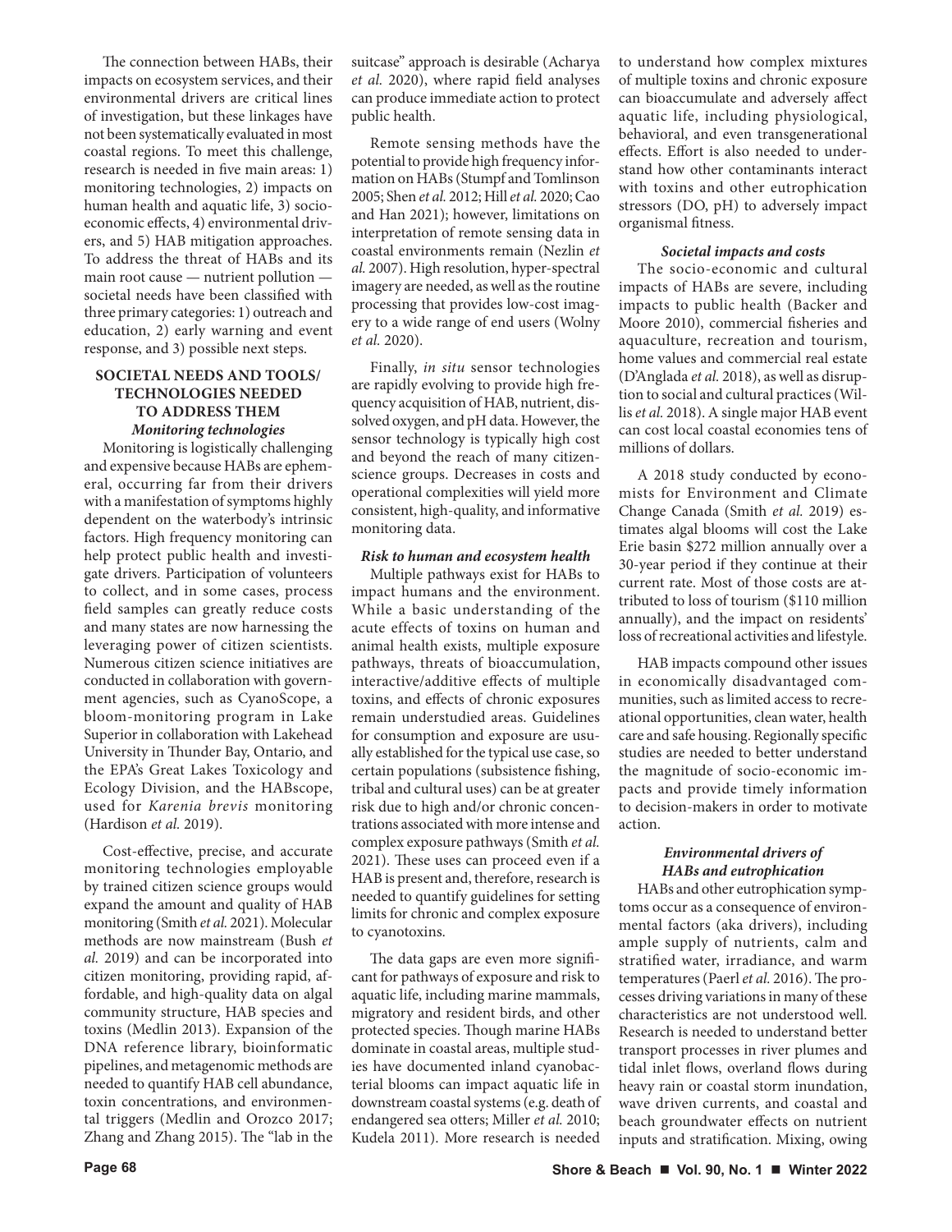The connection between HABs, their impacts on ecosystem services, and their environmental drivers are critical lines of investigation, but these linkages have not been systematically evaluated in most coastal regions. To meet this challenge, research is needed in five main areas: 1) monitoring technologies, 2) impacts on human health and aquatic life, 3) socio-economic effects, 4) environmental drivers, and 5) HAB mitigation approaches. To address the threat of HABs and its main root cause — nutrient pollution — societal needs have been classified with three primary categories: 1) outreach and education, 2) early warning and event response, and 3) possible next steps.

## SOCIETAL NEEDS AND TOOLS/ TECHNOLOGIES NEEDED TO ADDRESS THEM

### *Monitoring technologies*

Monitoring is logistically challenging and expensive because HABs are ephemeral, occurring far from their drivers with a manifestation of symptoms highly dependent on the waterbody's intrinsic factors. High frequency monitoring can help protect public health and investigate drivers. Participation of volunteers to collect, and in some cases, process field samples can greatly reduce costs and many states are now harnessing the leveraging power of citizen scientists. Numerous citizen science initiatives are conducted in collaboration with government agencies, such as CyanoScope, a bloom-monitoring program in Lake Superior in collaboration with Lakehead University in Thunder Bay, Ontario, and the EPA's Great Lakes Toxicology and Ecology Division, and the HABscope, used for *Karenia brevis* monitoring (Hardison *et al.* 2019).

Cost-effective, precise, and accurate monitoring technologies employable by trained citizen science groups would expand the amount and quality of HAB monitoring (Smith *et al.* 2021). Molecular methods are now mainstream (Bush *et al.* 2019) and can be incorporated into citizen monitoring, providing rapid, affordable, and high-quality data on algal community structure, HAB species and toxins (Medlin 2013). Expansion of the DNA reference library, bioinformatic pipelines, and metagenomic methods are needed to quantify HAB cell abundance, toxin concentrations, and environmental triggers (Medlin and Orozco 2017; Zhang and Zhang 2015). The "lab in the suitcase" approach is desirable (Acharya *et al.* 2020), where rapid field analyses can produce immediate action to protect public health.

Remote sensing methods have the potential to provide high frequency information on HABs (Stumpf and Tomlinson 2005; Shen *et al.* 2012; Hill *et al.* 2020; Cao and Han 2021); however, limitations on interpretation of remote sensing data in coastal environments remain (Nezlin *et al.* 2007). High resolution, hyper-spectral imagery are needed, as well as the routine processing that provides low-cost imagery to a wide range of end users (Wolny *et al.* 2020).

Finally, *in situ* sensor technologies are rapidly evolving to provide high frequency acquisition of HAB, nutrient, dissolved oxygen, and pH data. However, the sensor technology is typically high cost and beyond the reach of many citizen-science groups. Decreases in costs and operational complexities will yield more consistent, high-quality, and informative monitoring data.

### *Risk to human and ecosystem health*

Multiple pathways exist for HABs to impact humans and the environment. While a basic understanding of the acute effects of toxins on human and animal health exists, multiple exposure pathways, threats of bioaccumulation, interactive/additive effects of multiple toxins, and effects of chronic exposures remain understudied areas. Guidelines for consumption and exposure are usually established for the typical use case, so certain populations (subsistence fishing, tribal and cultural uses) can be at greater risk due to high and/or chronic concentrations associated with more intense and complex exposure pathways (Smith *et al.* 2021). These uses can proceed even if a HAB is present and, therefore, research is needed to quantify guidelines for setting limits for chronic and complex exposure to cyanotoxins.

The data gaps are even more significant for pathways of exposure and risk to aquatic life, including marine mammals, migratory and resident birds, and other protected species. Though marine HABs dominate in coastal areas, multiple studies have documented inland cyanobacterial blooms can impact aquatic life in downstream coastal systems (e.g. death of endangered sea otters; Miller *et al.* 2010; Kudela 2011). More research is needed to understand how complex mixtures of multiple toxins and chronic exposure can bioaccumulate and adversely affect aquatic life, including physiological, behavioral, and even transgenerational effects. Effort is also needed to understand how other contaminants interact with toxins and other eutrophication stressors (DO, pH) to adversely impact organismal fitness.

### *Societal impacts and costs*

The socio-economic and cultural impacts of HABs are severe, including impacts to public health (Backer and Moore 2010), commercial fisheries and aquaculture, recreation and tourism, home values and commercial real estate (D'Anglada *et al.* 2018), as well as disruption to social and cultural practices (Willis *et al.* 2018). A single major HAB event can cost local coastal economies tens of millions of dollars.

A 2018 study conducted by economists for Environment and Climate Change Canada (Smith *et al.* 2019) estimates algal blooms will cost the Lake Erie basin $272 million annually over a 30-year period if they continue at their current rate. Most of those costs are attributed to loss of tourism ($110 million annually), and the impact on residents' loss of recreational activities and lifestyle.

HAB impacts compound other issues in economically disadvantaged communities, such as limited access to recreational opportunities, clean water, health care and safe housing. Regionally specific studies are needed to better understand the magnitude of socio-economic impacts and provide timely information to decision-makers in order to motivate action.

### *Environmental drivers of HABs and eutrophication*

HABs and other eutrophication symptoms occur as a consequence of environmental factors (aka drivers), including ample supply of nutrients, calm and stratified water, irradiance, and warm temperatures (Paerl *et al.* 2016). The processes driving variations in many of these characteristics are not understood well. Research is needed to understand better transport processes in river plumes and tidal inlet flows, overland flows during heavy rain or coastal storm inundation, wave driven currents, and coastal and beach groundwater effects on nutrient inputs and stratification. Mixing, owing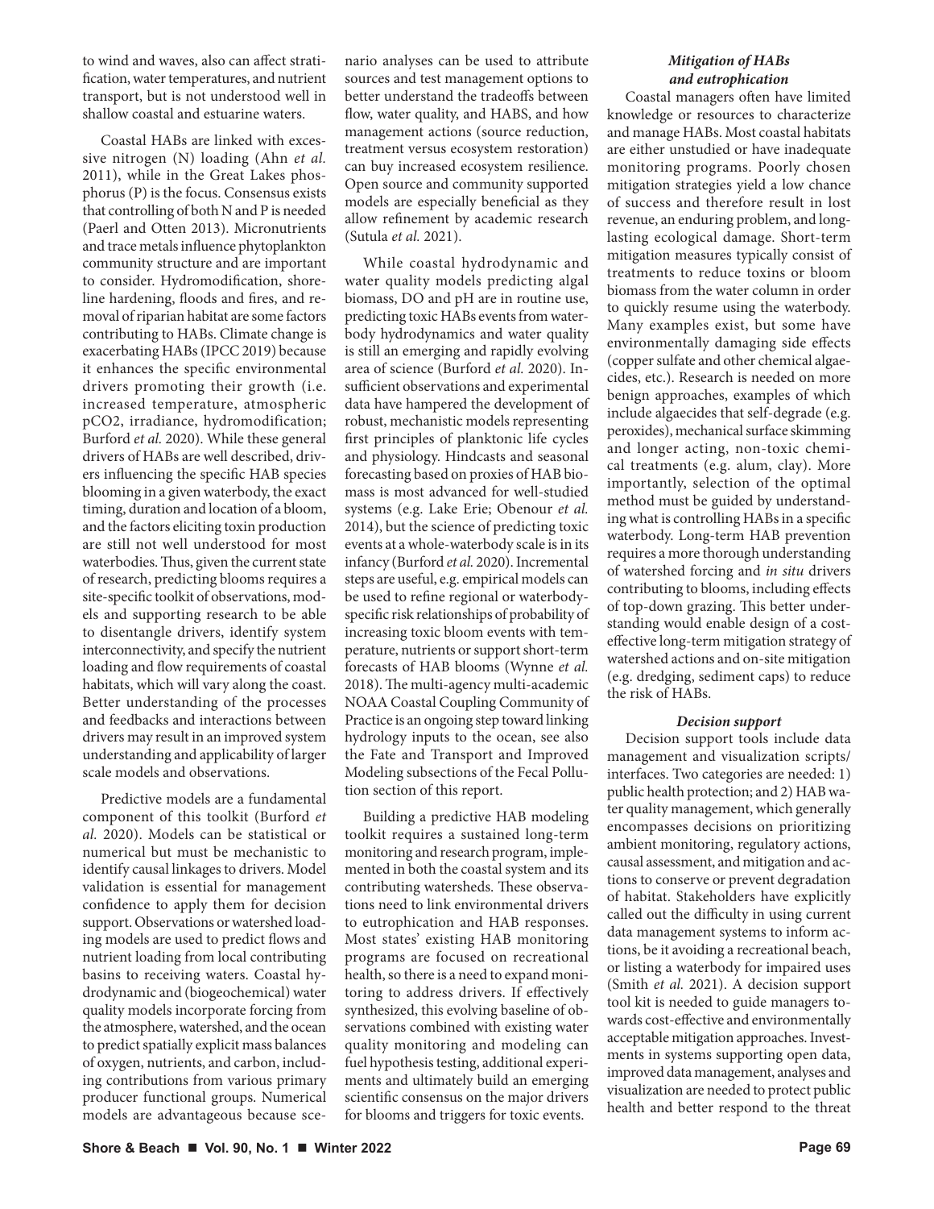to wind and waves, also can affect stratification, water temperatures, and nutrient transport, but is not understood well in shallow coastal and estuarine waters.

Coastal HABs are linked with excessive nitrogen (N) loading (Ahn *et al.* 2011), while in the Great Lakes phosphorus (P) is the focus. Consensus exists that controlling of both N and P is needed (Paerl and Otten 2013). Micronutrients and trace metals influence phytoplankton community structure and are important to consider. Hydromodification, shoreline hardening, floods and fires, and removal of riparian habitat are some factors contributing to HABs. Climate change is exacerbating HABs (IPCC 2019) because it enhances the specific environmental drivers promoting their growth (i.e. increased temperature, atmospheric pCO2, irradiance, hydromodification; Burford *et al.* 2020). While these general drivers of HABs are well described, drivers influencing the specific HAB species blooming in a given waterbody, the exact timing, duration and location of a bloom, and the factors eliciting toxin production are still not well understood for most waterbodies. Thus, given the current state of research, predicting blooms requires a site-specific toolkit of observations, models and supporting research to be able to disentangle drivers, identify system interconnectivity, and specify the nutrient loading and flow requirements of coastal habitats, which will vary along the coast. Better understanding of the processes and feedbacks and interactions between drivers may result in an improved system understanding and applicability of larger scale models and observations.

Predictive models are a fundamental component of this toolkit (Burford *et al.* 2020). Models can be statistical or numerical but must be mechanistic to identify causal linkages to drivers. Model validation is essential for management confidence to apply them for decision support. Observations or watershed loading models are used to predict flows and nutrient loading from local contributing basins to receiving waters. Coastal hydrodynamic and (biogeochemical) water quality models incorporate forcing from the atmosphere, watershed, and the ocean to predict spatially explicit mass balances of oxygen, nutrients, and carbon, including contributions from various primary producer functional groups. Numerical models are advantageous because scenario analyses can be used to attribute sources and test management options to better understand the tradeoffs between flow, water quality, and HABS, and how management actions (source reduction, treatment versus ecosystem restoration) can buy increased ecosystem resilience. Open source and community supported models are especially beneficial as they allow refinement by academic research (Sutula *et al.* 2021).

While coastal hydrodynamic and water quality models predicting algal biomass, DO and pH are in routine use, predicting toxic HABs events from waterbody hydrodynamics and water quality is still an emerging and rapidly evolving area of science (Burford *et al.* 2020). Insufficient observations and experimental data have hampered the development of robust, mechanistic models representing first principles of planktonic life cycles and physiology. Hindcasts and seasonal forecasting based on proxies of HAB biomass is most advanced for well-studied systems (e.g. Lake Erie; Obenour *et al.* 2014), but the science of predicting toxic events at a whole-waterbody scale is in its infancy (Burford *et al.* 2020). Incremental steps are useful, e.g. empirical models can be used to refine regional or waterbody-specific risk relationships of probability of increasing toxic bloom events with temperature, nutrients or support short-term forecasts of HAB blooms (Wynne *et al.* 2018). The multi-agency multi-academic NOAA Coastal Coupling Community of Practice is an ongoing step toward linking hydrology inputs to the ocean, see also the Fate and Transport and Improved Modeling subsections of the Fecal Pollution section of this report.

Building a predictive HAB modeling toolkit requires a sustained long-term monitoring and research program, implemented in both the coastal system and its contributing watersheds. These observations need to link environmental drivers to eutrophication and HAB responses. Most states' existing HAB monitoring programs are focused on recreational health, so there is a need to expand monitoring to address drivers. If effectively synthesized, this evolving baseline of observations combined with existing water quality monitoring and modeling can fuel hypothesis testing, additional experiments and ultimately build an emerging scientific consensus on the major drivers for blooms and triggers for toxic events.

### *Mitigation of HABs and eutrophication*

Coastal managers often have limited knowledge or resources to characterize and manage HABs. Most coastal habitats are either unstudied or have inadequate monitoring programs. Poorly chosen mitigation strategies yield a low chance of success and therefore result in lost revenue, an enduring problem, and long-lasting ecological damage. Short-term mitigation measures typically consist of treatments to reduce toxins or bloom biomass from the water column in order to quickly resume using the waterbody. Many examples exist, but some have environmentally damaging side effects (copper sulfate and other chemical algaecides, etc.). Research is needed on more benign approaches, examples of which include algaecides that self-degrade (e.g. peroxides), mechanical surface skimming and longer acting, non-toxic chemical treatments (e.g. alum, clay). More importantly, selection of the optimal method must be guided by understanding what is controlling HABs in a specific waterbody. Long-term HAB prevention requires a more thorough understanding of watershed forcing and *in situ* drivers contributing to blooms, including effects of top-down grazing. This better understanding would enable design of a cost-effective long-term mitigation strategy of watershed actions and on-site mitigation (e.g. dredging, sediment caps) to reduce the risk of HABs.

### *Decision support*

Decision support tools include data management and visualization scripts/interfaces. Two categories are needed: 1) public health protection; and 2) HAB water quality management, which generally encompasses decisions on prioritizing ambient monitoring, regulatory actions, causal assessment, and mitigation and actions to conserve or prevent degradation of habitat. Stakeholders have explicitly called out the difficulty in using current data management systems to inform actions, be it avoiding a recreational beach, or listing a waterbody for impaired uses (Smith *et al.* 2021). A decision support tool kit is needed to guide managers towards cost-effective and environmentally acceptable mitigation approaches. Investments in systems supporting open data, improved data management, analyses and visualization are needed to protect public health and better respond to the threat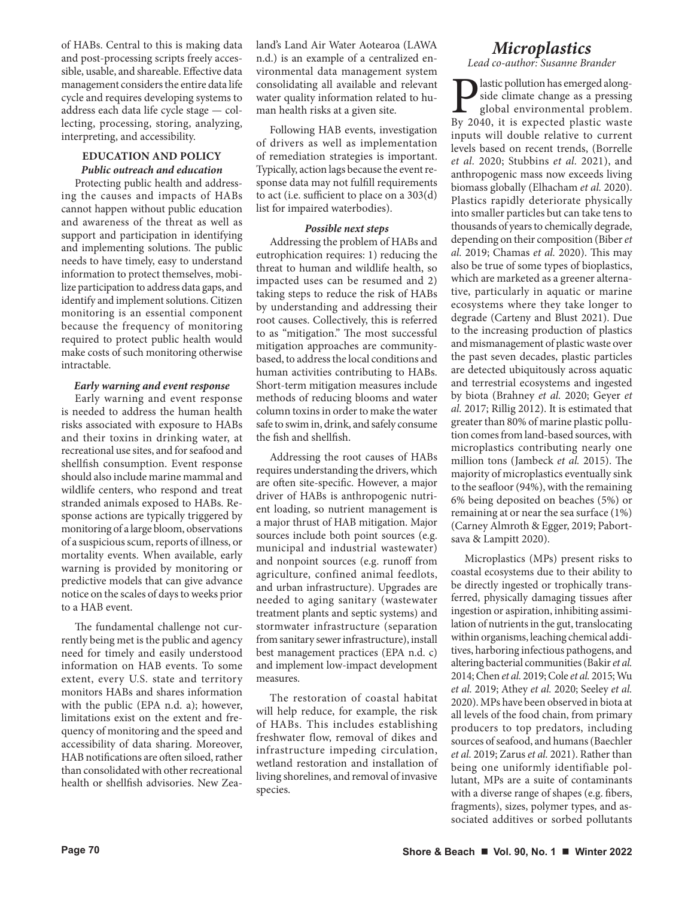of HABs. Central to this is making data and post-processing scripts freely accessible, usable, and shareable. Effective data management considers the entire data life cycle and requires developing systems to address each data life cycle stage — collecting, processing, storing, analyzing, interpreting, and accessibility.

### EDUCATION AND POLICY

#### *Public outreach and education*

Protecting public health and addressing the causes and impacts of HABs cannot happen without public education and awareness of the threat as well as support and participation in identifying and implementing solutions. The public needs to have timely, easy to understand information to protect themselves, mobilize participation to address data gaps, and identify and implement solutions. Citizen monitoring is an essential component because the frequency of monitoring required to protect public health would make costs of such monitoring otherwise intractable.

#### *Early warning and event response*

Early warning and event response is needed to address the human health risks associated with exposure to HABs and their toxins in drinking water, at recreational use sites, and for seafood and shellfish consumption. Event response should also include marine mammal and wildlife centers, who respond and treat stranded animals exposed to HABs. Response actions are typically triggered by monitoring of a large bloom, observations of a suspicious scum, reports of illness, or mortality events. When available, early warning is provided by monitoring or predictive models that can give advance notice on the scales of days to weeks prior to a HAB event.

The fundamental challenge not currently being met is the public and agency need for timely and easily understood information on HAB events. To some extent, every U.S. state and territory monitors HABs and shares information with the public (EPA n.d. a); however, limitations exist on the extent and frequency of monitoring and the speed and accessibility of data sharing. Moreover, HAB notifications are often siloed, rather than consolidated with other recreational health or shellfish advisories. New Zealand's Land Air Water Aotearoa (LAWA n.d.) is an example of a centralized environmental data management system consolidating all available and relevant water quality information related to human health risks at a given site.

Following HAB events, investigation of drivers as well as implementation of remediation strategies is important. Typically, action lags because the event response data may not fulfill requirements to act (i.e. sufficient to place on a 303(d) list for impaired waterbodies).

#### *Possible next steps*

Addressing the problem of HABs and eutrophication requires: 1) reducing the threat to human and wildlife health, so impacted uses can be resumed and 2) taking steps to reduce the risk of HABs by understanding and addressing their root causes. Collectively, this is referred to as "mitigation." The most successful mitigation approaches are community-based, to address the local conditions and human activities contributing to HABs. Short-term mitigation measures include methods of reducing blooms and water column toxins in order to make the water safe to swim in, drink, and safely consume the fish and shellfish.

Addressing the root causes of HABs requires understanding the drivers, which are often site-specific. However, a major driver of HABs is anthropogenic nutrient loading, so nutrient management is a major thrust of HAB mitigation. Major sources include both point sources (e.g. municipal and industrial wastewater) and nonpoint sources (e.g. runoff from agriculture, confined animal feedlots, and urban infrastructure). Upgrades are needed to aging sanitary (wastewater treatment plants and septic systems) and stormwater infrastructure (separation from sanitary sewer infrastructure), install best management practices (EPA n.d. c) and implement low-impact development measures.

The restoration of coastal habitat will help reduce, for example, the risk of HABs. This includes establishing freshwater flow, removal of dikes and infrastructure impeding circulation, wetland restoration and installation of living shorelines, and removal of invasive species.

## *Microplastics*

*Lead co-author: Susanne Brander*

Plastic pollution has emerged alongside climate change as a pressing global environmental problem. By 2040, it is expected plastic waste inputs will double relative to current levels based on recent trends, (Borrelle *et al.* 2020; Stubbins *et al.* 2021), and anthropogenic mass now exceeds living biomass globally (Elhacham *et al.* 2020). Plastics rapidly deteriorate physically into smaller particles but can take tens to thousands of years to chemically degrade, depending on their composition (Biber *et al.* 2019; Chamas *et al.* 2020). This may also be true of some types of bioplastics, which are marketed as a greener alternative, particularly in aquatic or marine ecosystems where they take longer to degrade (Carteny and Blust 2021). Due to the increasing production of plastics and mismanagement of plastic waste over the past seven decades, plastic particles are detected ubiquitously across aquatic and terrestrial ecosystems and ingested by biota (Brahney *et al.* 2020; Geyer *et al.* 2017; Rillig 2012). It is estimated that greater than 80% of marine plastic pollution comes from land-based sources, with microplastics contributing nearly one million tons (Jambeck *et al.* 2015). The majority of microplastics eventually sink to the seafloor (94%), with the remaining 6% being deposited on beaches (5%) or remaining at or near the sea surface (1%) (Carney Almroth & Egger, 2019; Pabortsava & Lampitt 2020).

Microplastics (MPs) present risks to coastal ecosystems due to their ability to be directly ingested or trophically transferred, physically damaging tissues after ingestion or aspiration, inhibiting assimilation of nutrients in the gut, translocating within organisms, leaching chemical additives, harboring infectious pathogens, and altering bacterial communities (Bakir *et al.* 2014; Chen *et al.* 2019; Cole *et al.* 2015; Wu *et al.* 2019; Athey *et al.* 2020; Seeley *et al.* 2020). MPs have been observed in biota at all levels of the food chain, from primary producers to top predators, including sources of seafood, and humans (Baechler *et al.* 2019; Zarus *et al.* 2021). Rather than being one uniformly identifiable pollutant, MPs are a suite of contaminants with a diverse range of shapes (e.g. fibers, fragments), sizes, polymer types, and associated additives or sorbed pollutants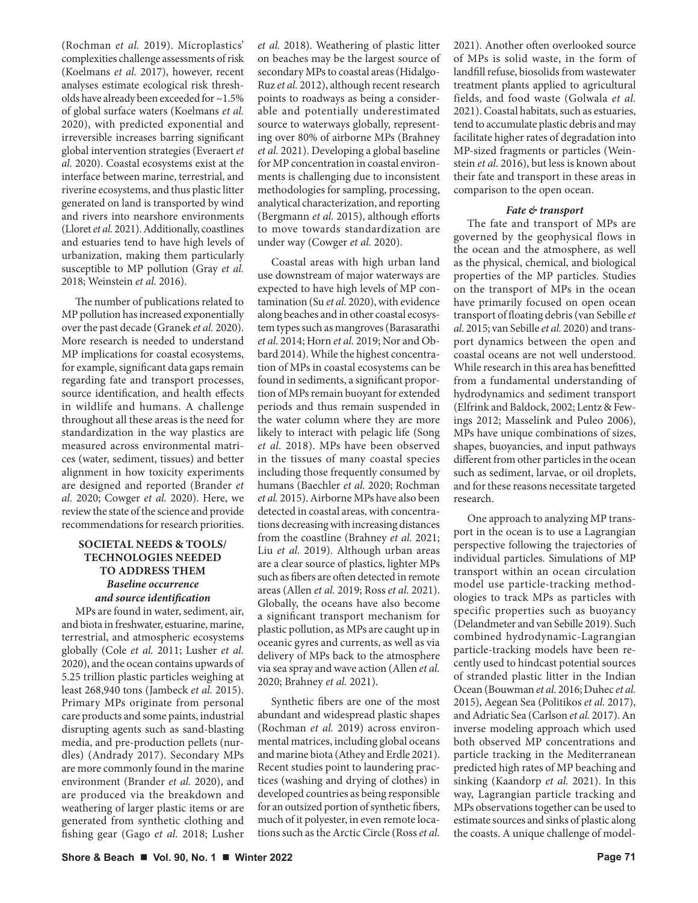(Rochman *et al.* 2019). Microplastics' complexities challenge assessments of risk (Koelmans *et al.* 2017), however, recent analyses estimate ecological risk thresholds have already been exceeded for ~1.5% of global surface waters (Koelmans *et al.* 2020), with predicted exponential and irreversible increases barring significant global intervention strategies (Everaert *et al.* 2020). Coastal ecosystems exist at the interface between marine, terrestrial, and riverine ecosystems, and thus plastic litter generated on land is transported by wind and rivers into nearshore environments (Lloret *et al.* 2021). Additionally, coastlines and estuaries tend to have high levels of urbanization, making them particularly susceptible to MP pollution (Gray *et al.* 2018; Weinstein *et al.* 2016).

The number of publications related to MP pollution has increased exponentially over the past decade (Granek *et al.* 2020). More research is needed to understand MP implications for coastal ecosystems, for example, significant data gaps remain regarding fate and transport processes, source identification, and health effects in wildlife and humans. A challenge throughout all these areas is the need for standardization in the way plastics are measured across environmental matrices (water, sediment, tissues) and better alignment in how toxicity experiments are designed and reported (Brander *et al.* 2020; Cowger *et al.* 2020). Here, we review the state of the science and provide recommendations for research priorities.

## SOCIETAL NEEDS & TOOLS/ TECHNOLOGIES NEEDED TO ADDRESS THEM

### *Baseline occurrence and source identification*

MPs are found in water, sediment, air, and biota in freshwater, estuarine, marine, terrestrial, and atmospheric ecosystems globally (Cole *et al.* 2011; Lusher *et al.* 2020), and the ocean contains upwards of 5.25 trillion plastic particles weighing at least 268,940 tons (Jambeck *et al.* 2015). Primary MPs originate from personal care products and some paints, industrial disrupting agents such as sand-blasting media, and pre-production pellets (nurdles) (Andrady 2017). Secondary MPs are more commonly found in the marine environment (Brander *et al.* 2020), and are produced via the breakdown and weathering of larger plastic items or are generated from synthetic clothing and fishing gear (Gago *et al.* 2018; Lusher *et al.* 2018). Weathering of plastic litter on beaches may be the largest source of secondary MPs to coastal areas (Hidalgo-Ruz *et al.* 2012), although recent research points to roadways as being a considerable and potentially underestimated source to waterways globally, representing over 80% of airborne MPs (Brahney *et al.* 2021). Developing a global baseline for MP concentration in coastal environments is challenging due to inconsistent methodologies for sampling, processing, analytical characterization, and reporting (Bergmann *et al.* 2015), although efforts to move towards standardization are under way (Cowger *et al.* 2020).

Coastal areas with high urban land use downstream of major waterways are expected to have high levels of MP contamination (Su *et al.* 2020), with evidence along beaches and in other coastal ecosystem types such as mangroves (Barasarathi *et al.* 2014; Horn *et al.* 2019; Nor and Obbard 2014). While the highest concentration of MPs in coastal ecosystems can be found in sediments, a significant proportion of MPs remain buoyant for extended periods and thus remain suspended in the water column where they are more likely to interact with pelagic life (Song *et al.* 2018). MPs have been observed in the tissues of many coastal species including those frequently consumed by humans (Baechler *et al.* 2020; Rochman *et al.* 2015). Airborne MPs have also been detected in coastal areas, with concentrations decreasing with increasing distances from the coastline (Brahney *et al.* 2021; Liu *et al.* 2019). Although urban areas are a clear source of plastics, lighter MPs such as fibers are often detected in remote areas (Allen *et al.* 2019; Ross *et al.* 2021). Globally, the oceans have also become a significant transport mechanism for plastic pollution, as MPs are caught up in oceanic gyres and currents, as well as via delivery of MPs back to the atmosphere via sea spray and wave action (Allen *et al.* 2020; Brahney *et al.* 2021).

Synthetic fibers are one of the most abundant and widespread plastic shapes (Rochman *et al.* 2019) across environmental matrices, including global oceans and marine biota (Athey and Erdle 2021). Recent studies point to laundering practices (washing and drying of clothes) in developed countries as being responsible for an outsized portion of synthetic fibers, much of it polyester, in even remote locations such as the Arctic Circle (Ross *et al.* 2021). Another often overlooked source of MPs is solid waste, in the form of landfill refuse, biosolids from wastewater treatment plants applied to agricultural fields, and food waste (Golwala *et al.* 2021). Coastal habitats, such as estuaries, tend to accumulate plastic debris and may facilitate higher rates of degradation into MP-sized fragments or particles (Weinstein *et al.* 2016), but less is known about their fate and transport in these areas in comparison to the open ocean.

### *Fate & transport*

The fate and transport of MPs are governed by the geophysical flows in the ocean and the atmosphere, as well as the physical, chemical, and biological properties of the MP particles. Studies on the transport of MPs in the ocean have primarily focused on open ocean transport of floating debris (van Sebille *et al.* 2015; van Sebille *et al.* 2020) and transport dynamics between the open and coastal oceans are not well understood. While research in this area has benefitted from a fundamental understanding of hydrodynamics and sediment transport (Elfrink and Baldock, 2002; Lentz & Fewings 2012; Masselink and Puleo 2006), MPs have unique combinations of sizes, shapes, buoyancies, and input pathways different from other particles in the ocean such as sediment, larvae, or oil droplets, and for these reasons necessitate targeted research.

One approach to analyzing MP transport in the ocean is to use a Lagrangian perspective following the trajectories of individual particles. Simulations of MP transport within an ocean circulation model use particle-tracking methodologies to track MPs as particles with specific properties such as buoyancy (Delandmeter and van Sebille 2019). Such combined hydrodynamic-Lagrangian particle-tracking models have been recently used to hindcast potential sources of stranded plastic litter in the Indian Ocean (Bouwman *et al.* 2016; Duhec *et al.* 2015), Aegean Sea (Politikos *et al.* 2017), and Adriatic Sea (Carlson *et al.* 2017). An inverse modeling approach which used both observed MP concentrations and particle tracking in the Mediterranean predicted high rates of MP beaching and sinking (Kaandorp *et al.* 2021). In this way, Lagrangian particle tracking and MPs observations together can be used to estimate sources and sinks of plastic along the coasts. A unique challenge of model-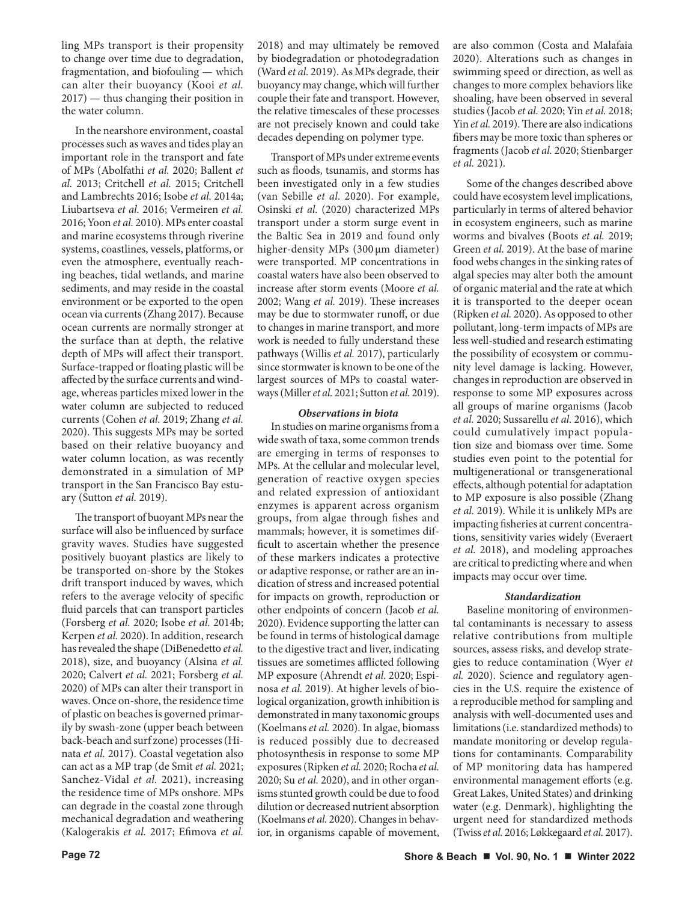ling MPs transport is their propensity to change over time due to degradation, fragmentation, and biofouling — which can alter their buoyancy (Kooi *et al.* 2017) — thus changing their position in the water column.

In the nearshore environment, coastal processes such as waves and tides play an important role in the transport and fate of MPs (Abolfathi *et al.* 2020; Ballent *et al.* 2013; Critchell *et al.* 2015; Critchell and Lambrechts 2016; Isobe *et al.* 2014a; Liubartseva *et al.* 2016; Vermeiren *et al.* 2016; Yoon *et al.* 2010). MPs enter coastal and marine ecosystems through riverine systems, coastlines, vessels, platforms, or even the atmosphere, eventually reaching beaches, tidal wetlands, and marine sediments, and may reside in the coastal environment or be exported to the open ocean via currents (Zhang 2017). Because ocean currents are normally stronger at the surface than at depth, the relative depth of MPs will affect their transport. Surface-trapped or floating plastic will be affected by the surface currents and windage, whereas particles mixed lower in the water column are subjected to reduced currents (Cohen *et al.* 2019; Zhang *et al.* 2020). This suggests MPs may be sorted based on their relative buoyancy and water column location, as was recently demonstrated in a simulation of MP transport in the San Francisco Bay estuary (Sutton *et al.* 2019).

The transport of buoyant MPs near the surface will also be influenced by surface gravity waves. Studies have suggested positively buoyant plastics are likely to be transported on-shore by the Stokes drift transport induced by waves, which refers to the average velocity of specific fluid parcels that can transport particles (Forsberg *et al.* 2020; Isobe *et al.* 2014b; Kerpen *et al.* 2020). In addition, research has revealed the shape (DiBenedetto *et al.* 2018), size, and buoyancy (Alsina *et al.* 2020; Calvert *et al.* 2021; Forsberg *et al.* 2020) of MPs can alter their transport in waves. Once on-shore, the residence time of plastic on beaches is governed primarily by swash-zone (upper beach between back-beach and surf zone) processes (Hinata *et al.* 2017). Coastal vegetation also can act as a MP trap (de Smit *et al.* 2021; Sanchez-Vidal *et al.* 2021), increasing the residence time of MPs onshore. MPs can degrade in the coastal zone through mechanical degradation and weathering (Kalogerakis *et al.* 2017; Efimova *et al.* 2018) and may ultimately be removed by biodegradation or photodegradation (Ward *et al.* 2019). As MPs degrade, their buoyancy may change, which will further couple their fate and transport. However, the relative timescales of these processes are not precisely known and could take decades depending on polymer type.

Transport of MPs under extreme events such as floods, tsunamis, and storms has been investigated only in a few studies (van Sebille *et al.* 2020). For example, Osinski *et al.* (2020) characterized MPs transport under a storm surge event in the Baltic Sea in 2019 and found only higher-density MPs (300 μm diameter) were transported. MP concentrations in coastal waters have also been observed to increase after storm events (Moore *et al.* 2002; Wang *et al.* 2019). These increases may be due to stormwater runoff, or due to changes in marine transport, and more work is needed to fully understand these pathways (Willis *et al.* 2017), particularly since stormwater is known to be one of the largest sources of MPs to coastal waterways (Miller *et al.* 2021; Sutton *et al.* 2019).

### *Observations in biota*

In studies on marine organisms from a wide swath of taxa, some common trends are emerging in terms of responses to MPs. At the cellular and molecular level, generation of reactive oxygen species and related expression of antioxidant enzymes is apparent across organism groups, from algae through fishes and mammals; however, it is sometimes difficult to ascertain whether the presence of these markers indicates a protective or adaptive response, or rather are an indication of stress and increased potential for impacts on growth, reproduction or other endpoints of concern (Jacob *et al.* 2020). Evidence supporting the latter can be found in terms of histological damage to the digestive tract and liver, indicating tissues are sometimes afflicted following MP exposure (Ahrendt *et al.* 2020; Espinosa *et al.* 2019). At higher levels of biological organization, growth inhibition is demonstrated in many taxonomic groups (Koelmans *et al.* 2020). In algae, biomass is reduced possibly due to decreased photosynthesis in response to some MP exposures (Ripken *et al.* 2020; Rocha *et al.* 2020; Su *et al.* 2020), and in other organisms stunted growth could be due to food dilution or decreased nutrient absorption (Koelmans *et al.* 2020). Changes in behavior, in organisms capable of movement, are also common (Costa and Malafaia 2020). Alterations such as changes in swimming speed or direction, as well as changes to more complex behaviors like shoaling, have been observed in several studies (Jacob *et al.* 2020; Yin *et al.* 2018; Yin *et al.* 2019). There are also indications fibers may be more toxic than spheres or fragments (Jacob *et al.* 2020; Stienbarger *et al.* 2021).

Some of the changes described above could have ecosystem level implications, particularly in terms of altered behavior in ecosystem engineers, such as marine worms and bivalves (Boots *et al.* 2019; Green *et al.* 2019). At the base of marine food webs changes in the sinking rates of algal species may alter both the amount of organic material and the rate at which it is transported to the deeper ocean (Ripken *et al.* 2020). As opposed to other pollutant, long-term impacts of MPs are less well-studied and research estimating the possibility of ecosystem or community level damage is lacking. However, changes in reproduction are observed in response to some MP exposures across all groups of marine organisms (Jacob *et al.* 2020; Sussarellu *et al.* 2016), which could cumulatively impact population size and biomass over time. Some studies even point to the potential for multigenerational or transgenerational effects, although potential for adaptation to MP exposure is also possible (Zhang *et al.* 2019). While it is unlikely MPs are impacting fisheries at current concentrations, sensitivity varies widely (Everaert *et al.* 2018), and modeling approaches are critical to predicting where and when impacts may occur over time.

### *Standardization*

Baseline monitoring of environmental contaminants is necessary to assess relative contributions from multiple sources, assess risks, and develop strategies to reduce contamination (Wyer *et al.* 2020). Science and regulatory agencies in the U.S. require the existence of a reproducible method for sampling and analysis with well-documented uses and limitations (i.e. standardized methods) to mandate monitoring or develop regulations for contaminants. Comparability of MP monitoring data has hampered environmental management efforts (e.g. Great Lakes, United States) and drinking water (e.g. Denmark), highlighting the urgent need for standardized methods (Twiss *et al.* 2016; Løkkegaard *et al.* 2017).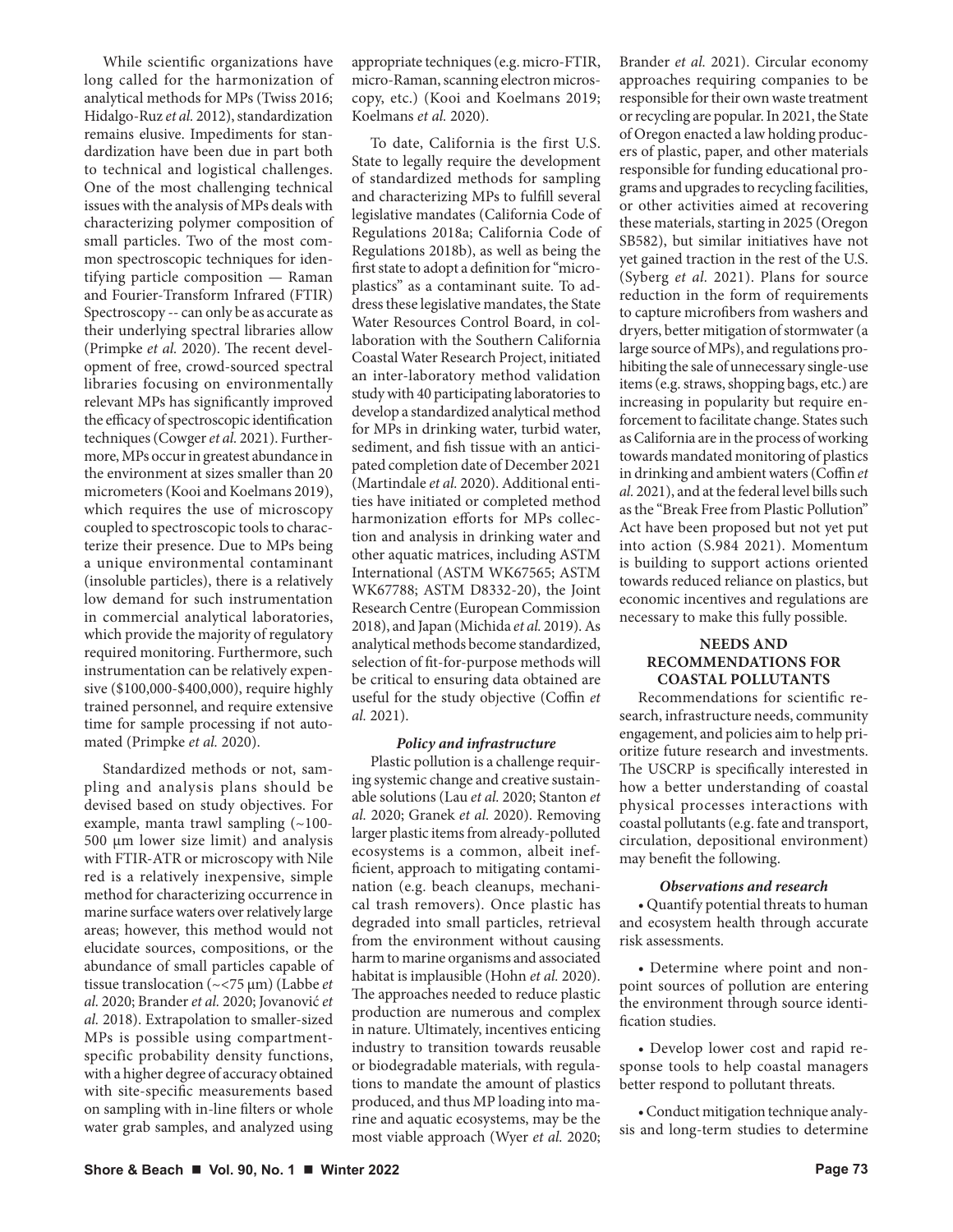While scientific organizations have long called for the harmonization of analytical methods for MPs (Twiss 2016; Hidalgo-Ruz *et al.* 2012), standardization remains elusive. Impediments for standardization have been due in part both to technical and logistical challenges. One of the most challenging technical issues with the analysis of MPs deals with characterizing polymer composition of small particles. Two of the most common spectroscopic techniques for identifying particle composition — Raman and Fourier-Transform Infrared (FTIR) Spectroscopy -- can only be as accurate as their underlying spectral libraries allow (Primpke *et al.* 2020). The recent development of free, crowd-sourced spectral libraries focusing on environmentally relevant MPs has significantly improved the efficacy of spectroscopic identification techniques (Cowger *et al.* 2021). Furthermore, MPs occur in greatest abundance in the environment at sizes smaller than 20 micrometers (Kooi and Koelmans 2019), which requires the use of microscopy coupled to spectroscopic tools to characterize their presence. Due to MPs being a unique environmental contaminant (insoluble particles), there is a relatively low demand for such instrumentation in commercial analytical laboratories, which provide the majority of regulatory required monitoring. Furthermore, such instrumentation can be relatively expensive ($100,000-$400,000), require highly trained personnel, and require extensive time for sample processing if not automated (Primpke *et al.* 2020).

Standardized methods or not, sampling and analysis plans should be devised based on study objectives. For example, manta trawl sampling (~100-500 µm lower size limit) and analysis with FTIR-ATR or microscopy with Nile red is a relatively inexpensive, simple method for characterizing occurrence in marine surface waters over relatively large areas; however, this method would not elucidate sources, compositions, or the abundance of small particles capable of tissue translocation (~<75 µm) (Labbe *et al.* 2020; Brander *et al.* 2020; Jovanović *et al.* 2018). Extrapolation to smaller-sized MPs is possible using compartment-specific probability density functions, with a higher degree of accuracy obtained with site-specific measurements based on sampling with in-line filters or whole water grab samples, and analyzed using appropriate techniques (e.g. micro-FTIR, micro-Raman, scanning electron microscopy, etc.) (Kooi and Koelmans 2019; Koelmans *et al.* 2020).

To date, California is the first U.S. State to legally require the development of standardized methods for sampling and characterizing MPs to fulfill several legislative mandates (California Code of Regulations 2018a; California Code of Regulations 2018b), as well as being the first state to adopt a definition for "microplastics" as a contaminant suite. To address these legislative mandates, the State Water Resources Control Board, in collaboration with the Southern California Coastal Water Research Project, initiated an inter-laboratory method validation study with 40 participating laboratories to develop a standardized analytical method for MPs in drinking water, turbid water, sediment, and fish tissue with an anticipated completion date of December 2021 (Martindale *et al.* 2020). Additional entities have initiated or completed method harmonization efforts for MPs collection and analysis in drinking water and other aquatic matrices, including ASTM International (ASTM WK67565; ASTM WK67788; ASTM D8332-20), the Joint Research Centre (European Commission 2018), and Japan (Michida *et al.* 2019). As analytical methods become standardized, selection of fit-for-purpose methods will be critical to ensuring data obtained are useful for the study objective (Coffin *et al.* 2021).

### *Policy and infrastructure*

Plastic pollution is a challenge requiring systemic change and creative sustainable solutions (Lau *et al.* 2020; Stanton *et al.* 2020; Granek *et al.* 2020). Removing larger plastic items from already-polluted ecosystems is a common, albeit inefficient, approach to mitigating contamination (e.g. beach cleanups, mechanical trash removers). Once plastic has degraded into small particles, retrieval from the environment without causing harm to marine organisms and associated habitat is implausible (Hohn *et al.* 2020). The approaches needed to reduce plastic production are numerous and complex in nature. Ultimately, incentives enticing industry to transition towards reusable or biodegradable materials, with regulations to mandate the amount of plastics produced, and thus MP loading into marine and aquatic ecosystems, may be the most viable approach (Wyer *et al.* 2020; Brander *et al.* 2021). Circular economy approaches requiring companies to be responsible for their own waste treatment or recycling are popular. In 2021, the State of Oregon enacted a law holding producers of plastic, paper, and other materials responsible for funding educational programs and upgrades to recycling facilities, or other activities aimed at recovering these materials, starting in 2025 (Oregon SB582), but similar initiatives have not yet gained traction in the rest of the U.S. (Syberg *et al.* 2021). Plans for source reduction in the form of requirements to capture microfibers from washers and dryers, better mitigation of stormwater (a large source of MPs), and regulations prohibiting the sale of unnecessary single-use items (e.g. straws, shopping bags, etc.) are increasing in popularity but require enforcement to facilitate change. States such as California are in the process of working towards mandated monitoring of plastics in drinking and ambient waters (Coffin *et al.* 2021), and at the federal level bills such as the "Break Free from Plastic Pollution" Act have been proposed but not yet put into action (S.984 2021). Momentum is building to support actions oriented towards reduced reliance on plastics, but economic incentives and regulations are necessary to make this fully possible.

## NEEDS AND RECOMMENDATIONS FOR COASTAL POLLUTANTS

Recommendations for scientific research, infrastructure needs, community engagement, and policies aim to help prioritize future research and investments. The USCRP is specifically interested in how a better understanding of coastal physical processes interactions with coastal pollutants (e.g. fate and transport, circulation, depositional environment) may benefit the following.

### *Observations and research*

- Quantify potential threats to human and ecosystem health through accurate risk assessments.

- Determine where point and non-point sources of pollution are entering the environment through source identification studies.

- Develop lower cost and rapid response tools to help coastal managers better respond to pollutant threats.

- Conduct mitigation technique analysis and long-term studies to determine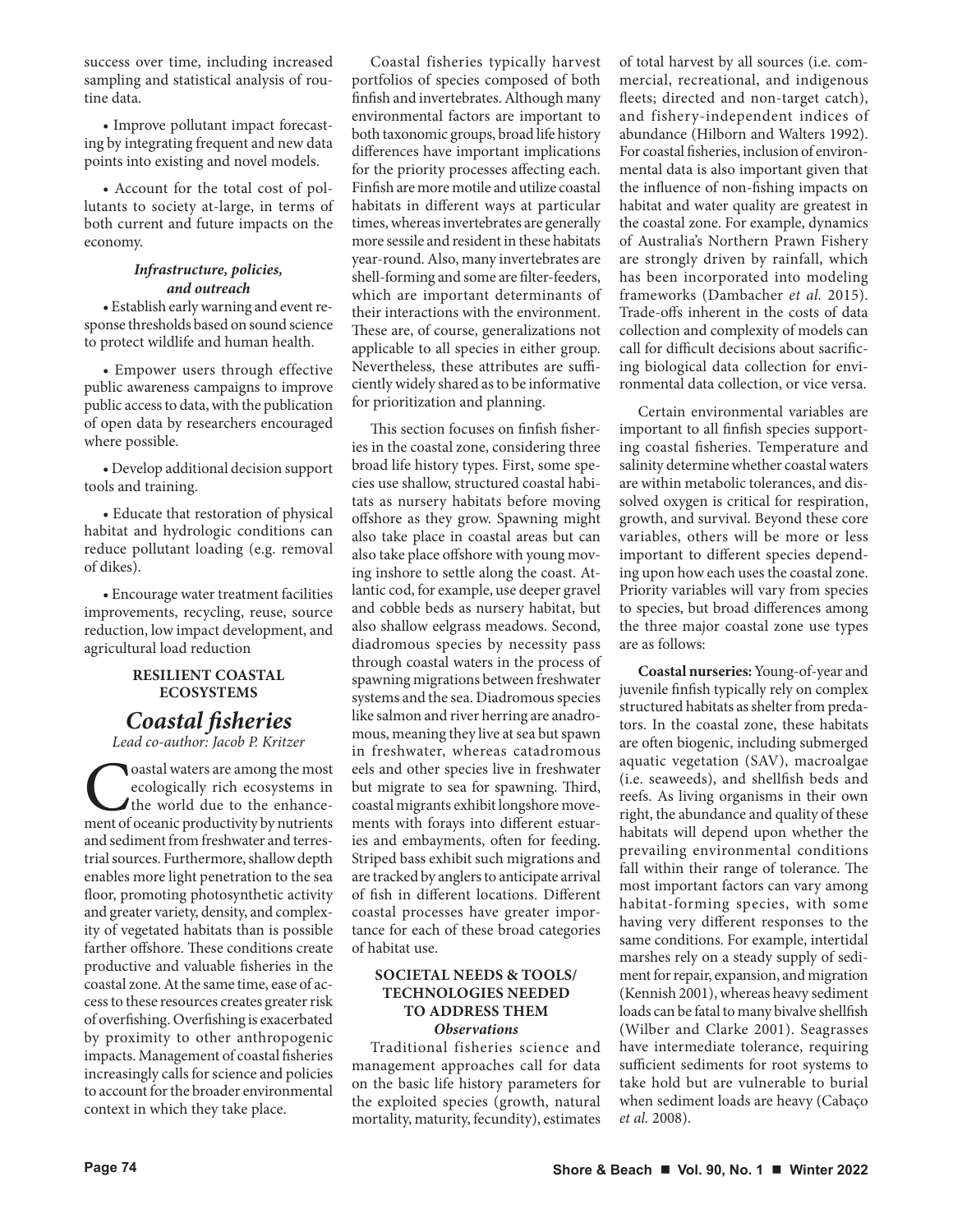success over time, including increased sampling and statistical analysis of routine data.

- Improve pollutant impact forecasting by integrating frequent and new data points into existing and novel models.

- Account for the total cost of pollutants to society at-large, in terms of both current and future impacts on the economy.

#### *Infrastructure, policies, and outreach*

- Establish early warning and event response thresholds based on sound science to protect wildlife and human health.

- Empower users through effective public awareness campaigns to improve public access to data, with the publication of open data by researchers encouraged where possible.

- Develop additional decision support tools and training.

- Educate that restoration of physical habitat and hydrologic conditions can reduce pollutant loading (e.g. removal of dikes).

- Encourage water treatment facilities improvements, recycling, reuse, source reduction, low impact development, and agricultural load reduction

## RESILIENT COASTAL ECOSYSTEMS

## *Coastal fisheries*

*Lead co-author: Jacob P. Kritzer*

Coastal waters are among the most ecologically rich ecosystems in the world due to the enhancement of oceanic productivity by nutrients and sediment from freshwater and terrestrial sources. Furthermore, shallow depth enables more light penetration to the sea floor, promoting photosynthetic activity and greater variety, density, and complexity of vegetated habitats than is possible farther offshore. These conditions create productive and valuable fisheries in the coastal zone. At the same time, ease of access to these resources creates greater risk of overfishing. Overfishing is exacerbated by proximity to other anthropogenic impacts. Management of coastal fisheries increasingly calls for science and policies to account for the broader environmental context in which they take place.

Coastal fisheries typically harvest portfolios of species composed of both finfish and invertebrates. Although many environmental factors are important to both taxonomic groups, broad life history differences have important implications for the priority processes affecting each. Finfish are more motile and utilize coastal habitats in different ways at particular times, whereas invertebrates are generally more sessile and resident in these habitats year-round. Also, many invertebrates are shell-forming and some are filter-feeders, which are important determinants of their interactions with the environment. These are, of course, generalizations not applicable to all species in either group. Nevertheless, these attributes are sufficiently widely shared as to be informative for prioritization and planning.

This section focuses on finfish fisheries in the coastal zone, considering three broad life history types. First, some species use shallow, structured coastal habitats as nursery habitats before moving offshore as they grow. Spawning might also take place in coastal areas but can also take place offshore with young moving inshore to settle along the coast. Atlantic cod, for example, use deeper gravel and cobble beds as nursery habitat, but also shallow eelgrass meadows. Second, diadromous species by necessity pass through coastal waters in the process of spawning migrations between freshwater systems and the sea. Diadromous species like salmon and river herring are anadromous, meaning they live at sea but spawn in freshwater, whereas catadromous eels and other species live in freshwater but migrate to sea for spawning. Third, coastal migrants exhibit longshore movements with forays into different estuaries and embayments, often for feeding. Striped bass exhibit such migrations and are tracked by anglers to anticipate arrival of fish in different locations. Different coastal processes have greater importance for each of these broad categories of habitat use.

### SOCIETAL NEEDS & TOOLS/ TECHNOLOGIES NEEDED TO ADDRESS THEM

#### *Observations*

Traditional fisheries science and management approaches call for data on the basic life history parameters for the exploited species (growth, natural mortality, maturity, fecundity), estimates of total harvest by all sources (i.e. commercial, recreational, and indigenous fleets; directed and non-target catch), and fishery-independent indices of abundance (Hilborn and Walters 1992). For coastal fisheries, inclusion of environmental data is also important given that the influence of non-fishing impacts on habitat and water quality are greatest in the coastal zone. For example, dynamics of Australia's Northern Prawn Fishery are strongly driven by rainfall, which has been incorporated into modeling frameworks (Dambacher *et al.* 2015). Trade-offs inherent in the costs of data collection and complexity of models can call for difficult decisions about sacrificing biological data collection for environmental data collection, or vice versa.

Certain environmental variables are important to all finfish species supporting coastal fisheries. Temperature and salinity determine whether coastal waters are within metabolic tolerances, and dissolved oxygen is critical for respiration, growth, and survival. Beyond these core variables, others will be more or less important to different species depending upon how each uses the coastal zone. Priority variables will vary from species to species, but broad differences among the three major coastal zone use types are as follows:

**Coastal nurseries:** Young-of-year and juvenile finfish typically rely on complex structured habitats as shelter from predators. In the coastal zone, these habitats are often biogenic, including submerged aquatic vegetation (SAV), macroalgae (i.e. seaweeds), and shellfish beds and reefs. As living organisms in their own right, the abundance and quality of these habitats will depend upon whether the prevailing environmental conditions fall within their range of tolerance. The most important factors can vary among habitat-forming species, with some having very different responses to the same conditions. For example, intertidal marshes rely on a steady supply of sediment for repair, expansion, and migration (Kennish 2001), whereas heavy sediment loads can be fatal to many bivalve shellfish (Wilber and Clarke 2001). Seagrasses have intermediate tolerance, requiring sufficient sediments for root systems to take hold but are vulnerable to burial when sediment loads are heavy (Cabaço *et al.* 2008).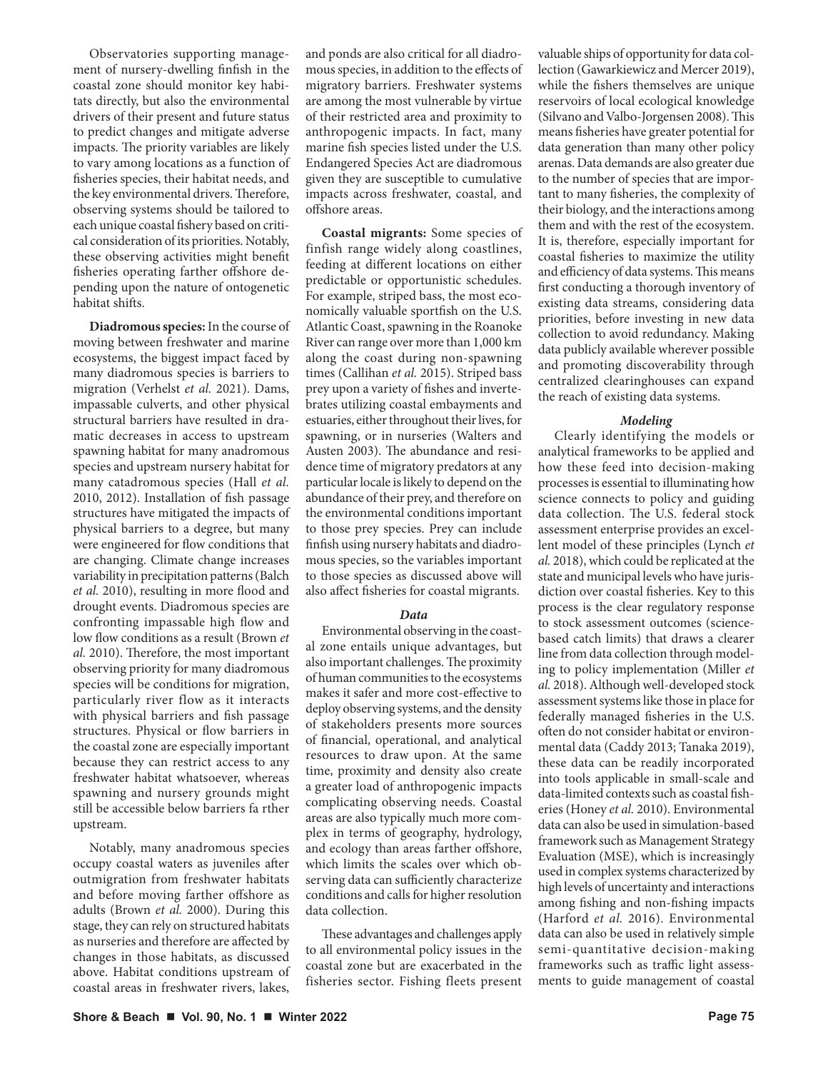Observatories supporting management of nursery-dwelling finfish in the coastal zone should monitor key habitats directly, but also the environmental drivers of their present and future status to predict changes and mitigate adverse impacts. The priority variables are likely to vary among locations as a function of fisheries species, their habitat needs, and the key environmental drivers. Therefore, observing systems should be tailored to each unique coastal fishery based on critical consideration of its priorities. Notably, these observing activities might benefit fisheries operating farther offshore depending upon the nature of ontogenetic habitat shifts.

**Diadromous species:** In the course of moving between freshwater and marine ecosystems, the biggest impact faced by many diadromous species is barriers to migration (Verhelst *et al.* 2021). Dams, impassable culverts, and other physical structural barriers have resulted in dramatic decreases in access to upstream spawning habitat for many anadromous species and upstream nursery habitat for many catadromous species (Hall *et al.* 2010, 2012). Installation of fish passage structures have mitigated the impacts of physical barriers to a degree, but many were engineered for flow conditions that are changing. Climate change increases variability in precipitation patterns (Balch *et al.* 2010), resulting in more flood and drought events. Diadromous species are confronting impassable high flow and low flow conditions as a result (Brown *et al.* 2010). Therefore, the most important observing priority for many diadromous species will be conditions for migration, particularly river flow as it interacts with physical barriers and fish passage structures. Physical or flow barriers in the coastal zone are especially important because they can restrict access to any freshwater habitat whatsoever, whereas spawning and nursery grounds might still be accessible below barriers fa rther upstream.

Notably, many anadromous species occupy coastal waters as juveniles after outmigration from freshwater habitats and before moving farther offshore as adults (Brown *et al.* 2000). During this stage, they can rely on structured habitats as nurseries and therefore are affected by changes in those habitats, as discussed above. Habitat conditions upstream of coastal areas in freshwater rivers, lakes, and ponds are also critical for all diadromous species, in addition to the effects of migratory barriers. Freshwater systems are among the most vulnerable by virtue of their restricted area and proximity to anthropogenic impacts. In fact, many marine fish species listed under the U.S. Endangered Species Act are diadromous given they are susceptible to cumulative impacts across freshwater, coastal, and offshore areas.

**Coastal migrants:** Some species of finfish range widely along coastlines, feeding at different locations on either predictable or opportunistic schedules. For example, striped bass, the most economically valuable sportfish on the U.S. Atlantic Coast, spawning in the Roanoke River can range over more than 1,000 km along the coast during non-spawning times (Callihan *et al.* 2015). Striped bass prey upon a variety of fishes and invertebrates utilizing coastal embayments and estuaries, either throughout their lives, for spawning, or in nurseries (Walters and Austen 2003). The abundance and residence time of migratory predators at any particular locale is likely to depend on the abundance of their prey, and therefore on the environmental conditions important to those prey species. Prey can include finfish using nursery habitats and diadromous species, so the variables important to those species as discussed above will also affect fisheries for coastal migrants.

### *Data*

Environmental observing in the coastal zone entails unique advantages, but also important challenges. The proximity of human communities to the ecosystems makes it safer and more cost-effective to deploy observing systems, and the density of stakeholders presents more sources of financial, operational, and analytical resources to draw upon. At the same time, proximity and density also create a greater load of anthropogenic impacts complicating observing needs. Coastal areas are also typically much more complex in terms of geography, hydrology, and ecology than areas farther offshore, which limits the scales over which observing data can sufficiently characterize conditions and calls for higher resolution data collection.

These advantages and challenges apply to all environmental policy issues in the coastal zone but are exacerbated in the fisheries sector. Fishing fleets present valuable ships of opportunity for data collection (Gawarkiewicz and Mercer 2019), while the fishers themselves are unique reservoirs of local ecological knowledge (Silvano and Valbo-Jorgensen 2008). This means fisheries have greater potential for data generation than many other policy arenas. Data demands are also greater due to the number of species that are important to many fisheries, the complexity of their biology, and the interactions among them and with the rest of the ecosystem. It is, therefore, especially important for coastal fisheries to maximize the utility and efficiency of data systems. This means first conducting a thorough inventory of existing data streams, considering data priorities, before investing in new data collection to avoid redundancy. Making data publicly available wherever possible and promoting discoverability through centralized clearinghouses can expand the reach of existing data systems.

### *Modeling*

Clearly identifying the models or analytical frameworks to be applied and how these feed into decision-making processes is essential to illuminating how science connects to policy and guiding data collection. The U.S. federal stock assessment enterprise provides an excellent model of these principles (Lynch *et al.* 2018), which could be replicated at the state and municipal levels who have jurisdiction over coastal fisheries. Key to this process is the clear regulatory response to stock assessment outcomes (science-based catch limits) that draws a clearer line from data collection through modeling to policy implementation (Miller *et al.* 2018). Although well-developed stock assessment systems like those in place for federally managed fisheries in the U.S. often do not consider habitat or environmental data (Caddy 2013; Tanaka 2019), these data can be readily incorporated into tools applicable in small-scale and data-limited contexts such as coastal fisheries (Honey *et al.* 2010). Environmental data can also be used in simulation-based framework such as Management Strategy Evaluation (MSE), which is increasingly used in complex systems characterized by high levels of uncertainty and interactions among fishing and non-fishing impacts (Harford *et al.* 2016). Environmental data can also be used in relatively simple semi-quantitative decision-making frameworks such as traffic light assessments to guide management of coastal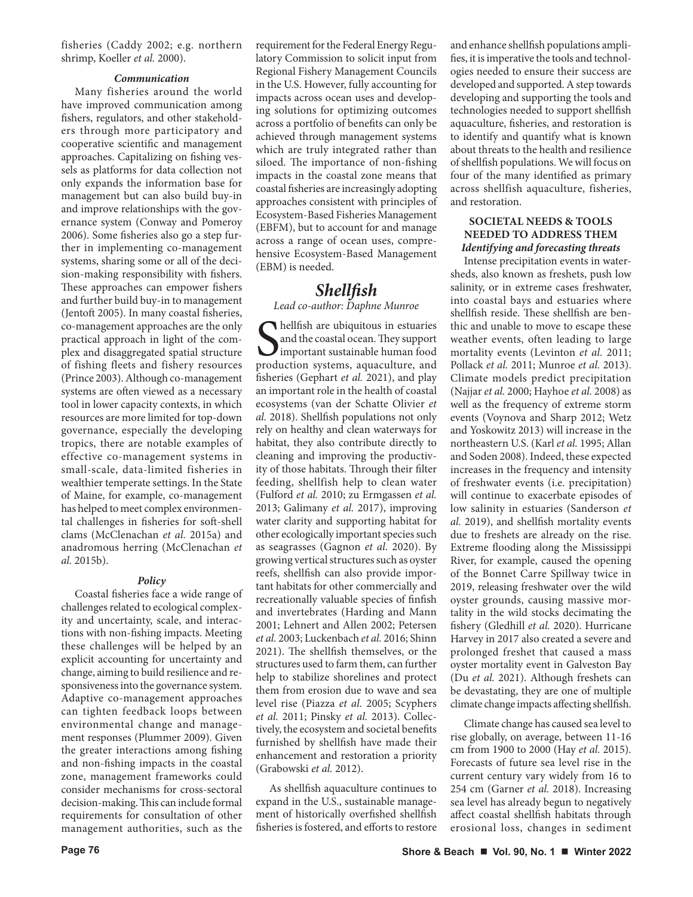fisheries (Caddy 2002; e.g. northern shrimp, Koeller *et al.* 2000).

#### *Communication*

Many fisheries around the world have improved communication among fishers, regulators, and other stakeholders through more participatory and cooperative scientific and management approaches. Capitalizing on fishing vessels as platforms for data collection not only expands the information base for management but can also build buy-in and improve relationships with the governance system (Conway and Pomeroy 2006). Some fisheries also go a step further in implementing co-management systems, sharing some or all of the decision-making responsibility with fishers. These approaches can empower fishers and further build buy-in to management (Jentoft 2005). In many coastal fisheries, co-management approaches are the only practical approach in light of the complex and disaggregated spatial structure of fishing fleets and fishery resources (Prince 2003). Although co-management systems are often viewed as a necessary tool in lower capacity contexts, in which resources are more limited for top-down governance, especially the developing tropics, there are notable examples of effective co-management systems in small-scale, data-limited fisheries in wealthier temperate settings. In the State of Maine, for example, co-management has helped to meet complex environmental challenges in fisheries for soft-shell clams (McClenachan *et al.* 2015a) and anadromous herring (McClenachan *et al.* 2015b).

#### *Policy*

Coastal fisheries face a wide range of challenges related to ecological complexity and uncertainty, scale, and interactions with non-fishing impacts. Meeting these challenges will be helped by an explicit accounting for uncertainty and change, aiming to build resilience and responsiveness into the governance system. Adaptive co-management approaches can tighten feedback loops between environmental change and management responses (Plummer 2009). Given the greater interactions among fishing and non-fishing impacts in the coastal zone, management frameworks could consider mechanisms for cross-sectoral decision-making. This can include formal requirements for consultation of other management authorities, such as the requirement for the Federal Energy Regulatory Commission to solicit input from Regional Fishery Management Councils in the U.S. However, fully accounting for impacts across ocean uses and developing solutions for optimizing outcomes across a portfolio of benefits can only be achieved through management systems which are truly integrated rather than siloed. The importance of non-fishing impacts in the coastal zone means that coastal fisheries are increasingly adopting approaches consistent with principles of Ecosystem-Based Fisheries Management (EBFM), but to account for and manage across a range of ocean uses, comprehensive Ecosystem-Based Management (EBM) is needed.

## *Shellfish*

*Lead co-author: Daphne Munroe*

Shellfish are ubiquitous in estuaries and the coastal ocean. They support important sustainable human food production systems, aquaculture, and fisheries (Gephart *et al.* 2021), and play an important role in the health of coastal ecosystems (van der Schatte Olivier *et al.* 2018). Shellfish populations not only rely on healthy and clean waterways for habitat, they also contribute directly to cleaning and improving the productivity of those habitats. Through their filter feeding, shellfish help to clean water (Fulford *et al.* 2010; zu Ermgassen *et al.* 2013; Galimany *et al.* 2017), improving water clarity and supporting habitat for other ecologically important species such as seagrasses (Gagnon *et al.* 2020). By growing vertical structures such as oyster reefs, shellfish can also provide important habitats for other commercially and recreationally valuable species of finfish and invertebrates (Harding and Mann 2001; Lehnert and Allen 2002; Petersen *et al.* 2003; Luckenbach *et al.* 2016; Shinn 2021). The shellfish themselves, or the structures used to farm them, can further help to stabilize shorelines and protect them from erosion due to wave and sea level rise (Piazza *et al.* 2005; Scyphers *et al.* 2011; Pinsky *et al.* 2013). Collectively, the ecosystem and societal benefits furnished by shellfish have made their enhancement and restoration a priority (Grabowski *et al.* 2012).

As shellfish aquaculture continues to expand in the U.S., sustainable management of historically overfished shellfish fisheries is fostered, and efforts to restore and enhance shellfish populations amplifies, it is imperative the tools and technologies needed to ensure their success are developed and supported. A step towards developing and supporting the tools and technologies needed to support shellfish aquaculture, fisheries, and restoration is to identify and quantify what is known about threats to the health and resilience of shellfish populations. We will focus on four of the many identified as primary across shellfish aquaculture, fisheries, and restoration.

### SOCIETAL NEEDS & TOOLS NEEDED TO ADDRESS THEM

#### *Identifying and forecasting threats*

Intense precipitation events in watersheds, also known as freshets, push low salinity, or in extreme cases freshwater, into coastal bays and estuaries where shellfish reside. These shellfish are benthic and unable to move to escape these weather events, often leading to large mortality events (Levinton *et al.* 2011; Pollack *et al.* 2011; Munroe *et al.* 2013). Climate models predict precipitation (Najjar *et al.* 2000; Hayhoe *et al.* 2008) as well as the frequency of extreme storm events (Voynova and Sharp 2012; Wetz and Yoskowitz 2013) will increase in the northeastern U.S. (Karl *et al.* 1995; Allan and Soden 2008). Indeed, these expected increases in the frequency and intensity of freshwater events (i.e. precipitation) will continue to exacerbate episodes of low salinity in estuaries (Sanderson *et al.* 2019), and shellfish mortality events due to freshets are already on the rise. Extreme flooding along the Mississippi River, for example, caused the opening of the Bonnet Carre Spillway twice in 2019, releasing freshwater over the wild oyster grounds, causing massive mortality in the wild stocks decimating the fishery (Gledhill *et al.* 2020). Hurricane Harvey in 2017 also created a severe and prolonged freshet that caused a mass oyster mortality event in Galveston Bay (Du *et al.* 2021). Although freshets can be devastating, they are one of multiple climate change impacts affecting shellfish.

Climate change has caused sea level to rise globally, on average, between 11-16 cm from 1900 to 2000 (Hay *et al.* 2015). Forecasts of future sea level rise in the current century vary widely from 16 to 254 cm (Garner *et al.* 2018). Increasing sea level has already begun to negatively affect coastal shellfish habitats through erosional loss, changes in sediment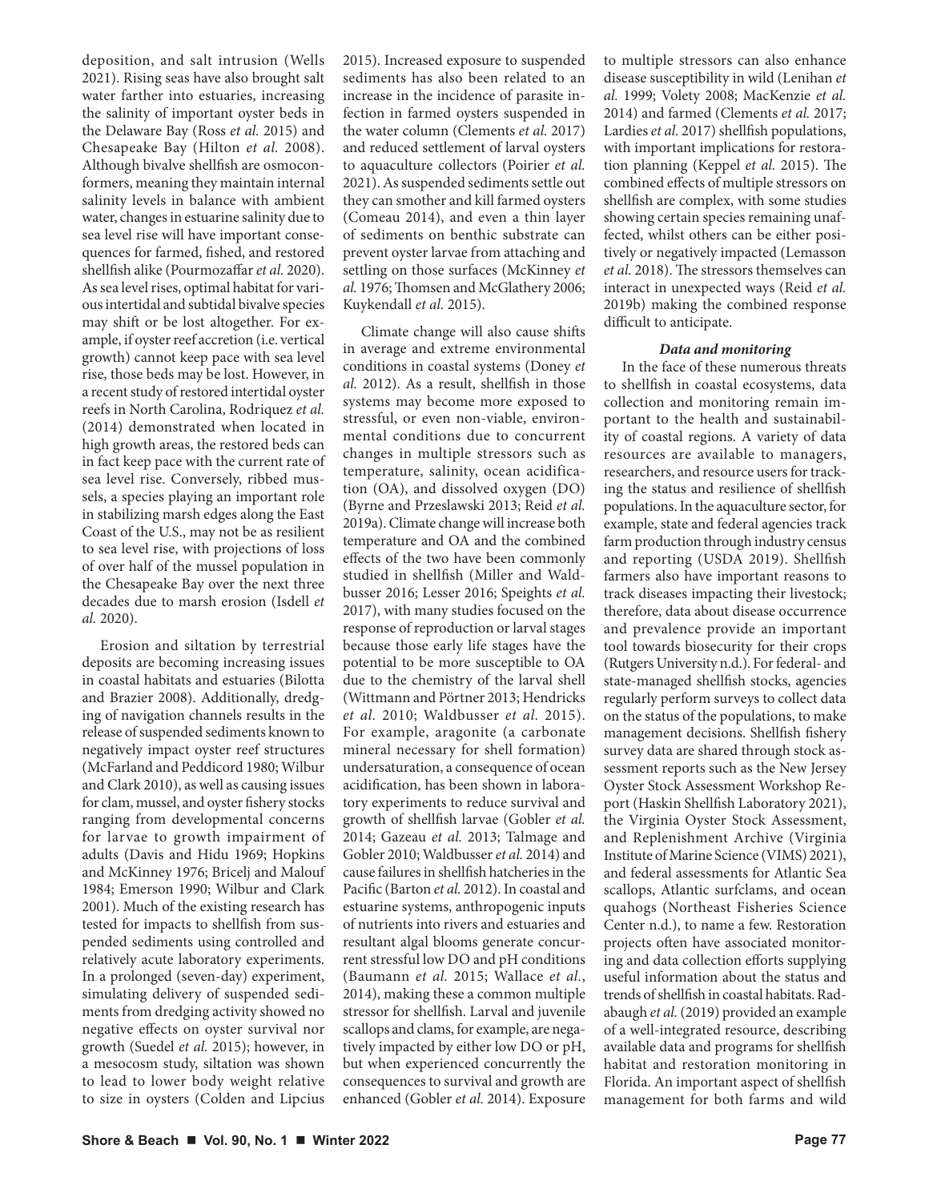deposition, and salt intrusion (Wells 2021). Rising seas have also brought salt water farther into estuaries, increasing the salinity of important oyster beds in the Delaware Bay (Ross *et al.* 2015) and Chesapeake Bay (Hilton *et al.* 2008). Although bivalve shellfish are osmoconformers, meaning they maintain internal salinity levels in balance with ambient water, changes in estuarine salinity due to sea level rise will have important consequences for farmed, fished, and restored shellfish alike (Pourmozaffar *et al.* 2020). As sea level rises, optimal habitat for various intertidal and subtidal bivalve species may shift or be lost altogether. For example, if oyster reef accretion (i.e. vertical growth) cannot keep pace with sea level rise, those beds may be lost. However, in a recent study of restored intertidal oyster reefs in North Carolina, Rodriquez *et al.* (2014) demonstrated when located in high growth areas, the restored beds can in fact keep pace with the current rate of sea level rise. Conversely, ribbed mussels, a species playing an important role in stabilizing marsh edges along the East Coast of the U.S., may not be as resilient to sea level rise, with projections of loss of over half of the mussel population in the Chesapeake Bay over the next three decades due to marsh erosion (Isdell *et al.* 2020).

Erosion and siltation by terrestrial deposits are becoming increasing issues in coastal habitats and estuaries (Bilotta and Brazier 2008). Additionally, dredging of navigation channels results in the release of suspended sediments known to negatively impact oyster reef structures (McFarland and Peddicord 1980; Wilbur and Clark 2010), as well as causing issues for clam, mussel, and oyster fishery stocks ranging from developmental concerns for larvae to growth impairment of adults (Davis and Hidu 1969; Hopkins and McKinney 1976; Bricelj and Malouf 1984; Emerson 1990; Wilbur and Clark 2001). Much of the existing research has tested for impacts to shellfish from suspended sediments using controlled and relatively acute laboratory experiments. In a prolonged (seven-day) experiment, simulating delivery of suspended sediments from dredging activity showed no negative effects on oyster survival nor growth (Suedel *et al.* 2015); however, in a mesocosm study, siltation was shown to lead to lower body weight relative to size in oysters (Colden and Lipcius 2015). Increased exposure to suspended sediments has also been related to an increase in the incidence of parasite infection in farmed oysters suspended in the water column (Clements *et al.* 2017) and reduced settlement of larval oysters to aquaculture collectors (Poirier *et al.* 2021). As suspended sediments settle out they can smother and kill farmed oysters (Comeau 2014), and even a thin layer of sediments on benthic substrate can prevent oyster larvae from attaching and settling on those surfaces (McKinney *et al.* 1976; Thomsen and McGlathery 2006; Kuykendall *et al.* 2015).

Climate change will also cause shifts in average and extreme environmental conditions in coastal systems (Doney *et al.* 2012). As a result, shellfish in those systems may become more exposed to stressful, or even non-viable, environmental conditions due to concurrent changes in multiple stressors such as temperature, salinity, ocean acidification (OA), and dissolved oxygen (DO) (Byrne and Przeslawski 2013; Reid *et al.* 2019a). Climate change will increase both temperature and OA and the combined effects of the two have been commonly studied in shellfish (Miller and Waldbusser 2016; Lesser 2016; Speights *et al.* 2017), with many studies focused on the response of reproduction or larval stages because those early life stages have the potential to be more susceptible to OA due to the chemistry of the larval shell (Wittmann and Pörtner 2013; Hendricks *et al.* 2010; Waldbusser *et al.* 2015). For example, aragonite (a carbonate mineral necessary for shell formation) undersaturation, a consequence of ocean acidification, has been shown in laboratory experiments to reduce survival and growth of shellfish larvae (Gobler *et al.* 2014; Gazeau *et al.* 2013; Talmage and Gobler 2010; Waldbusser *et al.* 2014) and cause failures in shellfish hatcheries in the Pacific (Barton *et al.* 2012). In coastal and estuarine systems, anthropogenic inputs of nutrients into rivers and estuaries and resultant algal blooms generate concurrent stressful low DO and pH conditions (Baumann *et al.* 2015; Wallace *et al.*, 2014), making these a common multiple stressor for shellfish. Larval and juvenile scallops and clams, for example, are negatively impacted by either low DO or pH, but when experienced concurrently the consequences to survival and growth are enhanced (Gobler *et al.* 2014). Exposure to multiple stressors can also enhance disease susceptibility in wild (Lenihan *et al.* 1999; Volety 2008; MacKenzie *et al.* 2014) and farmed (Clements *et al.* 2017; Lardies *et al.* 2017) shellfish populations, with important implications for restoration planning (Keppel *et al.* 2015). The combined effects of multiple stressors on shellfish are complex, with some studies showing certain species remaining unaffected, whilst others can be either positively or negatively impacted (Lemasson *et al.* 2018). The stressors themselves can interact in unexpected ways (Reid *et al.* 2019b) making the combined response difficult to anticipate.

### *Data and monitoring*

In the face of these numerous threats to shellfish in coastal ecosystems, data collection and monitoring remain important to the health and sustainability of coastal regions. A variety of data resources are available to managers, researchers, and resource users for tracking the status and resilience of shellfish populations. In the aquaculture sector, for example, state and federal agencies track farm production through industry census and reporting (USDA 2019). Shellfish farmers also have important reasons to track diseases impacting their livestock; therefore, data about disease occurrence and prevalence provide an important tool towards biosecurity for their crops (Rutgers University n.d.). For federal- and state-managed shellfish stocks, agencies regularly perform surveys to collect data on the status of the populations, to make management decisions. Shellfish fishery survey data are shared through stock assessment reports such as the New Jersey Oyster Stock Assessment Workshop Report (Haskin Shellfish Laboratory 2021), the Virginia Oyster Stock Assessment, and Replenishment Archive (Virginia Institute of Marine Science (VIMS) 2021), and federal assessments for Atlantic Sea scallops, Atlantic surfclams, and ocean quahogs (Northeast Fisheries Science Center n.d.), to name a few. Restoration projects often have associated monitoring and data collection efforts supplying useful information about the status and trends of shellfish in coastal habitats. Radabaugh *et al.* (2019) provided an example of a well-integrated resource, describing available data and programs for shellfish habitat and restoration monitoring in Florida. An important aspect of shellfish management for both farms and wild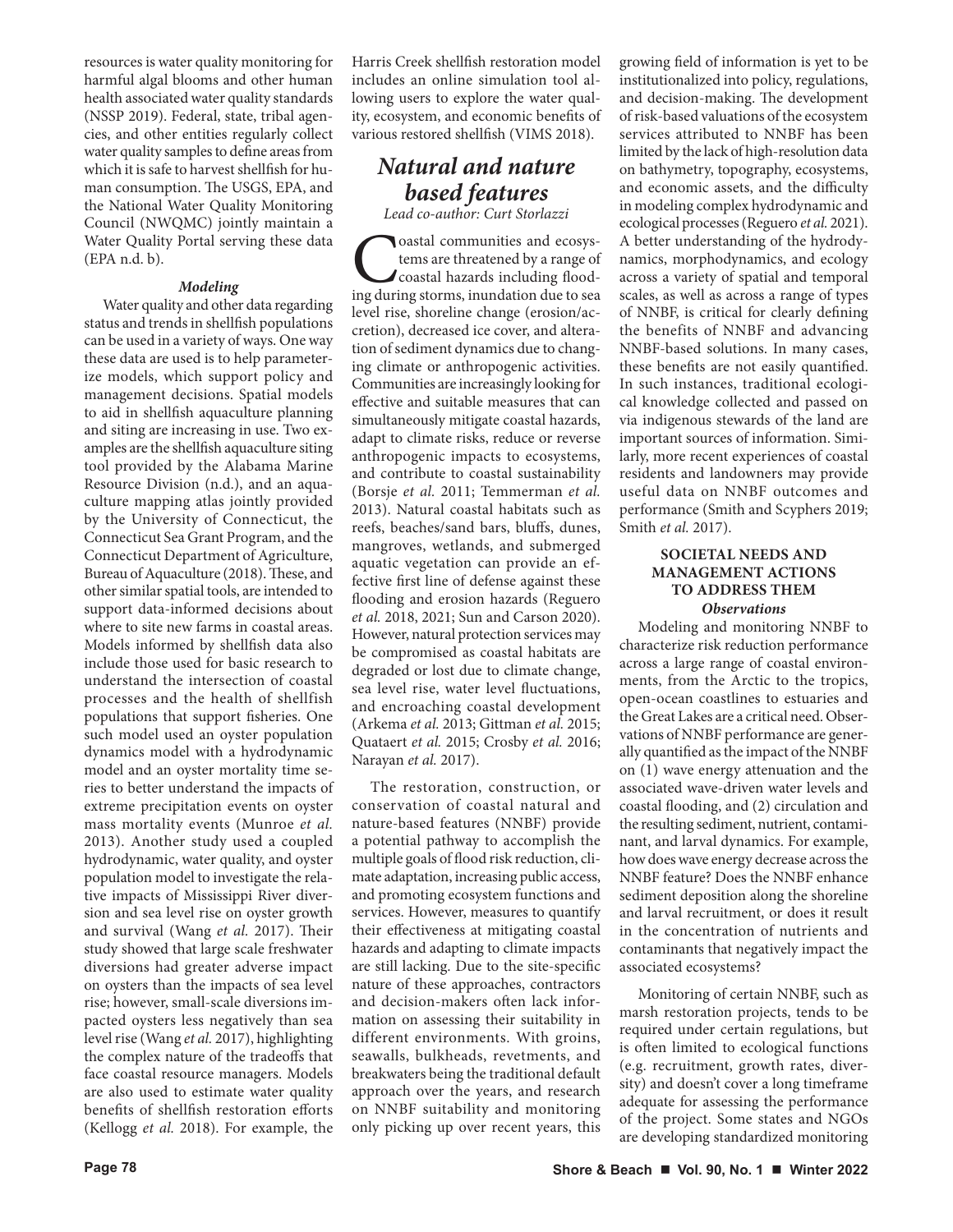resources is water quality monitoring for harmful algal blooms and other human health associated water quality standards (NSSP 2019). Federal, state, tribal agencies, and other entities regularly collect water quality samples to define areas from which it is safe to harvest shellfish for human consumption. The USGS, EPA, and the National Water Quality Monitoring Council (NWQMC) jointly maintain a Water Quality Portal serving these data (EPA n.d. b).

#### *Modeling*

Water quality and other data regarding status and trends in shellfish populations can be used in a variety of ways. One way these data are used is to help parameterize models, which support policy and management decisions. Spatial models to aid in shellfish aquaculture planning and siting are increasing in use. Two examples are the shellfish aquaculture siting tool provided by the Alabama Marine Resource Division (n.d.), and an aquaculture mapping atlas jointly provided by the University of Connecticut, the Connecticut Sea Grant Program, and the Connecticut Department of Agriculture, Bureau of Aquaculture (2018). These, and other similar spatial tools, are intended to support data-informed decisions about where to site new farms in coastal areas. Models informed by shellfish data also include those used for basic research to understand the intersection of coastal processes and the health of shellfish populations that support fisheries. One such model used an oyster population dynamics model with a hydrodynamic model and an oyster mortality time series to better understand the impacts of extreme precipitation events on oyster mass mortality events (Munroe *et al.* 2013). Another study used a coupled hydrodynamic, water quality, and oyster population model to investigate the relative impacts of Mississippi River diversion and sea level rise on oyster growth and survival (Wang *et al.* 2017). Their study showed that large scale freshwater diversions had greater adverse impact on oysters than the impacts of sea level rise; however, small-scale diversions impacted oysters less negatively than sea level rise (Wang *et al.* 2017), highlighting the complex nature of the tradeoffs that face coastal resource managers. Models are also used to estimate water quality benefits of shellfish restoration efforts (Kellogg *et al.* 2018). For example, the Harris Creek shellfish restoration model includes an online simulation tool allowing users to explore the water quality, ecosystem, and economic benefits of various restored shellfish (VIMS 2018).

## *Natural and nature based features*

*Lead co-author: Curt Storlazzi*

Coastal communities and ecosystems are threatened by a range of coastal hazards including flooding during storms, inundation due to sea level rise, shoreline change (erosion/accretion), decreased ice cover, and alteration of sediment dynamics due to changing climate or anthropogenic activities. Communities are increasingly looking for effective and suitable measures that can simultaneously mitigate coastal hazards, adapt to climate risks, reduce or reverse anthropogenic impacts to ecosystems, and contribute to coastal sustainability (Borsje *et al.* 2011; Temmerman *et al.* 2013). Natural coastal habitats such as reefs, beaches/sand bars, bluffs, dunes, mangroves, wetlands, and submerged aquatic vegetation can provide an effective first line of defense against these flooding and erosion hazards (Reguero *et al.* 2018, 2021; Sun and Carson 2020). However, natural protection services may be compromised as coastal habitats are degraded or lost due to climate change, sea level rise, water level fluctuations, and encroaching coastal development (Arkema *et al.* 2013; Gittman *et al.* 2015; Quataert *et al.* 2015; Crosby *et al.* 2016; Narayan *et al.* 2017).

The restoration, construction, or conservation of coastal natural and nature-based features (NNBF) provide a potential pathway to accomplish the multiple goals of flood risk reduction, climate adaptation, increasing public access, and promoting ecosystem functions and services. However, measures to quantify their effectiveness at mitigating coastal hazards and adapting to climate impacts are still lacking. Due to the site-specific nature of these approaches, contractors and decision-makers often lack information on assessing their suitability in different environments. With groins, seawalls, bulkheads, revetments, and breakwaters being the traditional default approach over the years, and research on NNBF suitability and monitoring only picking up over recent years, this growing field of information is yet to be institutionalized into policy, regulations, and decision-making. The development of risk-based valuations of the ecosystem services attributed to NNBF has been limited by the lack of high-resolution data on bathymetry, topography, ecosystems, and economic assets, and the difficulty in modeling complex hydrodynamic and ecological processes (Reguero *et al.* 2021). A better understanding of the hydrodynamics, morphodynamics, and ecology across a variety of spatial and temporal scales, as well as across a range of types of NNBF, is critical for clearly defining the benefits of NNBF and advancing NNBF-based solutions. In many cases, these benefits are not easily quantified. In such instances, traditional ecological knowledge collected and passed on via indigenous stewards of the land are important sources of information. Similarly, more recent experiences of coastal residents and landowners may provide useful data on NNBF outcomes and performance (Smith and Scyphers 2019; Smith *et al.* 2017).

### SOCIETAL NEEDS AND MANAGEMENT ACTIONS TO ADDRESS THEM

#### *Observations*

Modeling and monitoring NNBF to characterize risk reduction performance across a large range of coastal environments, from the Arctic to the tropics, open-ocean coastlines to estuaries and the Great Lakes are a critical need. Observations of NNBF performance are generally quantified as the impact of the NNBF on (1) wave energy attenuation and the associated wave-driven water levels and coastal flooding, and (2) circulation and the resulting sediment, nutrient, contaminant, and larval dynamics. For example, how does wave energy decrease across the NNBF feature? Does the NNBF enhance sediment deposition along the shoreline and larval recruitment, or does it result in the concentration of nutrients and contaminants that negatively impact the associated ecosystems?

Monitoring of certain NNBF, such as marsh restoration projects, tends to be required under certain regulations, but is often limited to ecological functions (e.g. recruitment, growth rates, diversity) and doesn't cover a long timeframe adequate for assessing the performance of the project. Some states and NGOs are developing standardized monitoring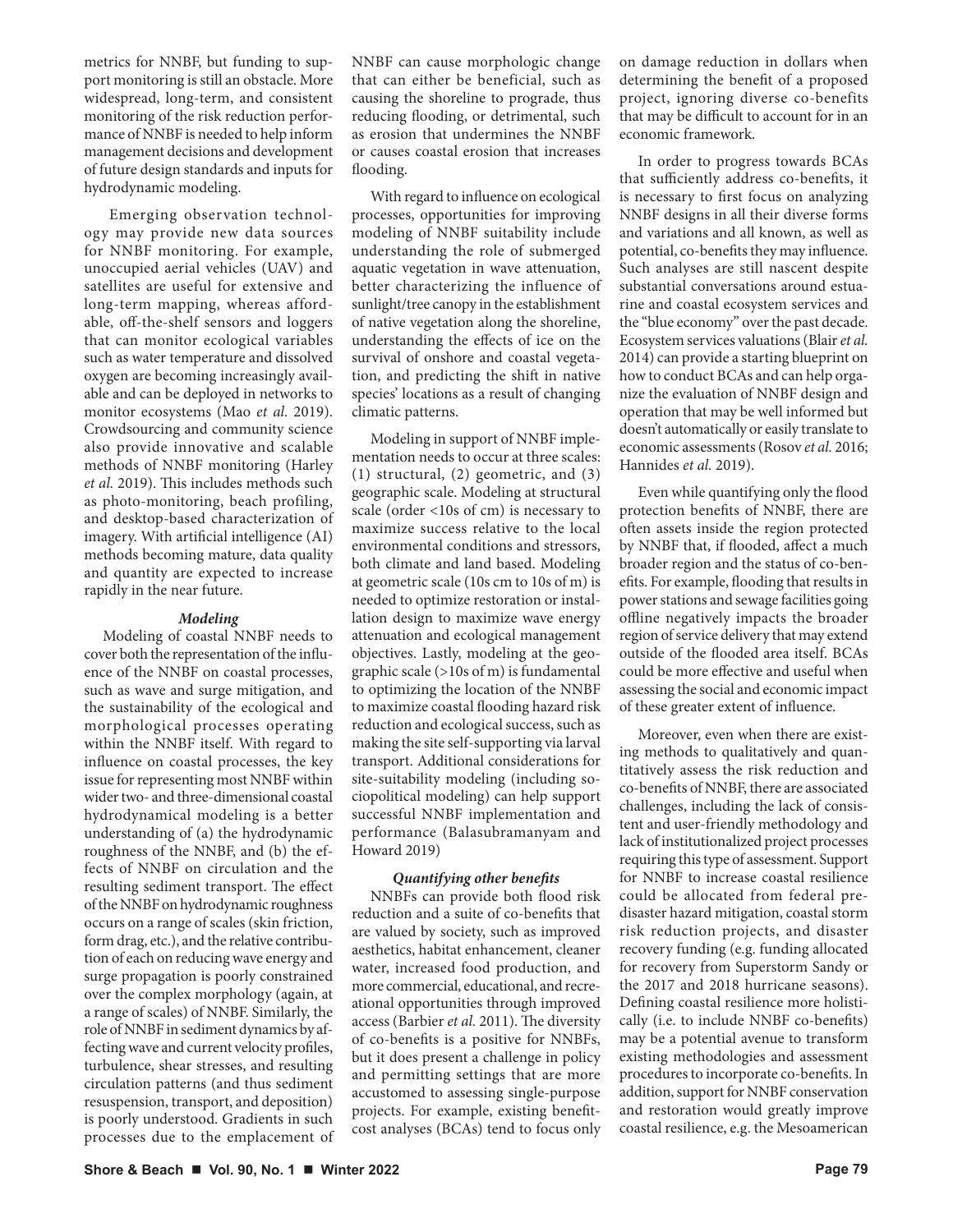metrics for NNBF, but funding to support monitoring is still an obstacle. More widespread, long-term, and consistent monitoring of the risk reduction performance of NNBF is needed to help inform management decisions and development of future design standards and inputs for hydrodynamic modeling.

Emerging observation technology may provide new data sources for NNBF monitoring. For example, unoccupied aerial vehicles (UAV) and satellites are useful for extensive and long-term mapping, whereas affordable, off-the-shelf sensors and loggers that can monitor ecological variables such as water temperature and dissolved oxygen are becoming increasingly available and can be deployed in networks to monitor ecosystems (Mao *et al.* 2019). Crowdsourcing and community science also provide innovative and scalable methods of NNBF monitoring (Harley *et al.* 2019). This includes methods such as photo-monitoring, beach profiling, and desktop-based characterization of imagery. With artificial intelligence (AI) methods becoming mature, data quality and quantity are expected to increase rapidly in the near future.

### *Modeling*

Modeling of coastal NNBF needs to cover both the representation of the influence of the NNBF on coastal processes, such as wave and surge mitigation, and the sustainability of the ecological and morphological processes operating within the NNBF itself. With regard to influence on coastal processes, the key issue for representing most NNBF within wider two- and three-dimensional coastal hydrodynamical modeling is a better understanding of (a) the hydrodynamic roughness of the NNBF, and (b) the effects of NNBF on circulation and the resulting sediment transport. The effect of the NNBF on hydrodynamic roughness occurs on a range of scales (skin friction, form drag, etc.), and the relative contribution of each on reducing wave energy and surge propagation is poorly constrained over the complex morphology (again, at a range of scales) of NNBF. Similarly, the role of NNBF in sediment dynamics by affecting wave and current velocity profiles, turbulence, shear stresses, and resulting circulation patterns (and thus sediment resuspension, transport, and deposition) is poorly understood. Gradients in such processes due to the emplacement of NNBF can cause morphologic change that can either be beneficial, such as causing the shoreline to prograde, thus reducing flooding, or detrimental, such as erosion that undermines the NNBF or causes coastal erosion that increases flooding.

With regard to influence on ecological processes, opportunities for improving modeling of NNBF suitability include understanding the role of submerged aquatic vegetation in wave attenuation, better characterizing the influence of sunlight/tree canopy in the establishment of native vegetation along the shoreline, understanding the effects of ice on the survival of onshore and coastal vegetation, and predicting the shift in native species' locations as a result of changing climatic patterns.

Modeling in support of NNBF implementation needs to occur at three scales: (1) structural, (2) geometric, and (3) geographic scale. Modeling at structural scale (order <10s of cm) is necessary to maximize success relative to the local environmental conditions and stressors, both climate and land based. Modeling at geometric scale (10s cm to 10s of m) is needed to optimize restoration or installation design to maximize wave energy attenuation and ecological management objectives. Lastly, modeling at the geographic scale (>10s of m) is fundamental to optimizing the location of the NNBF to maximize coastal flooding hazard risk reduction and ecological success, such as making the site self-supporting via larval transport. Additional considerations for site-suitability modeling (including sociopolitical modeling) can help support successful NNBF implementation and performance (Balasubramanyam and Howard 2019)

### *Quantifying other benefits*

NNBFs can provide both flood risk reduction and a suite of co-benefits that are valued by society, such as improved aesthetics, habitat enhancement, cleaner water, increased food production, and more commercial, educational, and recreational opportunities through improved access (Barbier *et al.* 2011). The diversity of co-benefits is a positive for NNBFs, but it does present a challenge in policy and permitting settings that are more accustomed to assessing single-purpose projects. For example, existing benefit-cost analyses (BCAs) tend to focus only on damage reduction in dollars when determining the benefit of a proposed project, ignoring diverse co-benefits that may be difficult to account for in an economic framework.

In order to progress towards BCAs that sufficiently address co-benefits, it is necessary to first focus on analyzing NNBF designs in all their diverse forms and variations and all known, as well as potential, co-benefits they may influence. Such analyses are still nascent despite substantial conversations around estuarine and coastal ecosystem services and the "blue economy" over the past decade. Ecosystem services valuations (Blair *et al.* 2014) can provide a starting blueprint on how to conduct BCAs and can help organize the evaluation of NNBF design and operation that may be well informed but doesn't automatically or easily translate to economic assessments (Rosov *et al.* 2016; Hannides *et al.* 2019).

Even while quantifying only the flood protection benefits of NNBF, there are often assets inside the region protected by NNBF that, if flooded, affect a much broader region and the status of co-benefits. For example, flooding that results in power stations and sewage facilities going offline negatively impacts the broader region of service delivery that may extend outside of the flooded area itself. BCAs could be more effective and useful when assessing the social and economic impact of these greater extent of influence.

Moreover, even when there are existing methods to qualitatively and quantitatively assess the risk reduction and co-benefits of NNBF, there are associated challenges, including the lack of consistent and user-friendly methodology and lack of institutionalized project processes requiring this type of assessment. Support for NNBF to increase coastal resilience could be allocated from federal pre-disaster hazard mitigation, coastal storm risk reduction projects, and disaster recovery funding (e.g. funding allocated for recovery from Superstorm Sandy or the 2017 and 2018 hurricane seasons). Defining coastal resilience more holistically (i.e. to include NNBF co-benefits) may be a potential avenue to transform existing methodologies and assessment procedures to incorporate co-benefits. In addition, support for NNBF conservation and restoration would greatly improve coastal resilience, e.g. the Mesoamerican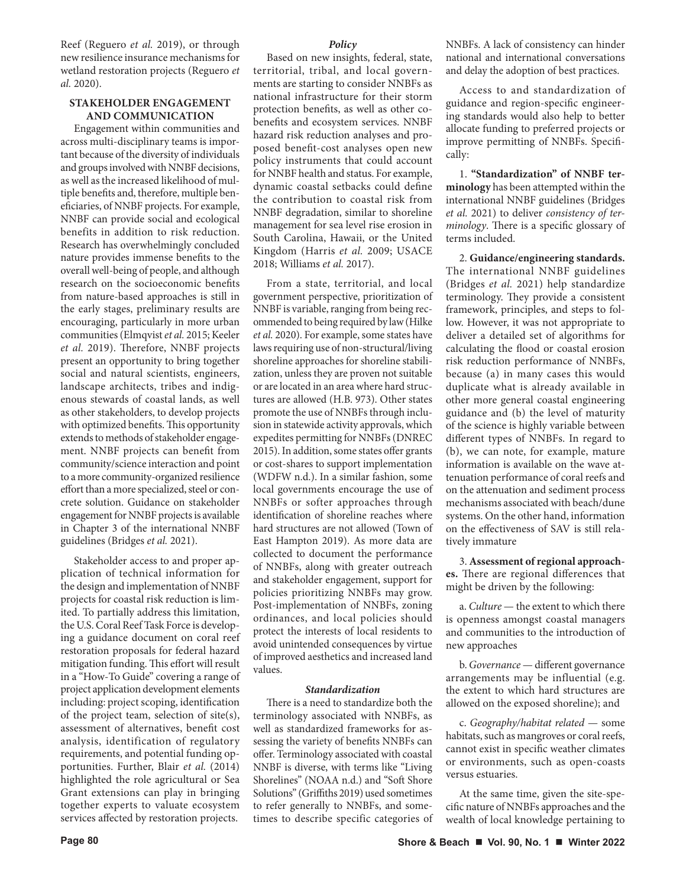Reef (Reguero *et al.* 2019), or through new resilience insurance mechanisms for wetland restoration projects (Reguero *et al.* 2020).

## STAKEHOLDER ENGAGEMENT AND COMMUNICATION

Engagement within communities and across multi-disciplinary teams is important because of the diversity of individuals and groups involved with NNBF decisions, as well as the increased likelihood of multiple benefits and, therefore, multiple beneficiaries, of NNBF projects. For example, NNBF can provide social and ecological benefits in addition to risk reduction. Research has overwhelmingly concluded nature provides immense benefits to the overall well-being of people, and although research on the socioeconomic benefits from nature-based approaches is still in the early stages, preliminary results are encouraging, particularly in more urban communities (Elmqvist *et al.* 2015; Keeler *et al.* 2019). Therefore, NNBF projects present an opportunity to bring together social and natural scientists, engineers, landscape architects, tribes and indigenous stewards of coastal lands, as well as other stakeholders, to develop projects with optimized benefits. This opportunity extends to methods of stakeholder engagement. NNBF projects can benefit from community/science interaction and point to a more community-organized resilience effort than a more specialized, steel or concrete solution. Guidance on stakeholder engagement for NNBF projects is available in Chapter 3 of the international NNBF guidelines (Bridges *et al.* 2021).

Stakeholder access to and proper application of technical information for the design and implementation of NNBF projects for coastal risk reduction is limited. To partially address this limitation, the U.S. Coral Reef Task Force is developing a guidance document on coral reef restoration proposals for federal hazard mitigation funding. This effort will result in a "How-To Guide" covering a range of project application development elements including: project scoping, identification of the project team, selection of site(s), assessment of alternatives, benefit cost analysis, identification of regulatory requirements, and potential funding opportunities. Further, Blair *et al.* (2014) highlighted the role agricultural or Sea Grant extensions can play in bringing together experts to valuate ecosystem services affected by restoration projects.

### *Policy*

Based on new insights, federal, state, territorial, tribal, and local governments are starting to consider NNBFs as national infrastructure for their storm protection benefits, as well as other co-benefits and ecosystem services. NNBF hazard risk reduction analyses and proposed benefit-cost analyses open new policy instruments that could account for NNBF health and status. For example, dynamic coastal setbacks could define the contribution to coastal risk from NNBF degradation, similar to shoreline management for sea level rise erosion in South Carolina, Hawaii, or the United Kingdom (Harris *et al.* 2009; USACE 2018; Williams *et al.* 2017).

From a state, territorial, and local government perspective, prioritization of NNBF is variable, ranging from being recommended to being required by law (Hilke *et al.* 2020). For example, some states have laws requiring use of non-structural/living shoreline approaches for shoreline stabilization, unless they are proven not suitable or are located in an area where hard structures are allowed (H.B. 973). Other states promote the use of NNBFs through inclusion in statewide activity approvals, which expedites permitting for NNBFs (DNREC 2015). In addition, some states offer grants or cost-shares to support implementation (WDFW n.d.). In a similar fashion, some local governments encourage the use of NNBFs or softer approaches through identification of shoreline reaches where hard structures are not allowed (Town of East Hampton 2019). As more data are collected to document the performance of NNBFs, along with greater outreach and stakeholder engagement, support for policies prioritizing NNBFs may grow. Post-implementation of NNBFs, zoning ordinances, and local policies should protect the interests of local residents to avoid unintended consequences by virtue of improved aesthetics and increased land values.

### *Standardization*

There is a need to standardize both the terminology associated with NNBFs, as well as standardized frameworks for assessing the variety of benefits NNBFs can offer. Terminology associated with coastal NNBF is diverse, with terms like "Living Shorelines" (NOAA n.d.) and "Soft Shore Solutions" (Griffiths 2019) used sometimes to refer generally to NNBFs, and sometimes to describe specific categories of NNBFs. A lack of consistency can hinder national and international conversations and delay the adoption of best practices.

Access to and standardization of guidance and region-specific engineering standards would also help to better allocate funding to preferred projects or improve permitting of NNBFs. Specifically:

1. **"Standardization" of NNBF terminology** has been attempted within the international NNBF guidelines (Bridges *et al.* 2021) to deliver *consistency of terminology*. There is a specific glossary of terms included.

2. **Guidance/engineering standards.** The international NNBF guidelines (Bridges *et al.* 2021) help standardize terminology. They provide a consistent framework, principles, and steps to follow. However, it was not appropriate to deliver a detailed set of algorithms for calculating the flood or coastal erosion risk reduction performance of NNBFs, because (a) in many cases this would duplicate what is already available in other more general coastal engineering guidance and (b) the level of maturity of the science is highly variable between different types of NNBFs. In regard to (b), we can note, for example, mature information is available on the wave attenuation performance of coral reefs and on the attenuation and sediment process mechanisms associated with beach/dune systems. On the other hand, information on the effectiveness of SAV is still relatively immature

3. **Assessment of regional approaches.** There are regional differences that might be driven by the following:

a. *Culture* — the extent to which there is openness amongst coastal managers and communities to the introduction of new approaches

b. *Governance* — different governance arrangements may be influential (e.g. the extent to which hard structures are allowed on the exposed shoreline); and

c. *Geography/habitat related* — some habitats, such as mangroves or coral reefs, cannot exist in specific weather climates or environments, such as open-coasts versus estuaries.

At the same time, given the site-specific nature of NNBFs approaches and the wealth of local knowledge pertaining to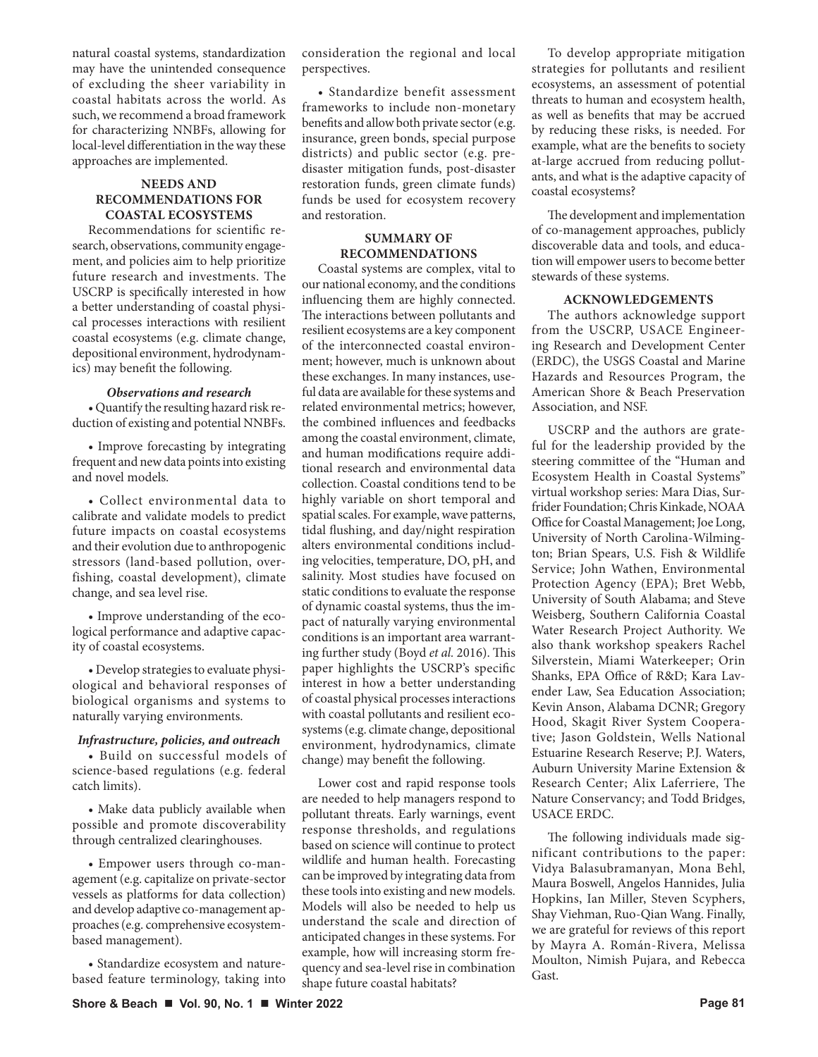natural coastal systems, standardization may have the unintended consequence of excluding the sheer variability in coastal habitats across the world. As such, we recommend a broad framework for characterizing NNBFs, allowing for local-level differentiation in the way these approaches are implemented.

## NEEDS AND RECOMMENDATIONS FOR COASTAL ECOSYSTEMS

Recommendations for scientific research, observations, community engagement, and policies aim to help prioritize future research and investments. The USCRP is specifically interested in how a better understanding of coastal physical processes interactions with resilient coastal ecosystems (e.g. climate change, depositional environment, hydrodynamics) may benefit the following.

### *Observations and research*

- Quantify the resulting hazard risk reduction of existing and potential NNBFs.
- Improve forecasting by integrating frequent and new data points into existing and novel models.
- Collect environmental data to calibrate and validate models to predict future impacts on coastal ecosystems and their evolution due to anthropogenic stressors (land-based pollution, overfishing, coastal development), climate change, and sea level rise.
- Improve understanding of the ecological performance and adaptive capacity of coastal ecosystems.
- Develop strategies to evaluate physiological and behavioral responses of biological organisms and systems to naturally varying environments.

### *Infrastructure, policies, and outreach*

- Build on successful models of science-based regulations (e.g. federal catch limits).
- Make data publicly available when possible and promote discoverability through centralized clearinghouses.
- Empower users through co-management (e.g. capitalize on private-sector vessels as platforms for data collection) and develop adaptive co-management approaches (e.g. comprehensive ecosystem-based management).
- Standardize ecosystem and nature-based feature terminology, taking into consideration the regional and local perspectives.
- Standardize benefit assessment frameworks to include non-monetary benefits and allow both private sector (e.g. insurance, green bonds, special purpose districts) and public sector (e.g. pre-disaster mitigation funds, post-disaster restoration funds, green climate funds) funds be used for ecosystem recovery and restoration.

## SUMMARY OF RECOMMENDATIONS

Coastal systems are complex, vital to our national economy, and the conditions influencing them are highly connected. The interactions between pollutants and resilient ecosystems are a key component of the interconnected coastal environment; however, much is unknown about these exchanges. In many instances, useful data are available for these systems and related environmental metrics; however, the combined influences and feedbacks among the coastal environment, climate, and human modifications require additional research and environmental data collection. Coastal conditions tend to be highly variable on short temporal and spatial scales. For example, wave patterns, tidal flushing, and day/night respiration alters environmental conditions including velocities, temperature, DO, pH, and salinity. Most studies have focused on static conditions to evaluate the response of dynamic coastal systems, thus the impact of naturally varying environmental conditions is an important area warranting further study (Boyd *et al.* 2016). This paper highlights the USCRP's specific interest in how a better understanding of coastal physical processes interactions with coastal pollutants and resilient ecosystems (e.g. climate change, depositional environment, hydrodynamics, climate change) may benefit the following.

Lower cost and rapid response tools are needed to help managers respond to pollutant threats. Early warnings, event response thresholds, and regulations based on science will continue to protect wildlife and human health. Forecasting can be improved by integrating data from these tools into existing and new models. Models will also be needed to help us understand the scale and direction of anticipated changes in these systems. For example, how will increasing storm frequency and sea-level rise in combination shape future coastal habitats?

To develop appropriate mitigation strategies for pollutants and resilient ecosystems, an assessment of potential threats to human and ecosystem health, as well as benefits that may be accrued by reducing these risks, is needed. For example, what are the benefits to society at-large accrued from reducing pollutants, and what is the adaptive capacity of coastal ecosystems?

The development and implementation of co-management approaches, publicly discoverable data and tools, and education will empower users to become better stewards of these systems.

## ACKNOWLEDGEMENTS

The authors acknowledge support from the USCRP, USACE Engineering Research and Development Center (ERDC), the USGS Coastal and Marine Hazards and Resources Program, the American Shore & Beach Preservation Association, and NSF.

USCRP and the authors are grateful for the leadership provided by the steering committee of the "Human and Ecosystem Health in Coastal Systems" virtual workshop series: Mara Dias, Surfrider Foundation; Chris Kinkade, NOAA Office for Coastal Management; Joe Long, University of North Carolina-Wilmington; Brian Spears, U.S. Fish & Wildlife Service; John Wathen, Environmental Protection Agency (EPA); Bret Webb, University of South Alabama; and Steve Weisberg, Southern California Coastal Water Research Project Authority. We also thank workshop speakers Rachel Silverstein, Miami Waterkeeper; Orin Shanks, EPA Office of R&D; Kara Lavender Law, Sea Education Association; Kevin Anson, Alabama DCNR; Gregory Hood, Skagit River System Cooperative; Jason Goldstein, Wells National Estuarine Research Reserve; P.J. Waters, Auburn University Marine Extension & Research Center; Alix Laferriere, The Nature Conservancy; and Todd Bridges, USACE ERDC.

The following individuals made significant contributions to the paper: Vidya Balasubramanyan, Mona Behl, Maura Boswell, Angelos Hannides, Julia Hopkins, Ian Miller, Steven Scyphers, Shay Viehman, Ruo-Qian Wang. Finally, we are grateful for reviews of this report by Mayra A. Román-Rivera, Melissa Moulton, Nimish Pujara, and Rebecca Gast.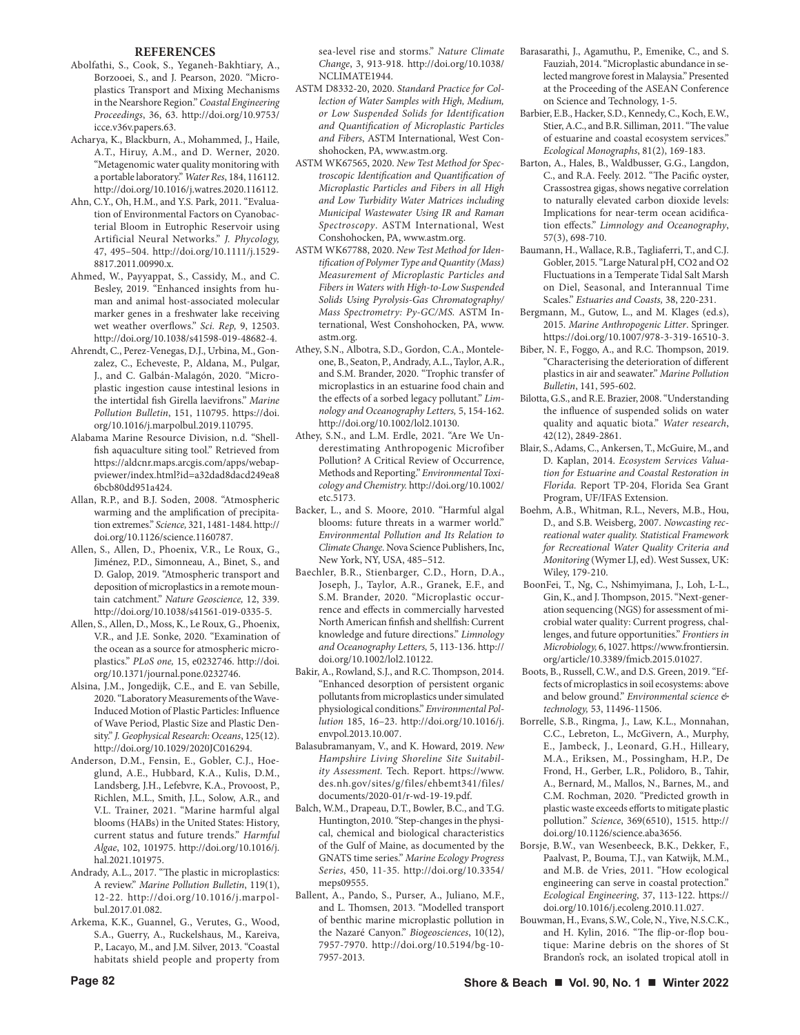## REFERENCES

Abolfathi, S., Cook, S., Yeganeh-Bakhtiary, A., Borzooei, S., and J. Pearson, 2020. "Microplastics Transport and Mixing Mechanisms in the Nearshore Region." *Coastal Engineering Proceedings*, 36, 63. http://doi.org/10.9753/icce.v36v.papers.63.

Acharya, K., Blackburn, A., Mohammed, J., Haile, A.T., Hiruy, A.M., and D. Werner, 2020. "Metagenomic water quality monitoring with a portable laboratory." *Water Res*, 184, 116112. http://doi.org/10.1016/j.watres.2020.116112.

Ahn, C.Y., Oh, H.M., and Y.S. Park, 2011. "Evaluation of Environmental Factors on Cyanobacterial Bloom in Eutrophic Reservoir using Artificial Neural Networks." *J. Phycology*, 47, 495–504. http://doi.org/10.1111/j.1529-8817.2011.00990.x.

Ahmed, W., Payyappat, S., Cassidy, M., and C. Besley, 2019. "Enhanced insights from human and animal host-associated molecular marker genes in a freshwater lake receiving wet weather overflows." *Sci. Rep*, 9, 12503. http://doi.org/10.1038/s41598-019-48682-4.

Ahrendt, C., Perez-Venegas, D.J., Urbina, M., Gonzalez, C., Echeveste, P., Aldana, M., Pulgar, J., and C. Galbán-Malagón, 2020. "Microplastic ingestion cause intestinal lesions in the intertidal fish Girella laevifrons." *Marine Pollution Bulletin*, 151, 110795. https://doi.org/10.1016/j.marpolbul.2019.110795.

Alabama Marine Resource Division, n.d. "Shellfish aquaculture siting tool." Retrieved from https://aldcnr.maps.arcgis.com/apps/webappviewer/index.html?id=a32dad8dacd249ea86bcb80dd951a424.

Allan, R.P., and B.J. Soden, 2008. "Atmospheric warming and the amplification of precipitation extremes." *Science*, 321, 1481-1484. http://doi.org/10.1126/science.1160787.

Allen, S., Allen, D., Phoenix, V.R., Le Roux, G., Jiménez, P.D., Simonneau, A., Binet, S., and D. Galop, 2019. "Atmospheric transport and deposition of microplastics in a remote mountain catchment." *Nature Geoscience*, 12, 339. http://doi.org/10.1038/s41561-019-0335-5.

Allen, S., Allen, D., Moss, K., Le Roux, G., Phoenix, V.R., and J.E. Sonke, 2020. "Examination of the ocean as a source for atmospheric microplastics." *PLoS one*, 15, e0232746. http://doi.org/10.1371/journal.pone.0232746.

Alsina, J.M., Jongedijk, C.E., and E. van Sebille, 2020. "Laboratory Measurements of the Wave-Induced Motion of Plastic Particles: Influence of Wave Period, Plastic Size and Plastic Density." *J. Geophysical Research: Oceans*, 125(12). http://doi.org/10.1029/2020JC016294.

Anderson, D.M., Fensin, E., Gobler, C.J., Hoeglund, A.E., Hubbard, K.A., Kulis, D.M., Landsberg, J.H., Lefebvre, K.A., Provoost, P., Richlen, M.L., Smith, J.L., Solow, A.R., and V.L. Trainer, 2021. "Marine harmful algal blooms (HABs) in the United States: History, current status and future trends." *Harmful Algae*, 102, 101975. http://doi.org/10.1016/j.hal.2021.101975.

Andrady, A.L., 2017. "The plastic in microplastics: A review." *Marine Pollution Bulletin*, 119(1), 12-22. http://doi.org/10.1016/j.marpolbul.2017.01.082.

Arkema, K.K., Guannel, G., Verutes, G., Wood, S.A., Guerry, A., Ruckelshaus, M., Kareiva, P., Lacayo, M., and J.M. Silver, 2013. "Coastal habitats shield people and property from sea-level rise and storms." *Nature Climate Change*, 3, 913-918. http://doi.org/10.1038/NCLIMATE1944.

ASTM D8332-20, 2020. *Standard Practice for Collection of Water Samples with High, Medium, or Low Suspended Solids for Identification and Quantification of Microplastic Particles and Fibers*, ASTM International, West Conshohocken, PA, www.astm.org.

ASTM WK67565, 2020. *New Test Method for Spectroscopic Identification and Quantification of Microplastic Particles and Fibers in all High and Low Turbidity Water Matrices including Municipal Wastewater Using IR and Raman Spectroscopy*. ASTM International, West Conshohocken, PA, www.astm.org.

ASTM WK67788, 2020. *New Test Method for Identification of Polymer Type and Quantity (Mass) Measurement of Microplastic Particles and Fibers in Waters with High-to-Low Suspended Solids Using Pyrolysis-Gas Chromatography/Mass Spectrometry: Py-GC/MS.* ASTM International, West Conshohocken, PA, www.astm.org.

Athey, S.N., Albotra, S.D., Gordon, C.A., Monteleone, B., Seaton, P., Andrady, A.L., Taylor, A.R., and S.M. Brander, 2020. "Trophic transfer of microplastics in an estuarine food chain and the effects of a sorbed legacy pollutant." *Limnology and Oceanography Letters*, 5, 154-162. http://doi.org/10.1002/lol2.10130.

Athey, S.N., and L.M. Erdle, 2021. "Are We Underestimating Anthropogenic Microfiber Pollution? A Critical Review of Occurrence, Methods and Reporting." *Environmental Toxicology and Chemistry*. http://doi.org/10.1002/etc.5173.

Backer, L., and S. Moore, 2010. "Harmful algal blooms: future threats in a warmer world." *Environmental Pollution and Its Relation to Climate Change*. Nova Science Publishers, Inc, New York, NY, USA, 485–512.

Baechler, B.R., Stienbarger, C.D., Horn, D.A., Joseph, J., Taylor, A.R., Granek, E.F., and S.M. Brander, 2020. "Microplastic occurrence and effects in commercially harvested North American finfish and shellfish: Current knowledge and future directions." *Limnology and Oceanography Letters*, 5, 113-136. http://doi.org/10.1002/lol2.10122.

Bakir, A., Rowland, S.J., and R.C. Thompson, 2014. "Enhanced desorption of persistent organic pollutants from microplastics under simulated physiological conditions." *Environmental Pollution* 185, 16–23. http://doi.org/10.1016/j.envpol.2013.10.007.

Balasubramanyam, V., and K. Howard, 2019. *New Hampshire Living Shoreline Site Suitability Assessment*. Tech. Report. https://www.des.nh.gov/sites/g/files/ehbemt341/files/documents/2020-01/r-wd-19-19.pdf.

Balch, W.M., Drapeau, D.T., Bowler, B.C., and T.G. Huntington, 2010. "Step-changes in the physical, chemical and biological characteristics of the Gulf of Maine, as documented by the GNATS time series." *Marine Ecology Progress Series*, 450, 11-35. http://doi.org/10.3354/meps09555.

Ballent, A., Pando, S., Purser, A., Juliano, M.F., and L. Thomsen, 2013. "Modelled transport of benthic marine microplastic pollution in the Nazaré Canyon." *Biogeosciences*, 10(12), 7957-7970. http://doi.org/10.5194/bg-10-7957-2013.

Barasarathi, J., Agamuthu, P., Emenike, C., and S. Fauziah, 2014. "Microplastic abundance in selected mangrove forest in Malaysia." Presented at the Proceeding of the ASEAN Conference on Science and Technology, 1-5.

Barbier, E.B., Hacker, S.D., Kennedy, C., Koch, E.W., Stier, A.C., and B.R. Silliman, 2011. "The value of estuarine and coastal ecosystem services." *Ecological Monographs*, 81(2), 169-183.

Barton, A., Hales, B., Waldbusser, G.G., Langdon, C., and R.A. Feely. 2012. "The Pacific oyster, Crassostrea gigas, shows negative correlation to naturally elevated carbon dioxide levels: Implications for near-term ocean acidification effects." *Limnology and Oceanography*, 57(3), 698-710.

Baumann, H., Wallace, R.B., Tagliaferri, T., and C.J. Gobler, 2015. "Large Natural pH, CO2 and O2 Fluctuations in a Temperate Tidal Salt Marsh on Diel, Seasonal, and Interannual Time Scales." *Estuaries and Coasts*, 38, 220-231.

Bergmann, M., Gutow, L., and M. Klages (ed.s), 2015. *Marine Anthropogenic Litter*. Springer. https://doi.org/10.1007/978-3-319-16510-3.

Biber, N. F., Foggo, A., and R.C. Thompson, 2019. "Characterising the deterioration of different plastics in air and seawater." *Marine Pollution Bulletin*, 141, 595-602.

Bilotta, G.S., and R.E. Brazier, 2008. "Understanding the influence of suspended solids on water quality and aquatic biota." *Water research*, 42(12), 2849-2861.

Blair, S., Adams, C., Ankersen, T., McGuire, M., and D. Kaplan, 2014. *Ecosystem Services Valuation for Estuarine and Coastal Restoration in Florida.* Report TP-204, Florida Sea Grant Program, UF/IFAS Extension.

Boehm, A.B., Whitman, R.L., Nevers, M.B., Hou, D., and S.B. Weisberg, 2007. *Nowcasting recreational water quality. Statistical Framework for Recreational Water Quality Criteria and Monitoring* (Wymer LJ, ed). West Sussex, UK: Wiley, 179-210.

BoonFei, T., Ng, C., Nshimyimana, J., Loh, L-L., Gin, K., and J. Thompson, 2015. "Next-generation sequencing (NGS) for assessment of microbial water quality: Current progress, challenges, and future opportunities." *Frontiers in Microbiology*, 6, 1027. https://www.frontiersin.org/article/10.3389/fmicb.2015.01027.

Boots, B., Russell, C.W., and D.S. Green, 2019. "Effects of microplastics in soil ecosystems: above and below ground." *Environmental science & technology*, 53, 11496-11506.

Borrelle, S.B., Ringma, J., Law, K.L., Monnahan, C.C., Lebreton, L., McGivern, A., Murphy, E., Jambeck, J., Leonard, G.H., Hilleary, M.A., Eriksen, M., Possingham, H.P., De Frond, H., Gerber, L.R., Polidoro, B., Tahir, A., Bernard, M., Mallos, N., Barnes, M., and C.M. Rochman, 2020. "Predicted growth in plastic waste exceeds efforts to mitigate plastic pollution." *Science*, 369(6510), 1515. http://doi.org/10.1126/science.aba3656.

Borsje, B.W., van Wesenbeeck, B.K., Dekker, F., Paalvast, P., Bouma, T.J., van Katwijk, M.M., and M.B. de Vries, 2011. "How ecological engineering can serve in coastal protection." *Ecological Engineering*, 37, 113-122. https://doi.org/10.1016/j.ecoleng.2010.11.027.

Bouwman, H., Evans, S.W., Cole, N., Yive, N.S.C.K., and H. Kylin, 2016. "The flip-or-flop boutique: Marine debris on the shores of St Brandon's rock, an isolated tropical atoll in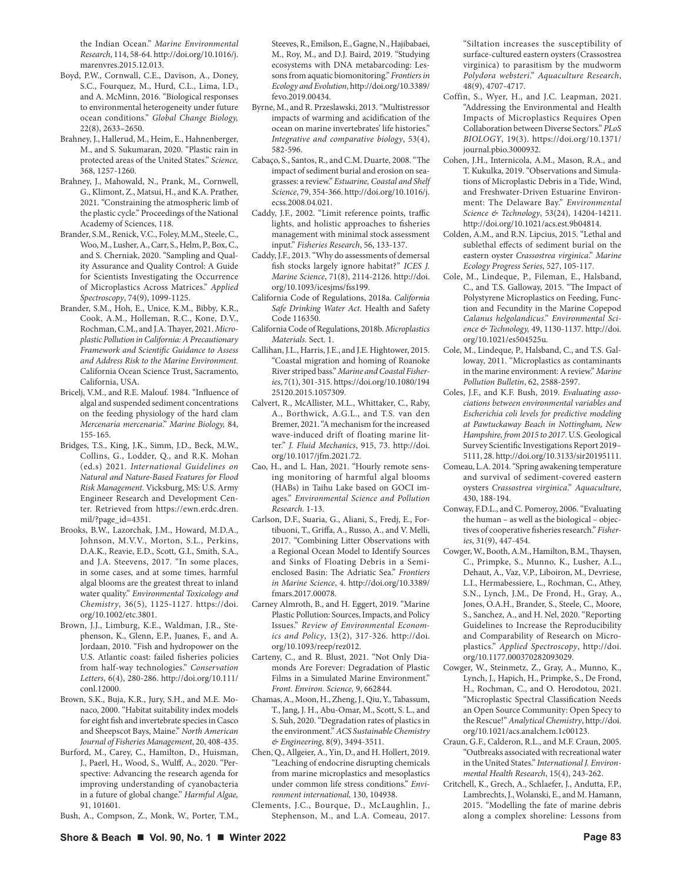the Indian Ocean." *Marine Environmental Research*, 114, 58-64. http://doi.org/10.1016/j.marenvres.2015.12.013.

Boyd, P.W., Cornwall, C.E., Davison, A., Doney, S.C., Fourquez, M., Hurd, C.L., Lima, I.D., and A. McMinn, 2016. "Biological responses to environmental heterogeneity under future ocean conditions." *Global Change Biology,* 22(8), 2633–2650.

Brahney, J., Hallerud, M., Heim, E., Hahnenberger, M., and S. Sukumaran, 2020. "Plastic rain in protected areas of the United States." *Science,* 368, 1257-1260.

Brahney, J., Mahowald, N., Prank, M., Cornwell, G., Klimont, Z., Matsui, H., and K.A. Prather, 2021. "Constraining the atmospheric limb of the plastic cycle." Proceedings of the National Academy of Sciences, 118.

Brander, S.M., Renick, V.C., Foley, M.M., Steele, C., Woo, M., Lusher, A., Carr, S., Helm, P., Box, C., and S. Cherniak, 2020. "Sampling and Quality Assurance and Quality Control: A Guide for Scientists Investigating the Occurrence of Microplastics Across Matrices." *Applied Spectroscopy*, 74(9), 1099-1125.

Brander, S.M., Hoh, E., Unice, K.M., Bibby, K.R., Cook, A.M., Holleman, R.C., Kone, D.V., Rochman, C.M., and J.A. Thayer, 2021. *Microplastic Pollution in California: A Precautionary Framework and Scientific Guidance to Assess and Address Risk to the Marine Environment.* California Ocean Science Trust, Sacramento, California, USA.

Bricelj, V.M., and R.E. Malouf. 1984. "Influence of algal and suspended sediment concentrations on the feeding physiology of the hard clam *Mercenaria mercenaria*." *Marine Biology,* 84, 155-165.

Bridges, T.S., King, J.K., Simm, J.D., Beck, M.W., Collins, G., Lodder, Q., and R.K. Mohan (ed.s) 2021. *International Guidelines on Natural and Nature-Based Features for Flood Risk Management.* Vicksburg, MS: U.S. Army Engineer Research and Development Center. Retrieved from https://ewn.erdc.dren.mil/?page_id=4351.

Brooks, B.W., Lazorchak, J.M., Howard, M.D.A., Johnson, M.V.V., Morton, S.L., Perkins, D.A.K., Reavie, E.D., Scott, G.I., Smith, S.A., and J.A. Steevens, 2017. "In some places, in some cases, and at some times, harmful algal blooms are the greatest threat to inland water quality." *Environmental Toxicology and Chemistry*, 36(5), 1125-1127. https://doi.org/10.1002/etc.3801.

Brown, J.J., Limburg, K.E., Waldman, J.R., Stephenson, K., Glenn, E.P., Juanes, F., and A. Jordaan, 2010. "Fish and hydropower on the U.S. Atlantic coast: failed fisheries policies from half-way technologies." *Conservation Letters*, 6(4), 280-286. http://doi.org/10.111/conl.12000.

Brown, S.K., Buja, K.R., Jury, S.H., and M.E. Monaco, 2000. "Habitat suitability index models for eight fish and invertebrate species in Casco and Sheepscot Bays, Maine." *North American Journal of Fisheries Management*, 20, 408-435.

Burford, M., Carey, C., Hamilton, D., Huisman, J., Paerl, H., Wood, S., Wulff, A., 2020. "Perspective: Advancing the research agenda for improving understanding of cyanobacteria in a future of global change." *Harmful Algae,* 91, 101601.

Bush, A., Compson, Z., Monk, W., Porter, T.M., Steeves, R., Emilson, E., Gagne, N., Hajibabaei, M., Roy, M., and D.J. Baird, 2019. "Studying ecosystems with DNA metabarcoding: Lessons from aquatic biomonitoring." *Frontiers in Ecology and Evolution*, http://doi.org/10.3389/fevo.2019.00434.

Byrne, M., and R. Przeslawski, 2013. "Multistressor impacts of warming and acidification of the ocean on marine invertebrates' life histories." *Integrative and comparative biology*, 53(4), 582-596.

Cabaço, S., Santos, R., and C.M. Duarte, 2008. "The impact of sediment burial and erosion on seagrasses: a review." *Estuarine, Coastal and Shelf Science*, 79, 354-366. http://doi.org/10.1016/j.ecss.2008.04.021.

Caddy, J.F., 2002. "Limit reference points, traffic lights, and holistic approaches to fisheries management with minimal stock assessment input." *Fisheries Research*, 56, 133-137.

Caddy, J.F., 2013. "Why do assessments of demersal fish stocks largely ignore habitat?" *ICES J. Marine Science*, 71(8), 2114-2126. http://doi.org/10.1093/icesjms/fss199.

California Code of Regulations, 2018a. *California Safe Drinking Water Act.* Health and Safety Code 116350.

California Code of Regulations, 2018b. *Microplastics Materials.* Sect. 1.

Callihan, J.L., Harris, J.E., and J.E. Hightower, 2015. "Coastal migration and homing of Roanoke River striped bass." *Marine and Coastal Fisheries*, 7(1), 301-315. https://doi.org/10.1080/19425120.2015.1057309.

Calvert, R., McAllister, M.L., Whittaker, C., Raby, A., Borthwick, A.G.L., and T.S. van den Bremer, 2021. "A mechanism for the increased wave-induced drift of floating marine litter." *J. Fluid Mechanics*, 915, 73. http://doi.org/10.1017/jfm.2021.72.

Cao, H., and L. Han, 2021. "Hourly remote sensing monitoring of harmful algal blooms (HABs) in Taihu Lake based on GOCI images." *Environmental Science and Pollution Research*. 1-13.

Carlson, D.F., Suaria, G., Aliani, S., Fredj, E., Fortibuoni, T., Griffa, A., Russo, A., and V. Melli, 2017. "Combining Litter Observations with a Regional Ocean Model to Identify Sources and Sinks of Floating Debris in a Semi-enclosed Basin: The Adriatic Sea." *Frontiers in Marine Science*, 4. http://doi.org/10.3389/fmars.2017.00078.

Carney Almroth, B., and H. Eggert, 2019. "Marine Plastic Pollution: Sources, Impacts, and Policy Issues." *Review of Environmental Economics and Policy*, 13(2), 317-326. http://doi.org/10.1093/reep/rez012.

Carteny, C., and R. Blust, 2021. "Not Only Diamonds Are Forever: Degradation of Plastic Films in a Simulated Marine Environment." *Front. Environ. Science,* 9, 662844.

Chamas, A., Moon, H., Zheng, J., Qiu, Y., Tabassum, T., Jang, J. H., Abu-Omar, M., Scott, S. L., and S. Suh, 2020. "Degradation rates of plastics in the environment." *ACS Sustainable Chemistry & Engineering*, 8(9), 3494-3511.

Chen, Q., Allgeier, A., Yin, D., and H. Hollert, 2019. "Leaching of endocrine disrupting chemicals from marine microplastics and mesoplastics under common life stress conditions." *Environment international,* 130, 104938.

Clements, J.C., Bourque, D., McLaughlin, J., Stephenson, M., and L.A. Comeau, 2017. "Siltation increases the susceptibility of surface-cultured eastern oysters (Crassostrea virginica) to parasitism by the mudworm *Polydora websteri*." *Aquaculture Research*, 48(9), 4707-4717.

Coffin, S., Wyer, H., and J.C. Leapman, 2021. "Addressing the Environmental and Health Impacts of Microplastics Requires Open Collaboration between Diverse Sectors." *PLoS BIOLOGY*, 19(3). https://doi.org/10.1371/journal.pbio.3000932.

Cohen, J.H., Internicola, A.M., Mason, R.A., and T. Kukulka, 2019. "Observations and Simulations of Microplastic Debris in a Tide, Wind, and Freshwater-Driven Estuarine Environment: The Delaware Bay." *Environmental Science & Technology*, 53(24), 14204-14211. http://doi.org/10.1021/acs.est.9b04814.

Colden, A.M., and R.N. Lipcius, 2015. "Lethal and sublethal effects of sediment burial on the eastern oyster *Crassostrea virginica*." *Marine Ecology Progress Series*, 527, 105-117.

Cole, M., Lindeque, P., Fileman, E., Halsband, C., and T.S. Galloway, 2015. "The Impact of Polystyrene Microplastics on Feeding, Function and Fecundity in the Marine Copepod *Calanus helgolandicus*." *Environmental Science & Technology,* 49, 1130-1137. http://doi.org/10.1021/es504525u.

Cole, M., Lindeque, P., Halsband, C., and T.S. Galloway, 2011. "Microplastics as contaminants in the marine environment: A review." *Marine Pollution Bulletin*, 62, 2588-2597.

Coles, J.F., and K.F. Bush, 2019. *Evaluating associations between environmental variables and Escherichia coli levels for predictive modeling at Pawtuckaway Beach in Nottingham, New Hampshire, from 2015 to 2017*. U.S. Geological Survey Scientific Investigations Report 2019–5111, 28. http://doi.org/10.3133/sir20195111.

Comeau, L.A. 2014. "Spring awakening temperature and survival of sediment-covered eastern oysters *Crassostrea virginica*." *Aquaculture*, 430, 188-194.

Conway, F.D.L., and C. Pomeroy, 2006. "Evaluating the human – as well as the biological – objectives of cooperative fisheries research." *Fisheries*, 31(9), 447-454.

Cowger, W., Booth, A.M., Hamilton, B.M., Thaysen, C., Primpke, S., Munno, K., Lusher, A.L., Dehaut, A., Vaz, V.P., Liboiron, M., Devriese, L.I., Hermabessiere, L., Rochman, C., Athey, S.N., Lynch, J.M., De Frond, H., Gray, A., Jones, O.A.H., Brander, S., Steele, C., Moore, S., Sanchez, A., and H. Nel, 2020. "Reporting Guidelines to Increase the Reproducibility and Comparability of Research on Microplastics." *Applied Spectroscopy*, http://doi.org/10.1177.000370282093029.

Cowger, W., Steinmetz, Z., Gray, A., Munno, K., Lynch, J., Hapich, H., Primpke, S., De Frond, H., Rochman, C., and O. Herodotou, 2021. "Microplastic Spectral Classification Needs an Open Source Community: Open Specy to the Rescue!" *Analytical Chemistry*, http://doi.org/10.1021/acs.analchem.1c00123.

Craun, G.F., Calderon, R.L., and M.F. Craun, 2005. "Outbreaks associated with recreational water in the United States." *International J. Environmental Health Research*, 15(4), 243-262.

Critchell, K., Grech, A., Schlaefer, J., Andutta, F.P., Lambrechts, J., Wolanski, E., and M. Hamann, 2015. "Modelling the fate of marine debris along a complex shoreline: Lessons from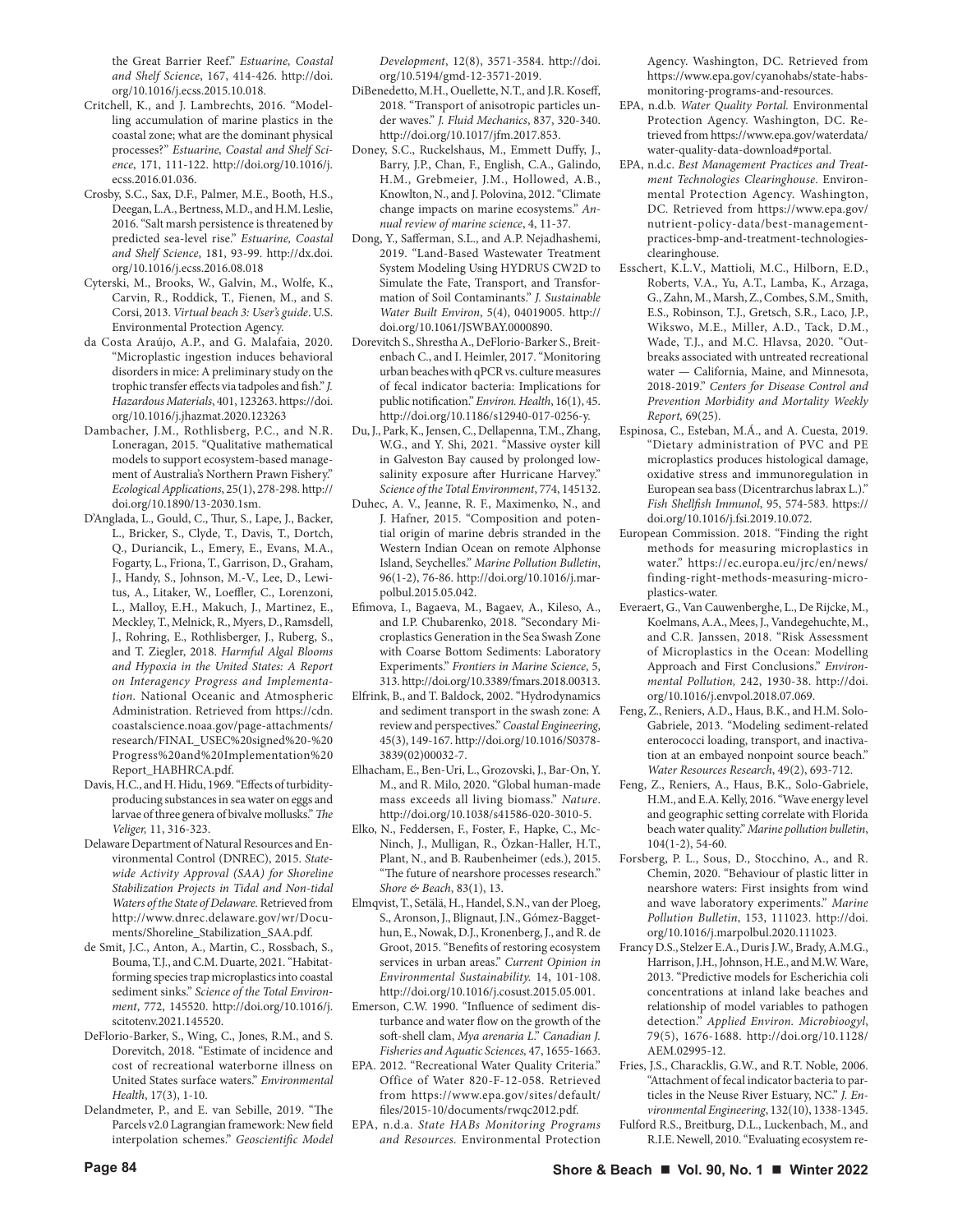the Great Barrier Reef." *Estuarine, Coastal and Shelf Science*, 167, 414-426. http://doi.org/10.1016/j.ecss.2015.10.018.

Critchell, K., and J. Lambrechts, 2016. "Modelling accumulation of marine plastics in the coastal zone; what are the dominant physical processes?" *Estuarine, Coastal and Shelf Science*, 171, 111-122. http://doi.org/10.1016/j.ecss.2016.01.036.

Crosby, S.C., Sax, D.F., Palmer, M.E., Booth, H.S., Deegan, L.A., Bertness, M.D., and H.M. Leslie, 2016. "Salt marsh persistence is threatened by predicted sea-level rise." *Estuarine, Coastal and Shelf Science*, 181, 93-99. http://dx.doi.org/10.1016/j.ecss.2016.08.018

Cyterski, M., Brooks, W., Galvin, M., Wolfe, K., Carvin, R., Roddick, T., Fienen, M., and S. Corsi, 2013. *Virtual beach 3: User's guide*. U.S. Environmental Protection Agency.

da Costa Araújo, A.P., and G. Malafaia, 2020. "Microplastic ingestion induces behavioral disorders in mice: A preliminary study on the trophic transfer effects via tadpoles and fish." *J. Hazardous Materials*, 401, 123263. https://doi.org/10.1016/j.jhazmat.2020.123263

Dambacher, J.M., Rothlisberg, P.C., and N.R. Loneragan, 2015. "Qualitative mathematical models to support ecosystem-based management of Australia's Northern Prawn Fishery." *Ecological Applications*, 25(1), 278-298. http://doi.org/10.1890/13-2030.1sm.

D'Anglada, L., Gould, C., Thur, S., Lape, J., Backer, L., Bricker, S., Clyde, T., Davis, T., Dortch, Q., Duriancik, L., Emery, E., Evans, M.A., Fogarty, L., Friona, T., Garrison, D., Graham, J., Handy, S., Johnson, M.-V., Lee, D., Lewitus, A., Litaker, W., Loeffler, C., Lorenzoni, L., Malloy, E.H., Makuch, J., Martinez, E., Meckley, T., Melnick, R., Myers, D., Ramsdell, J., Rohring, E., Rothlisberger, J., Ruberg, S., and T. Ziegler, 2018. *Harmful Algal Blooms and Hypoxia in the United States: A Report on Interagency Progress and Implementation.* National Oceanic and Atmospheric Administration. Retrieved from https://cdn.coastalscience.noaa.gov/page-attachments/research/FINAL_USEC%20signed%20-%20Progress%20and%20Implementation%20Report_HABHRCA.pdf.

Davis, H.C., and H. Hidu, 1969. "Effects of turbidity-producing substances in sea water on eggs and larvae of three genera of bivalve mollusks." *The Veliger*, 11, 316-323.

Delaware Department of Natural Resources and Environmental Control (DNREC), 2015. *Statewide Activity Approval (SAA) for Shoreline Stabilization Projects in Tidal and Non-tidal Waters of the State of Delaware.* Retrieved from http://www.dnrec.delaware.gov/wr/Documents/Shoreline_Stabilization_SAA.pdf.

de Smit, J.C., Anton, A., Martin, C., Rossbach, S., Bouma, T.J., and C.M. Duarte, 2021. "Habitat-forming species trap microplastics into coastal sediment sinks." *Science of the Total Environment*, 772, 145520. http://doi.org/10.1016/j.scitotenv.2021.145520.

DeFlorio-Barker, S., Wing, C., Jones, R.M., and S. Dorevitch, 2018. "Estimate of incidence and cost of recreational waterborne illness on United States surface waters." *Environmental Health*, 17(3), 1-10.

Delandmeter, P., and E. van Sebille, 2019. "The Parcels v2.0 Lagrangian framework: New field interpolation schemes." *Geoscientific Model Development*, 12(8), 3571-3584. http://doi.org/10.5194/gmd-12-3571-2019.

DiBenedetto, M.H., Ouellette, N.T., and J.R. Koseff, 2018. "Transport of anisotropic particles under waves." *J. Fluid Mechanics*, 837, 320-340. http://doi.org/10.1017/jfm.2017.853.

Doney, S.C., Ruckelshaus, M., Emmett Duffy, J., Barry, J.P., Chan, F., English, C.A., Galindo, H.M., Grebmeier, J.M., Hollowed, A.B., Knowlton, N., and J. Polovina, 2012. "Climate change impacts on marine ecosystems." *Annual review of marine science*, 4, 11-37.

Dong, Y., Safferman, S.L., and A.P. Nejadhashemi, 2019. "Land-Based Wastewater Treatment System Modeling Using HYDRUS CW2D to Simulate the Fate, Transport, and Transformation of Soil Contaminants." *J. Sustainable Water Built Environ*, 5(4), 04019005. http://doi.org/10.1061/JSWBAY.0000890.

Dorevitch S., Shrestha A., DeFlorio-Barker S., Breitenbach C., and I. Heimler, 2017. "Monitoring urban beaches with qPCR vs. culture measures of fecal indicator bacteria: Implications for public notification." *Environ. Health*, 16(1), 45. http://doi.org/10.1186/s12940-017-0256-y.

Du, J., Park, K., Jensen, C., Dellapenna, T.M., Zhang, W.G., and Y. Shi, 2021. "Massive oyster kill in Galveston Bay caused by prolonged low-salinity exposure after Hurricane Harvey." *Science of the Total Environment*, 774, 145132.

Duhec, A. V., Jeanne, R. F., Maximenko, N., and J. Hafner, 2015. "Composition and potential origin of marine debris stranded in the Western Indian Ocean on remote Alphonse Island, Seychelles." *Marine Pollution Bulletin*, 96(1-2), 76-86. http://doi.org/10.1016/j.marpolbul.2015.05.042.

Efimova, I., Bagaeva, M., Bagaev, A., Kileso, A., and I.P. Chubarenko, 2018. "Secondary Microplastics Generation in the Sea Swash Zone with Coarse Bottom Sediments: Laboratory Experiments." *Frontiers in Marine Science*, 5, 313. http://doi.org/10.3389/fmars.2018.00313.

Elfrink, B., and T. Baldock, 2002. "Hydrodynamics and sediment transport in the swash zone: A review and perspectives." *Coastal Engineering*, 45(3), 149-167. http://doi.org/10.1016/S0378-3839(02)00032-7.

Elhacham, E., Ben-Uri, L., Grozovski, J., Bar-On, Y. M., and R. Milo, 2020. "Global human-made mass exceeds all living biomass." *Nature*. http://doi.org/10.1038/s41586-020-3010-5.

Elko, N., Feddersen, F., Foster, F., Hapke, C., McNinch, J., Mulligan, R., Özkan-Haller, H.T., Plant, N., and B. Raubenheimer (eds.), 2015. "The future of nearshore processes research." *Shore & Beach*, 83(1), 13.

Elmqvist, T., Setälä, H., Handel, S.N., van der Ploeg, S., Aronson, J., Blignaut, J.N., Gómez-Baggethun, E., Nowak, D.J., Kronenberg, J., and R. de Groot, 2015. "Benefits of restoring ecosystem services in urban areas." *Current Opinion in Environmental Sustainability.* 14, 101-108. http://doi.org/10.1016/j.cosust.2015.05.001.

Emerson, C.W. 1990. "Influence of sediment disturbance and water flow on the growth of the soft-shell clam, *Mya arenaria L.*" *Canadian J. Fisheries and Aquatic Sciences,* 47, 1655-1663.

EPA. 2012. "Recreational Water Quality Criteria." Office of Water 820-F-12-058. Retrieved from https://www.epa.gov/sites/default/files/2015-10/documents/rwqc2012.pdf.

EPA, n.d.a. *State HABs Monitoring Programs and Resources.* Environmental Protection Agency. Washington, DC. Retrieved from https://www.epa.gov/cyanohabs/state-habs-monitoring-programs-and-resources.

EPA, n.d.b. *Water Quality Portal.* Environmental Protection Agency. Washington, DC. Retrieved from https://www.epa.gov/waterdata/water-quality-data-download#portal.

EPA, n.d.c. *Best Management Practices and Treatment Technologies Clearinghouse*. Environmental Protection Agency. Washington, DC. Retrieved from https://www.epa.gov/nutrient-policy-data/best-management-practices-bmp-and-treatment-technologies-clearinghouse.

Esschert, K.L.V., Mattioli, M.C., Hilborn, E.D., Roberts, V.A., Yu, A.T., Lamba, K., Arzaga, G., Zahn, M., Marsh, Z., Combes, S.M., Smith, E.S., Robinson, T.J., Gretsch, S.R., Laco, J.P., Wikswo, M.E., Miller, A.D., Tack, D.M., Wade, T.J., and M.C. Hlavsa, 2020. "Outbreaks associated with untreated recreational water — California, Maine, and Minnesota, 2018-2019." *Centers for Disease Control and Prevention Morbidity and Mortality Weekly Report,* 69(25).

Espinosa, C., Esteban, M.Á., and A. Cuesta, 2019. "Dietary administration of PVC and PE microplastics produces histological damage, oxidative stress and immunoregulation in European sea bass (Dicentrarchus labrax L.)." *Fish Shellfish Immunol*, 95, 574-583. https://doi.org/10.1016/j.fsi.2019.10.072.

European Commission. 2018. "Finding the right methods for measuring microplastics in water." https://ec.europa.eu/jrc/en/news/finding-right-methods-measuring-microplastics-water.

Everaert, G., Van Cauwenberghe, L., De Rijcke, M., Koelmans, A.A., Mees, J., Vandegehuchte, M., and C.R. Janssen, 2018. "Risk Assessment of Microplastics in the Ocean: Modelling Approach and First Conclusions." *Environmental Pollution,* 242, 1930-38. http://doi.org/10.1016/j.envpol.2018.07.069.

Feng, Z., Reniers, A.D., Haus, B.K., and H.M. Solo-Gabriele, 2013. "Modeling sediment-related enterococci loading, transport, and inactivation at an embayed nonpoint source beach." *Water Resources Research*, 49(2), 693-712.

Feng, Z., Reniers, A., Haus, B.K., Solo-Gabriele, H.M., and E.A. Kelly, 2016. "Wave energy level and geographic setting correlate with Florida beach water quality." *Marine pollution bulletin*, 104(1-2), 54-60.

Forsberg, P. L., Sous, D., Stocchino, A., and R. Chemin, 2020. "Behaviour of plastic litter in nearshore waters: First insights from wind and wave laboratory experiments." *Marine Pollution Bulletin*, 153, 111023. http://doi.org/10.1016/j.marpolbul.2020.111023.

Francy D.S., Stelzer E.A., Duris J.W., Brady, A.M.G., Harrison, J.H., Johnson, H.E., and M.W. Ware, 2013. "Predictive models for Escherichia coli concentrations at inland lake beaches and relationship of model variables to pathogen detection." *Applied Environ. Microbioogyl*, 79(5), 1676-1688. http://doi.org/10.1128/AEM.02995-12.

Fries, J.S., Characklis, G.W., and R.T. Noble, 2006. "Attachment of fecal indicator bacteria to particles in the Neuse River Estuary, NC." *J. Environmental Engineering*, 132(10), 1338-1345.

Fulford R.S., Breitburg, D.L., Luckenbach, M., and R.I.E. Newell, 2010. "Evaluating ecosystem re-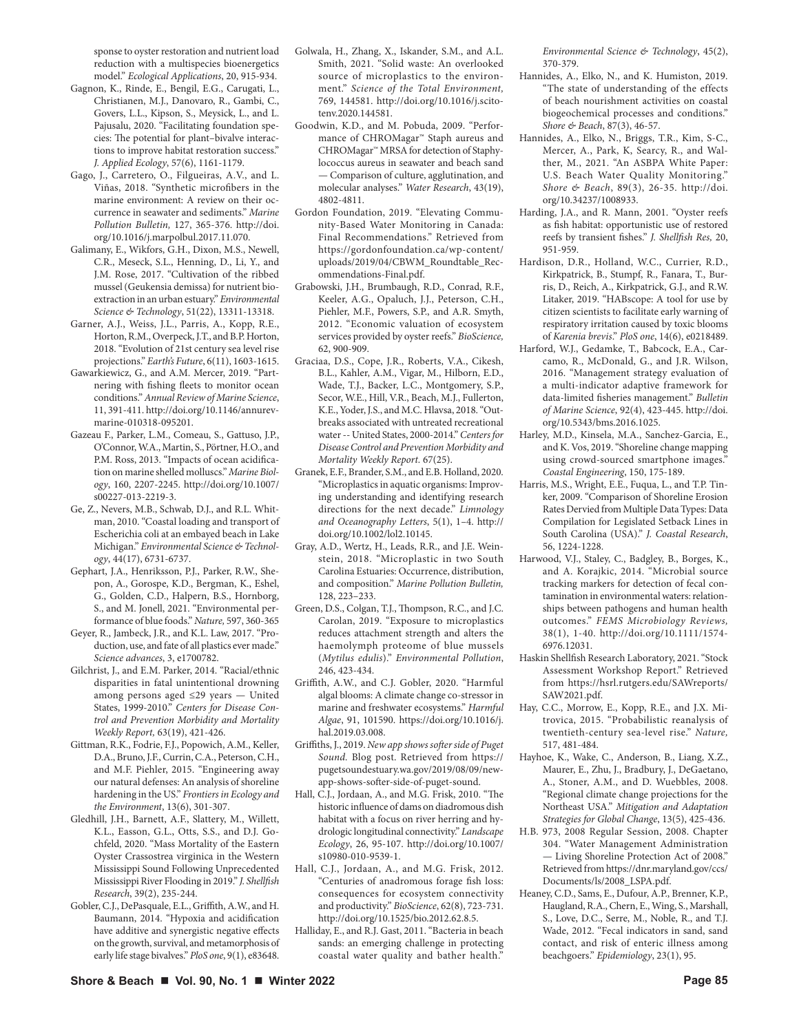sponse to oyster restoration and nutrient load reduction with a multispecies bioenergetics model." *Ecological Applications*, 20, 915-934.

Gagnon, K., Rinde, E., Bengil, E.G., Carugati, L., Christianen, M.J., Danovaro, R., Gambi, C., Govers, L.L., Kipson, S., Meysick, L., and L. Pajusalu, 2020. "Facilitating foundation species: The potential for plant–bivalve interactions to improve habitat restoration success." *J. Applied Ecology*, 57(6), 1161-1179.

Gago, J., Carretero, O., Filgueiras, A.V., and L. Viñas, 2018. "Synthetic microfibers in the marine environment: A review on their occurrence in seawater and sediments." *Marine Pollution Bulletin,* 127, 365-376. http://doi.org/10.1016/j.marpolbul.2017.11.070.

Galimany, E., Wikfors, G.H., Dixon, M.S., Newell, C.R., Meseck, S.L., Henning, D., Li, Y., and J.M. Rose, 2017. "Cultivation of the ribbed mussel (Geukensia demissa) for nutrient bioextraction in an urban estuary." *Environmental Science & Technology*, 51(22), 13311-13318.

Garner, A.J., Weiss, J.L., Parris, A., Kopp, R.E., Horton, R.M., Overpeck, J.T., and B.P. Horton, 2018. "Evolution of 21st century sea level rise projections." *Earth's Future*, 6(11), 1603-1615.

Gawarkiewicz, G., and A.M. Mercer, 2019. "Partnering with fishing fleets to monitor ocean conditions." *Annual Review of Marine Science*, 11, 391-411. http://doi.org/10.1146/annurev-marine-010318-095201.

Gazeau F., Parker, L.M., Comeau, S., Gattuso, J.P., O'Connor, W.A., Martin, S., Pörtner, H.O., and P.M. Ross, 2013. "Impacts of ocean acidification on marine shelled molluscs." *Marine Biology*, 160, 2207-2245. http://doi.org/10.1007/s00227-013-2219-3.

Ge, Z., Nevers, M.B., Schwab, D.J., and R.L. Whitman, 2010. "Coastal loading and transport of Escherichia coli at an embayed beach in Lake Michigan." *Environmental Science & Technology*, 44(17), 6731-6737.

Gephart, J.A., Henriksson, P.J., Parker, R.W., Shepon, A., Gorospe, K.D., Bergman, K., Eshel, G., Golden, C.D., Halpern, B.S., Hornborg, S., and M. Jonell, 2021. "Environmental performance of blue foods." *Nature,* 597, 360-365

Geyer, R., Jambeck, J.R., and K.L. Law, 2017. "Production, use, and fate of all plastics ever made." *Science advances*, 3, e1700782.

Gilchrist, J., and E.M. Parker, 2014. "Racial/ethnic disparities in fatal unintentional drowning among persons aged ≤29 years — United States, 1999-2010." *Centers for Disease Control and Prevention Morbidity and Mortality Weekly Report,* 63(19), 421-426.

Gittman, R.K., Fodrie, F.J., Popowich, A.M., Keller, D.A., Bruno, J.F., Currin, C.A., Peterson, C.H., and M.F. Piehler, 2015. "Engineering away our natural defenses: An analysis of shoreline hardening in the US." *Frontiers in Ecology and the Environment*, 13(6), 301-307.

Gledhill, J.H., Barnett, A.F., Slattery, M., Willett, K.L., Easson, G.L., Otts, S.S., and D.J. Gochfeld, 2020. "Mass Mortality of the Eastern Oyster Crassostrea virginica in the Western Mississippi Sound Following Unprecedented Mississippi River Flooding in 2019." *J. Shellfish Research*, 39(2), 235-244.

Gobler, C.J., DePasquale, E.L., Griffith, A.W., and H. Baumann, 2014. "Hypoxia and acidification have additive and synergistic negative effects on the growth, survival, and metamorphosis of early life stage bivalves." *PloS one*, 9(1), e83648.

Golwala, H., Zhang, X., Iskander, S.M., and A.L. Smith, 2021. "Solid waste: An overlooked source of microplastics to the environment." *Science of the Total Environment,* 769, 144581. http://doi.org/10.1016/j.scitotenv.2020.144581.

Goodwin, K.D., and M. Pobuda, 2009. "Performance of CHROMagar™ Staph aureus and CHROMagar™ MRSA for detection of Staphylococcus aureus in seawater and beach sand — Comparison of culture, agglutination, and molecular analyses." *Water Research*, 43(19), 4802-4811.

Gordon Foundation, 2019. "Elevating Community-Based Water Monitoring in Canada: Final Recommendations." Retrieved from https://gordonfoundation.ca/wp-content/uploads/2019/04/CBWM_Roundtable_Recommendations-Final.pdf.

Grabowski, J.H., Brumbaugh, R.D., Conrad, R.F., Keeler, A.G., Opaluch, J.J., Peterson, C.H., Piehler, M.F., Powers, S.P., and A.R. Smyth, 2012. "Economic valuation of ecosystem services provided by oyster reefs." *BioScience,* 62, 900-909.

Graciaa, D.S., Cope, J.R., Roberts, V.A., Cikesh, B.L., Kahler, A.M., Vigar, M., Hilborn, E.D., Wade, T.J., Backer, L.C., Montgomery, S.P., Secor, W.E., Hill, V.R., Beach, M.J., Fullerton, K.E., Yoder, J.S., and M.C. Hlavsa, 2018. "Outbreaks associated with untreated recreational water -- United States, 2000-2014." *Centers for Disease Control and Prevention Morbidity and Mortality Weekly Report.* 67(25).

Granek, E.F., Brander, S.M., and E.B. Holland, 2020. "Microplastics in aquatic organisms: Improving understanding and identifying research directions for the next decade." *Limnology and Oceanography Letters*, 5(1), 1–4. http://doi.org/10.1002/lol2.10145.

Gray, A.D., Wertz, H., Leads, R.R., and J.E. Weinstein, 2018. "Microplastic in two South Carolina Estuaries: Occurrence, distribution, and composition." *Marine Pollution Bulletin,* 128, 223–233.

Green, D.S., Colgan, T.J., Thompson, R.C., and J.C. Carolan, 2019. "Exposure to microplastics reduces attachment strength and alters the haemolymph proteome of blue mussels (*Mytilus edulis*)." *Environmental Pollution*, 246, 423-434.

Griffith, A.W., and C.J. Gobler, 2020. "Harmful algal blooms: A climate change co-stressor in marine and freshwater ecosystems." *Harmful Algae*, 91, 101590. https://doi.org/10.1016/j.hal.2019.03.008.

Griffiths, J., 2019. *New app shows softer side of Puget Sound.* Blog post. Retrieved from https://pugetsoundestuary.wa.gov/2019/08/09/new-app-shows-softer-side-of-puget-sound.

Hall, C.J., Jordaan, A., and M.G. Frisk, 2010. "The historic influence of dams on diadromous dish habitat with a focus on river herring and hydrologic longitudinal connectivity." *Landscape Ecology*, 26, 95-107. http://doi.org/10.1007/s10980-010-9539-1.

Hall, C.J., Jordaan, A., and M.G. Frisk, 2012. "Centuries of anadromous forage fish loss: consequences for ecosystem connectivity and productivity." *BioScience*, 62(8), 723-731. http://doi.org/10.1525/bio.2012.62.8.5.

Halliday, E., and R.J. Gast, 2011. "Bacteria in beach sands: an emerging challenge in protecting coastal water quality and bather health." *Environmental Science & Technology*, 45(2), 370-379.

Hannides, A., Elko, N., and K. Humiston, 2019. "The state of understanding of the effects of beach nourishment activities on coastal biogeochemical processes and conditions." *Shore & Beach*, 87(3), 46-57.

Hannides, A., Elko, N., Briggs, T.R., Kim, S-C., Mercer, A., Park, K, Searcy, R., and Walther, M., 2021. "An ASBPA White Paper: U.S. Beach Water Quality Monitoring." *Shore & Beach*, 89(3), 26-35. http://doi.org/10.34237/1008933.

Harding, J.A., and R. Mann, 2001. "Oyster reefs as fish habitat: opportunistic use of restored reefs by transient fishes." *J. Shellfish Res,* 20, 951-959.

Hardison, D.R., Holland, W.C., Currier, R.D., Kirkpatrick, B., Stumpf, R., Fanara, T., Burris, D., Reich, A., Kirkpatrick, G.J., and R.W. Litaker, 2019. "HABscope: A tool for use by citizen scientists to facilitate early warning of respiratory irritation caused by toxic blooms of *Karenia brevis*." *PloS one*, 14(6), e0218489.

Harford, W.J., Gedamke, T., Babcock, E.A., Carcamo, R., McDonald, G., and J.R. Wilson, 2016. "Management strategy evaluation of a multi-indicator adaptive framework for data-limited fisheries management." *Bulletin of Marine Science*, 92(4), 423-445. http://doi.org/10.5343/bms.2016.1025.

Harley, M.D., Kinsela, M.A., Sanchez-Garcia, E., and K. Vos, 2019. "Shoreline change mapping using crowd-sourced smartphone images." *Coastal Engineering*, 150, 175-189.

Harris, M.S., Wright, E.E., Fuqua, L., and T.P. Tinker, 2009. "Comparison of Shoreline Erosion Rates Dervied from Multiple Data Types: Data Compilation for Legislated Setback Lines in South Carolina (USA)." *J. Coastal Research*, 56, 1224-1228.

Harwood, V.J., Staley, C., Badgley, B., Borges, K., and A. Korajkic, 2014. "Microbial source tracking markers for detection of fecal contamination in environmental waters: relationships between pathogens and human health outcomes." *FEMS Microbiology Reviews,* 38(1), 1-40. http://doi.org/10.1111/1574-6976.12031.

Haskin Shellfish Research Laboratory, 2021. "Stock Assessment Workshop Report." Retrieved from https://hsrl.rutgers.edu/SAWreports/SAW2021.pdf.

Hay, C.C., Morrow, E., Kopp, R.E., and J.X. Mitrovica, 2015. "Probabilistic reanalysis of twentieth-century sea-level rise." *Nature,* 517, 481-484.

Hayhoe, K., Wake, C., Anderson, B., Liang, X.Z., Maurer, E., Zhu, J., Bradbury, J., DeGaetano, A., Stoner, A.M., and D. Wuebbles, 2008. "Regional climate change projections for the Northeast USA." *Mitigation and Adaptation Strategies for Global Change*, 13(5), 425-436.

H.B. 973, 2008 Regular Session, 2008. Chapter 304. "Water Management Administration — Living Shoreline Protection Act of 2008." Retrieved from https://dnr.maryland.gov/ccs/Documents/ls/2008_LSPA.pdf.

Heaney, C.D., Sams, E., Dufour, A.P., Brenner, K.P., Haugland, R.A., Chern, E., Wing, S., Marshall, S., Love, D.C., Serre, M., Noble, R., and T.J. Wade, 2012. "Fecal indicators in sand, sand contact, and risk of enteric illness among beachgoers." *Epidemiology*, 23(1), 95.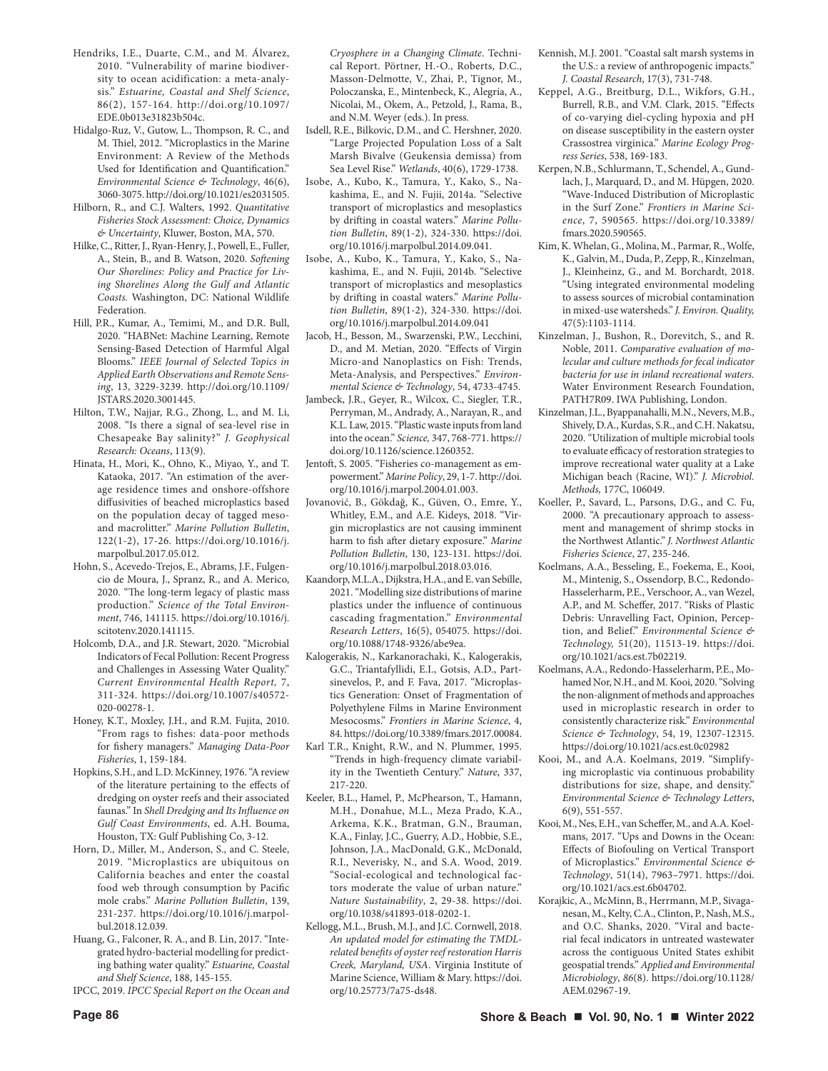Hendriks, I.E., Duarte, C.M., and M. Álvarez, 2010. "Vulnerability of marine biodiversity to ocean acidification: a meta-analysis." *Estuarine, Coastal and Shelf Science*, 86(2), 157-164. http://doi.org/10.1097/EDE.0b013e31823b504c.

Hidalgo-Ruz, V., Gutow, L., Thompson, R. C., and M. Thiel, 2012. "Microplastics in the Marine Environment: A Review of the Methods Used for Identification and Quantification." *Environmental Science & Technology*, 46(6), 3060-3075. http://doi.org/10.1021/es2031505.

Hilborn, R., and C.J. Walters, 1992. *Quantitative Fisheries Stock Assessment: Choice, Dynamics & Uncertainty*, Kluwer, Boston, MA, 570.

Hilke, C., Ritter, J., Ryan-Henry, J., Powell, E., Fuller, A., Stein, B., and B. Watson, 2020. *Softening Our Shorelines: Policy and Practice for Living Shorelines Along the Gulf and Atlantic Coasts.* Washington, DC: National Wildlife Federation.

Hill, P.R., Kumar, A., Temimi, M., and D.R. Bull, 2020. "HABNet: Machine Learning, Remote Sensing-Based Detection of Harmful Algal Blooms." *IEEE Journal of Selected Topics in Applied Earth Observations and Remote Sensing*, 13, 3229-3239. http://doi.org/10.1109/JSTARS.2020.3001445.

Hilton, T.W., Najjar, R.G., Zhong, L., and M. Li, 2008. "Is there a signal of sea-level rise in Chesapeake Bay salinity?" *J. Geophysical Research: Oceans*, 113(9).

Hinata, H., Mori, K., Ohno, K., Miyao, Y., and T. Kataoka, 2017. "An estimation of the average residence times and onshore-offshore diffusivities of beached microplastics based on the population decay of tagged meso- and macrolitter." *Marine Pollution Bulletin*, 122(1-2), 17-26. https://doi.org/10.1016/j.marpolbul.2017.05.012.

Hohn, S., Acevedo-Trejos, E., Abrams, J.F., Fulgencio de Moura, J., Spranz, R., and A. Merico, 2020. "The long-term legacy of plastic mass production." *Science of the Total Environment*, 746, 141115. https://doi.org/10.1016/j.scitotenv.2020.141115.

Holcomb, D.A., and J.R. Stewart, 2020. "Microbial Indicators of Fecal Pollution: Recent Progress and Challenges in Assessing Water Quality." *Current Environmental Health Report,* 7, 311-324. https://doi.org/10.1007/s40572-020-00278-1.

Honey, K.T., Moxley, J.H., and R.M. Fujita, 2010. "From rags to fishes: data-poor methods for fishery managers." *Managing Data-Poor Fisheries*, 1, 159-184.

Hopkins, S.H., and L.D. McKinney, 1976. "A review of the literature pertaining to the effects of dredging on oyster reefs and their associated faunas." In *Shell Dredging and Its Influence on Gulf Coast Environments*, ed. A.H. Bouma, Houston, TX: Gulf Publishing Co, 3-12.

Horn, D., Miller, M., Anderson, S., and C. Steele, 2019. "Microplastics are ubiquitous on California beaches and enter the coastal food web through consumption by Pacific mole crabs." *Marine Pollution Bulletin*, 139, 231-237. https://doi.org/10.1016/j.marpolbul.2018.12.039.

Huang, G., Falconer, R. A., and B. Lin, 2017. "Integrated hydro-bacterial modelling for predicting bathing water quality." *Estuarine, Coastal and Shelf Science*, 188, 145-155.

IPCC, 2019. *IPCC Special Report on the Ocean and Cryosphere in a Changing Climate*. Technical Report. Pörtner, H.-O., Roberts, D.C., Masson-Delmotte, V., Zhai, P., Tignor, M., Poloczanska, E., Mintenbeck, K., Alegría, A., Nicolai, M., Okem, A., Petzold, J., Rama, B., and N.M. Weyer (eds.). In press.

Isdell, R.E., Bilkovic, D.M., and C. Hershner, 2020. "Large Projected Population Loss of a Salt Marsh Bivalve (Geukensia demissa) from Sea Level Rise." *Wetlands*, 40(6), 1729-1738.

Isobe, A., Kubo, K., Tamura, Y., Kako, S., Nakashima, E., and N. Fujii, 2014a. "Selective transport of microplastics and mesoplastics by drifting in coastal waters." *Marine Pollution Bulletin*, 89(1-2), 324-330. https://doi.org/10.1016/j.marpolbul.2014.09.041.

Isobe, A., Kubo, K., Tamura, Y., Kako, S., Nakashima, E., and N. Fujii, 2014b. "Selective transport of microplastics and mesoplastics by drifting in coastal waters." *Marine Pollution Bulletin*, 89(1-2), 324-330. https://doi.org/10.1016/j.marpolbul.2014.09.041

Jacob, H., Besson, M., Swarzenski, P.W., Lecchini, D., and M. Metian, 2020. "Effects of Virgin Micro-and Nanoplastics on Fish: Trends, Meta-Analysis, and Perspectives." *Environmental Science & Technology*, 54, 4733-4745.

Jambeck, J.R., Geyer, R., Wilcox, C., Siegler, T.R., Perryman, M., Andrady, A., Narayan, R., and K.L. Law, 2015. "Plastic waste inputs from land into the ocean." *Science,* 347, 768-771. https://doi.org/10.1126/science.1260352.

Jentoft, S. 2005. "Fisheries co-management as empowerment." *Marine Policy*, 29, 1-7. http://doi.org/10.1016/j.marpol.2004.01.003.

Jovanović, B., Gökdağ, K., Güven, O., Emre, Y., Whitley, E.M., and A.E. Kideys, 2018. "Virgin microplastics are not causing imminent harm to fish after dietary exposure." *Marine Pollution Bulletin*, 130, 123-131. https://doi.org/10.1016/j.marpolbul.2018.03.016.

Kaandorp, M.L.A., Dijkstra, H.A., and E. van Sebille, 2021. "Modelling size distributions of marine plastics under the influence of continuous cascading fragmentation." *Environmental Research Letters*, 16(5), 054075. https://doi.org/10.1088/1748-9326/abe9ea.

Kalogerakis, N., Karkanorachaki, K., Kalogerakis, G.C., Triantafyllidi, E.I., Gotsis, A.D., Partsinevelos, P., and F. Fava, 2017. "Microplastics Generation: Onset of Fragmentation of Polyethylene Films in Marine Environment Mesocosms." *Frontiers in Marine Science*, 4, 84. https://doi.org/10.3389/fmars.2017.00084.

Karl T.R., Knight, R.W., and N. Plummer, 1995. "Trends in high-frequency climate variability in the Twentieth Century." *Nature*, 337, 217-220.

Keeler, B.L., Hamel, P., McPhearson, T., Hamann, M.H., Donahue, M.L., Meza Prado, K.A., Arkema, K.K., Bratman, G.N., Brauman, K.A., Finlay, J.C., Guerry, A.D., Hobbie, S.E., Johnson, J.A., MacDonald, G.K., McDonald, R.I., Neverisky, N., and S.A. Wood, 2019. "Social-ecological and technological factors moderate the value of urban nature." *Nature Sustainability*, 2, 29-38. https://doi.org/10.1038/s41893-018-0202-1.

Kellogg, M.L., Brush, M.J., and J.C. Cornwell, 2018. *An updated model for estimating the TMDL-related benefits of oyster reef restoration Harris Creek, Maryland, USA*. Virginia Institute of Marine Science, William & Mary. https://doi.org/10.25773/7a75-ds48.

Kennish, M.J. 2001. "Coastal salt marsh systems in the U.S.: a review of anthropogenic impacts." *J. Coastal Research*, 17(3), 731-748.

Keppel, A.G., Breitburg, D.L., Wikfors, G.H., Burrell, R.B., and V.M. Clark, 2015. "Effects of co-varying diel-cycling hypoxia and pH on disease susceptibility in the eastern oyster Crassostrea virginica." *Marine Ecology Progress Series*, 538, 169-183.

Kerpen, N.B., Schlurmann, T., Schendel, A., Gundlach, J., Marquard, D., and M. Hüpgen, 2020. "Wave-Induced Distribution of Microplastic in the Surf Zone." *Frontiers in Marine Science*, 7, 590565. https://doi.org/10.3389/fmars.2020.590565.

Kim, K. Whelan, G., Molina, M., Parmar, R., Wolfe, K., Galvin, M., Duda, P., Zepp, R., Kinzelman, J., Kleinheinz, G., and M. Borchardt, 2018. "Using integrated environmental modeling to assess sources of microbial contamination in mixed-use watersheds." *J. Environ. Quality,* 47(5):1103-1114.

Kinzelman, J., Bushon, R., Dorevitch, S., and R. Noble, 2011. *Comparative evaluation of molecular and culture methods for fecal indicator bacteria for use in inland recreational waters.* Water Environment Research Foundation, PATH7R09. IWA Publishing, London.

Kinzelman, J.L., Byappanahalli, M.N., Nevers, M.B., Shively, D.A., Kurdas, S.R., and C.H. Nakatsu, 2020. "Utilization of multiple microbial tools to evaluate efficacy of restoration strategies to improve recreational water quality at a Lake Michigan beach (Racine, WI)." *J. Microbiol. Methods,* 177C, 106049.

Koeller, P., Savard, L., Parsons, D.G., and C. Fu, 2000. "A precautionary approach to assessment and management of shrimp stocks in the Northwest Atlantic." *J. Northwest Atlantic Fisheries Science*, 27, 235-246.

Koelmans, A.A., Besseling, E., Foekema, E., Kooi, M., Mintenig, S., Ossendorp, B.C., Redondo-Hasselerharm, P.E., Verschoor, A., van Wezel, A.P., and M. Scheffer, 2017. "Risks of Plastic Debris: Unravelling Fact, Opinion, Perception, and Belief." *Environmental Science & Technology,* 51(20), 11513-19. https://doi.org/10.1021/acs.est.7b02219.

Koelmans, A.A., Redondo-Hasselerharm, P.E., Mohamed Nor, N.H., and M. Kooi, 2020. "Solving the non-alignment of methods and approaches used in microplastic research in order to consistently characterize risk." *Environmental Science & Technology*, 54, 19, 12307-12315. https://doi.org/10.1021/acs.est.0c02982

Kooi, M., and A.A. Koelmans, 2019. "Simplifying microplastic via continuous probability distributions for size, shape, and density." *Environmental Science & Technology Letters*, 6(9), 551-557.

Kooi, M., Nes, E.H., van Scheffer, M., and A.A. Koelmans, 2017. "Ups and Downs in the Ocean: Effects of Biofouling on Vertical Transport of Microplastics." *Environmental Science & Technology*, 51(14), 7963–7971. https://doi.org/10.1021/acs.est.6b04702.

Korajkic, A., McMinn, B., Herrmann, M.P., Sivaganesan, M., Kelty, C.A., Clinton, P., Nash, M.S., and O.C. Shanks, 2020. "Viral and bacterial fecal indicators in untreated wastewater across the contiguous United States exhibit geospatial trends." *Applied and Environmental Microbiology*, *86*(8). https://doi.org/10.1128/AEM.02967-19.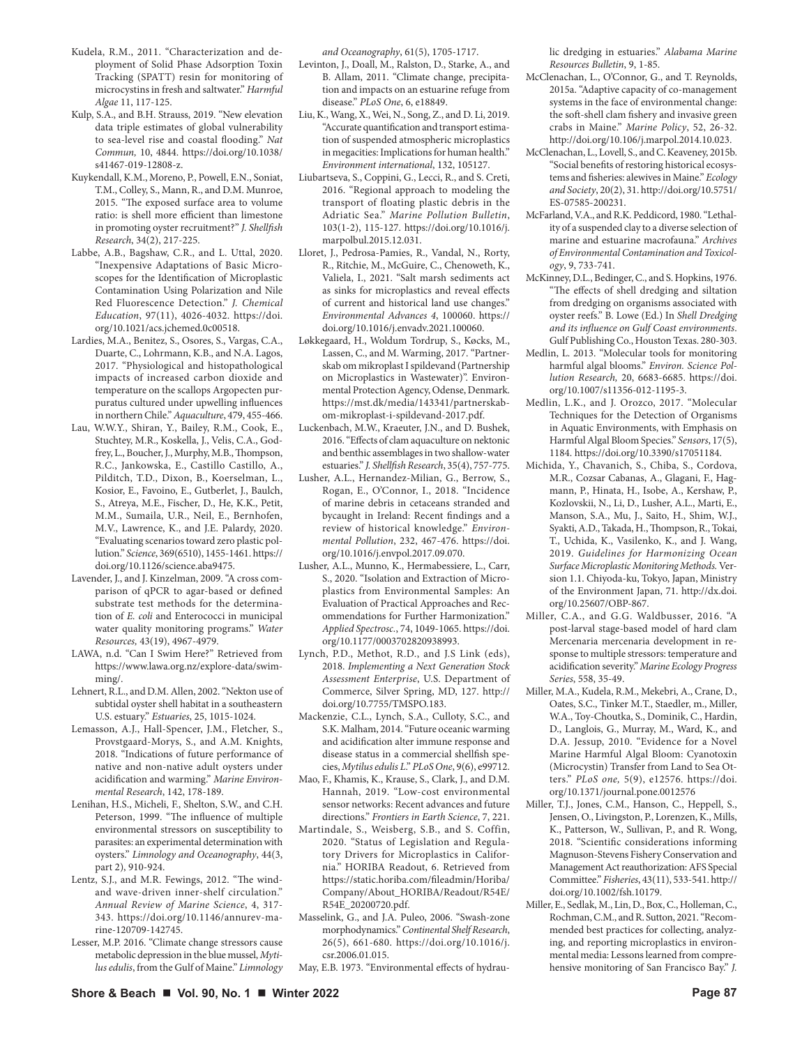Kudela, R.M., 2011. "Characterization and deployment of Solid Phase Adsorption Toxin Tracking (SPATT) resin for monitoring of microcystins in fresh and saltwater." *Harmful Algae* 11, 117-125.

Kulp, S.A., and B.H. Strauss, 2019. "New elevation data triple estimates of global vulnerability to sea-level rise and coastal flooding." *Nat Commun,* 10, 4844. https://doi.org/10.1038/s41467-019-12808-z.

Kuykendall, K.M., Moreno, P., Powell, E.N., Soniat, T.M., Colley, S., Mann, R., and D.M. Munroe, 2015. "The exposed surface area to volume ratio: is shell more efficient than limestone in promoting oyster recruitment?" *J. Shellfish Research*, 34(2), 217-225.

Labbe, A.B., Bagshaw, C.R., and L. Uttal, 2020. "Inexpensive Adaptations of Basic Microscopes for the Identification of Microplastic Contamination Using Polarization and Nile Red Fluorescence Detection." *J. Chemical Education*, 97(11), 4026-4032. https://doi.org/10.1021/acs.jchemed.0c00518.

Lardies, M.A., Benitez, S., Osores, S., Vargas, C.A., Duarte, C., Lohrmann, K.B., and N.A. Lagos, 2017. "Physiological and histopathological impacts of increased carbon dioxide and temperature on the scallops Argopecten purpuratus cultured under upwelling influences in northern Chile." *Aquaculture*, 479, 455-466.

Lau, W.W.Y., Shiran, Y., Bailey, R.M., Cook, E., Stuchtey, M.R., Koskella, J., Velis, C.A., Godfrey, L., Boucher, J., Murphy, M.B., Thompson, R.C., Jankowska, E., Castillo Castillo, A., Pilditch, T.D., Dixon, B., Koerselman, L., Kosior, E., Favoino, E., Gutberlet, J., Baulch, S., Atreya, M.E., Fischer, D., He, K.K., Petit, M.M., Sumaila, U.R., Neil, E., Bernhofen, M.V., Lawrence, K., and J.E. Palardy, 2020. "Evaluating scenarios toward zero plastic pollution." *Science*, 369(6510), 1455-1461. https://doi.org/10.1126/science.aba9475.

Lavender, J., and J. Kinzelman, 2009. "A cross comparison of qPCR to agar-based or defined substrate test methods for the determination of *E. coli* and Enterococci in municipal water quality monitoring programs." *Water Resources*, 43(19), 4967-4979.

LAWA, n.d. "Can I Swim Here?" Retrieved from https://www.lawa.org.nz/explore-data/swimming/.

Lehnert, R.L., and D.M. Allen, 2002. "Nekton use of subtidal oyster shell habitat in a southeastern U.S. estuary." *Estuaries*, 25, 1015-1024.

Lemasson, A.J., Hall-Spencer, J.M., Fletcher, S., Provstgaard-Morys, S., and A.M. Knights, 2018. "Indications of future performance of native and non-native adult oysters under acidification and warming." *Marine Environmental Research*, 142, 178-189.

Lenihan, H.S., Micheli, F., Shelton, S.W., and C.H. Peterson, 1999. "The influence of multiple environmental stressors on susceptibility to parasites: an experimental determination with oysters." *Limnology and Oceanography*, 44(3, part 2), 910-924.

Lentz, S.J., and M.R. Fewings, 2012. "The wind- and wave-driven inner-shelf circulation." *Annual Review of Marine Science*, 4, 317-343. https://doi.org/10.1146/annurev-marine-120709-142745.

Lesser, M.P. 2016. "Climate change stressors cause metabolic depression in the blue mussel, *Mytilus edulis*, from the Gulf of Maine." *Limnology and Oceanography*, 61(5), 1705-1717.

Levinton, J., Doall, M., Ralston, D., Starke, A., and B. Allam, 2011. "Climate change, precipitation and impacts on an estuarine refuge from disease." *PLoS One*, 6, e18849.

Liu, K., Wang, X., Wei, N., Song, Z., and D. Li, 2019. "Accurate quantification and transport estimation of suspended atmospheric microplastics in megacities: Implications for human health." *Environment international*, 132, 105127.

Liubartseva, S., Coppini, G., Lecci, R., and S. Creti, 2016. "Regional approach to modeling the transport of floating plastic debris in the Adriatic Sea." *Marine Pollution Bulletin*, 103(1-2), 115-127. https://doi.org/10.1016/j.marpolbul.2015.12.031.

Lloret, J., Pedrosa-Pamies, R., Vandal, N., Rorty, R., Ritchie, M., McGuire, C., Chenoweth, K., Valiela, I., 2021. "Salt marsh sediments act as sinks for microplastics and reveal effects of current and historical land use changes." *Environmental Advances 4*, 100060. https://doi.org/10.1016/j.envadv.2021.100060.

Løkkegaard, H., Woldum Tordrup, S., Køcks, M., Lassen, C., and M. Warming, 2017. "Partnerskab om mikroplast I spildevand (Partnership on Microplastics in Wastewater)." Environmental Protection Agency, Odense, Denmark. https://mst.dk/media/143341/partnerskab-om-mikroplast-i-spildevand-2017.pdf.

Luckenbach, M.W., Kraeuter, J.N., and D. Bushek, 2016. "Effects of clam aquaculture on nektonic and benthic assemblages in two shallow-water estuaries." *J. Shellfish Research*, 35(4), 757-775.

Lusher, A.L., Hernandez-Milian, G., Berrow, S., Rogan, E., O'Connor, I., 2018. "Incidence of marine debris in cetaceans stranded and bycaught in Ireland: Recent findings and a review of historical knowledge." *Environmental Pollution*, 232, 467-476. https://doi.org/10.1016/j.envpol.2017.09.070.

Lusher, A.L., Munno, K., Hermabessiere, L., Carr, S., 2020. "Isolation and Extraction of Microplastics from Environmental Samples: An Evaluation of Practical Approaches and Recommendations for Further Harmonization." *Applied Spectrosc.*, 74, 1049-1065. https://doi.org/10.1177/0003702820938993.

Lynch, P.D., Methot, R.D., and J.S Link (eds), 2018. *Implementing a Next Generation Stock Assessment Enterprise*, U.S. Department of Commerce, Silver Spring, MD, 127. http://doi.org/10.7755/TMSPO.183.

Mackenzie, C.L., Lynch, S.A., Culloty, S.C., and S.K. Malham, 2014. "Future oceanic warming and acidification alter immune response and disease status in a commercial shellfish species, *Mytilus edulis L*." *PLoS One*, 9(6), e99712.

Mao, F., Khamis, K., Krause, S., Clark, J., and D.M. Hannah, 2019. "Low-cost environmental sensor networks: Recent advances and future directions." *Frontiers in Earth Science*, 7, 221.

Martindale, S., Weisberg, S.B., and S. Coffin, 2020. "Status of Legislation and Regulatory Drivers for Microplastics in California." HORIBA Readout, 6. Retrieved from https://static.horiba.com/fileadmin/Horiba/Company/About_HORIBA/Readout/R54E/R54E_20200720.pdf.

Masselink, G., and J.A. Puleo, 2006. "Swash-zone morphodynamics." *Continental Shelf Research*, 26(5), 661-680. https://doi.org/10.1016/j.csr.2006.01.015.

May, E.B. 1973. "Environmental effects of hydraulic dredging in estuaries." *Alabama Marine Resources Bulletin*, 9, 1-85.

McClenachan, L., O'Connor, G., and T. Reynolds, 2015a. "Adaptive capacity of co-management systems in the face of environmental change: the soft-shell clam fishery and invasive green crabs in Maine." *Marine Policy*, 52, 26-32. http://doi.org/10.1016/j.marpol.2014.10.023.

McClenachan, L., Lovell, S., and C. Keaveney, 2015b. "Social benefits of restoring historical ecosystems and fisheries: alewives in Maine." *Ecology and Society*, 20(2), 31. http://doi.org/10.5751/ES-07585-200231.

McFarland, V.A., and R.K. Peddicord, 1980. "Lethality of a suspended clay to a diverse selection of marine and estuarine macrofauna." *Archives of Environmental Contamination and Toxicology*, 9, 733-741.

McKinney, D.L., Bedinger, C., and S. Hopkins, 1976. "The effects of shell dredging and siltation from dredging on organisms associated with oyster reefs." B. Lowe (Ed.) In *Shell Dredging and its influence on Gulf Coast environments*. Gulf Publishing Co., Houston Texas. 280-303.

Medlin, L. 2013. "Molecular tools for monitoring harmful algal blooms." *Environ. Science Pollution Research,* 20, 6683-6685. https://doi.org/10.1007/s11356-012-1195-3.

Medlin, L.K., and J. Orozco, 2017. "Molecular Techniques for the Detection of Organisms in Aquatic Environments, with Emphasis on Harmful Algal Bloom Species." *Sensors*, 17(5), 1184. https://doi.org/10.3390/s17051184.

Michida, Y., Chavanich, S., Chiba, S., Cordova, M.R., Cozsar Cabanas, A., Glagani, F., Hagmann, P., Hinata, H., Isobe, A., Kershaw, P., Kozlovskii, N., Li, D., Lusher, A.L., Marti, E., Manson, S.A., Mu, J., Saito, H., Shim, W.J., Syakti, A.D., Takada, H., Thompson, R., Tokai, T., Uchida, K., Vasilenko, K., and J. Wang, 2019. *Guidelines for Harmonizing Ocean Surface Microplastic Monitoring Methods.* Version 1.1. Chiyoda-ku, Tokyo, Japan, Ministry of the Environment Japan, 71. http://dx.doi.org/10.25607/OBP-867.

Miller, C.A., and G.G. Waldbusser, 2016. "A post-larval stage-based model of hard clam Mercenaria mercenaria development in response to multiple stressors: temperature and acidification severity." *Marine Ecology Progress Series*, 558, 35-49.

Miller, M.A., Kudela, R.M., Mekebri, A., Crane, D., Oates, S.C., Tinker M.T., Staedler, m., Miller, W.A., Toy-Choutka, S., Dominik, C., Hardin, D., Langlois, G., Murray, M., Ward, K., and D.A. Jessup, 2010. "Evidence for a Novel Marine Harmful Algal Bloom: Cyanotoxin (Microcystin) Transfer from Land to Sea Otters." *PLoS one,* 5(9), e12576. https://doi.org/10.1371/journal.pone.0012576

Miller, T.J., Jones, C.M., Hanson, C., Heppell, S., Jensen, O., Livingston, P., Lorenzen, K., Mills, K., Patterson, W., Sullivan, P., and R. Wong, 2018. "Scientific considerations informing Magnuson-Stevens Fishery Conservation and Management Act reauthorization: AFS Special Committee." *Fisheries*, 43(11), 533-541. http://doi.org/10.1002/fsh.10179.

Miller, E., Sedlak, M., Lin, D., Box, C., Holleman, C., Rochman, C.M., and R. Sutton, 2021. "Recommended best practices for collecting, analyzing, and reporting microplastics in environmental media: Lessons learned from comprehensive monitoring of San Francisco Bay." *J.*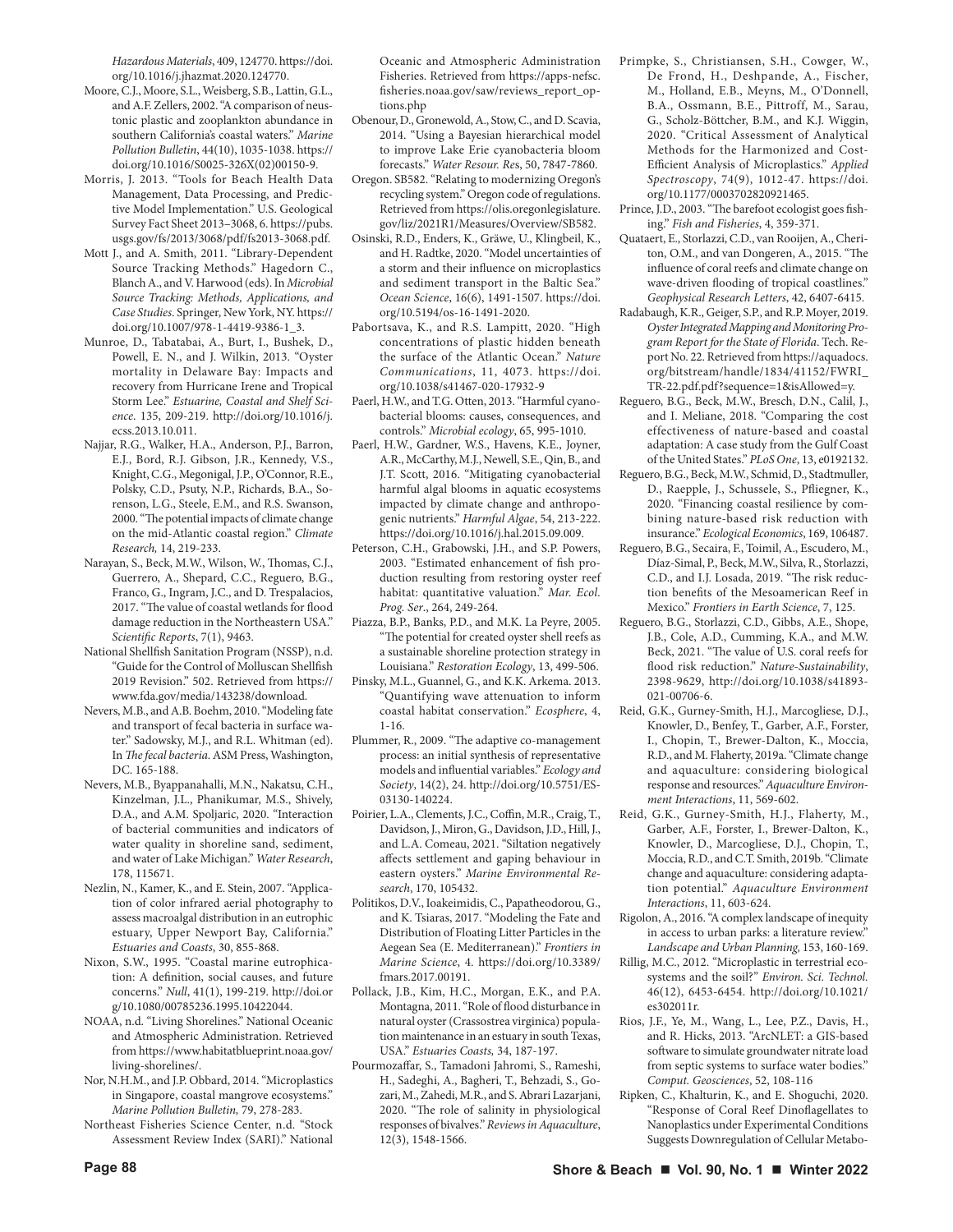*Hazardous Materials*, 409, 124770. https://doi.org/10.1016/j.jhazmat.2020.124770.

Moore, C.J., Moore, S.L., Weisberg, S.B., Lattin, G.L., and A.F. Zellers, 2002. "A comparison of neustonic plastic and zooplankton abundance in southern California's coastal waters." *Marine Pollution Bulletin*, 44(10), 1035-1038. https://doi.org/10.1016/S0025-326X(02)00150-9.

Morris, J. 2013. "Tools for Beach Health Data Management, Data Processing, and Predictive Model Implementation." U.S. Geological Survey Fact Sheet 2013–3068, 6. https://pubs.usgs.gov/fs/2013/3068/pdf/fs2013-3068.pdf.

Mott J., and A. Smith, 2011. "Library-Dependent Source Tracking Methods." Hagedorn C., Blanch A., and V. Harwood (eds). In *Microbial Source Tracking: Methods, Applications, and Case Studies*. Springer, New York, NY. https://doi.org/10.1007/978-1-4419-9386-1_3.

Munroe, D., Tabatabai, A., Burt, I., Bushek, D., Powell, E. N., and J. Wilkin, 2013. "Oyster mortality in Delaware Bay: Impacts and recovery from Hurricane Irene and Tropical Storm Lee." *Estuarine, Coastal and Shelf Science*. 135, 209-219. http://doi.org/10.1016/j.ecss.2013.10.011.

Najjar, R.G., Walker, H.A., Anderson, P.J., Barron, E.J., Bord, R.J. Gibson, J.R., Kennedy, V.S., Knight, C.G., Megonigal, J.P., O'Connor, R.E., Polsky, C.D., Psuty, N.P., Richards, B.A., Sorenson, L.G., Steele, E.M., and R.S. Swanson, 2000. "The potential impacts of climate change on the mid-Atlantic coastal region." *Climate Research,* 14, 219-233.

Narayan, S., Beck, M.W., Wilson, W., Thomas, C.J., Guerrero, A., Shepard, C.C., Reguero, B.G., Franco, G., Ingram, J.C., and D. Trespalacios, 2017. "The value of coastal wetlands for flood damage reduction in the Northeastern USA." *Scientific Reports*, 7(1), 9463.

National Shellfish Sanitation Program (NSSP), n.d. "Guide for the Control of Molluscan Shellfish 2019 Revision." 502. Retrieved from https://www.fda.gov/media/143238/download.

Nevers, M.B., and A.B. Boehm, 2010. "Modeling fate and transport of fecal bacteria in surface water." Sadowsky, M.J., and R.L. Whitman (ed). In *The fecal bacteria*. ASM Press, Washington, DC. 165-188.

Nevers, M.B., Byappanahalli, M.N., Nakatsu, C.H., Kinzelman, J.L., Phanikumar, M.S., Shively, D.A., and A.M. Spoljaric, 2020. "Interaction of bacterial communities and indicators of water quality in shoreline sand, sediment, and water of Lake Michigan." *Water Research*, 178, 115671.

Nezlin, N., Kamer, K., and E. Stein, 2007. "Application of color infrared aerial photography to assess macroalgal distribution in an eutrophic estuary, Upper Newport Bay, California." *Estuaries and Coasts,* 30, 855-868.

Nixon, S.W., 1995. "Coastal marine eutrophication: A definition, social causes, and future concerns." *Null*, 41(1), 199-219. http://doi.org/10.1080/00785236.1995.10422044.

NOAA, n.d. "Living Shorelines." National Oceanic and Atmospheric Administration. Retrieved from https://www.habitatblueprint.noaa.gov/living-shorelines/.

Nor, N.H.M., and J.P. Obbard, 2014. "Microplastics in Singapore, coastal mangrove ecosystems." *Marine Pollution Bulletin,* 79, 278-283.

Northeast Fisheries Science Center, n.d. "Stock Assessment Review Index (SARI)." National Oceanic and Atmospheric Administration Fisheries. Retrieved from https://apps-nefsc.fisheries.noaa.gov/saw/reviews_report_options.php

Obenour, D., Gronewold, A., Stow, C., and D. Scavia, 2014. "Using a Bayesian hierarchical model to improve Lake Erie cyanobacteria bloom forecasts." *Water Resour. Res*, 50, 7847-7860.

Oregon. SB582. "Relating to modernizing Oregon's recycling system." Oregon code of regulations. Retrieved from https://olis.oregonlegislature.gov/liz/2021R1/Measures/Overview/SB582.

Osinski, R.D., Enders, K., Gräwe, U., Klingbeil, K., and H. Radtke, 2020. "Model uncertainties of a storm and their influence on microplastics and sediment transport in the Baltic Sea." *Ocean Science*, 16(6), 1491-1507. https://doi.org/10.5194/os-16-1491-2020.

Pabortsava, K., and R.S. Lampitt, 2020. "High concentrations of plastic hidden beneath the surface of the Atlantic Ocean." *Nature Communications*, 11, 4073. https://doi.org/10.1038/s41467-020-17932-9

Paerl, H.W., and T.G. Otten, 2013. "Harmful cyanobacterial blooms: causes, consequences, and controls." *Microbial ecology*, 65, 995-1010.

Paerl, H.W., Gardner, W.S., Havens, K.E., Joyner, A.R., McCarthy, M.J., Newell, S.E., Qin, B., and J.T. Scott, 2016. "Mitigating cyanobacterial harmful algal blooms in aquatic ecosystems impacted by climate change and anthropogenic nutrients." *Harmful Algae*, 54, 213-222. https://doi.org/10.1016/j.hal.2015.09.009.

Peterson, C.H., Grabowski, J.H., and S.P. Powers, 2003. "Estimated enhancement of fish production resulting from restoring oyster reef habitat: quantitative valuation." *Mar. Ecol. Prog. Ser*., 264, 249-264.

Piazza, B.P., Banks, P.D., and M.K. La Peyre, 2005. "The potential for created oyster shell reefs as a sustainable shoreline protection strategy in Louisiana." *Restoration Ecology*, 13, 499-506.

Pinsky, M.L., Guannel, G., and K.K. Arkema. 2013. "Quantifying wave attenuation to inform coastal habitat conservation." *Ecosphere*, 4, 1-16.

Plummer, R., 2009. "The adaptive co-management process: an initial synthesis of representative models and influential variables." *Ecology and Society*, 14(2), 24. http://doi.org/10.5751/ES-03130-140224.

Poirier, L.A., Clements, J.C., Coffin, M.R., Craig, T., Davidson, J., Miron, G., Davidson, J.D., Hill, J., and L.A. Comeau, 2021. "Siltation negatively affects settlement and gaping behaviour in eastern oysters." *Marine Environmental Research*, 170, 105432.

Politikos, D.V., Ioakeimidis, C., Papatheodorou, G., and K. Tsiaras, 2017. "Modeling the Fate and Distribution of Floating Litter Particles in the Aegean Sea (E. Mediterranean)." *Frontiers in Marine Science*, 4. https://doi.org/10.3389/fmars.2017.00191.

Pollack, J.B., Kim, H.C., Morgan, E.K., and P.A. Montagna, 2011. "Role of flood disturbance in natural oyster (Crassostrea virginica) population maintenance in an estuary in south Texas, USA." *Estuaries Coasts,* 34, 187-197.

Pourmozaffar, S., Tamadoni Jahromi, S., Rameshi, H., Sadeghi, A., Bagheri, T., Behzadi, S., Gozari, M., Zahedi, M.R., and S. Abrari Lazarjani, 2020. "The role of salinity in physiological responses of bivalves." *Reviews in Aquaculture*, 12(3), 1548-1566.

Primpke, S., Christiansen, S.H., Cowger, W., De Frond, H., Deshpande, A., Fischer, M., Holland, E.B., Meyns, M., O'Donnell, B.A., Ossmann, B.E., Pittroff, M., Sarau, G., Scholz-Böttcher, B.M., and K.J. Wiggin, 2020. "Critical Assessment of Analytical Methods for the Harmonized and Cost-Efficient Analysis of Microplastics." *Applied Spectroscopy*, 74(9), 1012-47. https://doi.org/10.1177/0003702820921465.

Prince, J.D., 2003. "The barefoot ecologist goes fishing." *Fish and Fisheries*, 4, 359-371.

Quataert, E., Storlazzi, C.D., van Rooijen, A., Cheriton, O.M., and van Dongeren, A., 2015. "The influence of coral reefs and climate change on wave-driven flooding of tropical coastlines." *Geophysical Research Letters*, 42, 6407-6415.

Radabaugh, K.R., Geiger, S.P., and R.P. Moyer, 2019. *Oyster Integrated Mapping and Monitoring Program Report for the State of Florida*. Tech. Report No. 22. Retrieved from https://aquadocs.org/bitstream/handle/1834/41152/FWRI_TR-22.pdf.pdf?sequence=1&isAllowed=y.

Reguero, B.G., Beck, M.W., Bresch, D.N., Calil, J., and I. Meliane, 2018. "Comparing the cost effectiveness of nature-based and coastal adaptation: A case study from the Gulf Coast of the United States." *PLoS One*, 13, e0192132.

Reguero, B.G., Beck, M.W., Schmid, D., Stadtmuller, D., Raepple, J., Schussele, S., Pfliegner, K., 2020. "Financing coastal resilience by combining nature-based risk reduction with insurance." *Ecological Economics*, 169, 106487.

Reguero, B.G., Secaira, F., Toimil, A., Escudero, M., Díaz-Simal, P., Beck, M.W., Silva, R., Storlazzi, C.D., and I.J. Losada, 2019. "The risk reduction benefits of the Mesoamerican Reef in Mexico." *Frontiers in Earth Science*, 7, 125.

Reguero, B.G., Storlazzi, C.D., Gibbs, A.E., Shope, J.B., Cole, A.D., Cumming, K.A., and M.W. Beck, 2021. "The value of U.S. coral reefs for flood risk reduction." *Nature-Sustainability*, 2398-9629, http://doi.org/10.1038/s41893-021-00706-6.

Reid, G.K., Gurney-Smith, H.J., Marcogliese, D.J., Knowler, D., Benfey, T., Garber, A.F., Forster, I., Chopin, T., Brewer-Dalton, K., Moccia, R.D., and M. Flaherty, 2019a. "Climate change and aquaculture: considering biological response and resources." *Aquaculture Environment Interactions*, 11, 569-602.

Reid, G.K., Gurney-Smith, H.J., Flaherty, M., Garber, A.F., Forster, I., Brewer-Dalton, K., Knowler, D., Marcogliese, D.J., Chopin, T., Moccia, R.D., and C.T. Smith, 2019b. "Climate change and aquaculture: considering adaptation potential." *Aquaculture Environment Interactions*, 11, 603-624.

Rigolon, A., 2016. "A complex landscape of inequity in access to urban parks: a literature review." *Landscape and Urban Planning,* 153, 160-169.

Rillig, M.C., 2012. "Microplastic in terrestrial ecosystems and the soil?" *Environ. Sci. Technol.* 46(12), 6453-6454. http://doi.org/10.1021/es302011r.

Rios, J.F., Ye, M., Wang, L., Lee, P.Z., Davis, H., and R. Hicks, 2013. "ArcNLET: a GIS-based software to simulate groundwater nitrate load from septic systems to surface water bodies." *Comput. Geosciences*, 52, 108-116

Ripken, C., Khalturin, K., and E. Shoguchi, 2020. "Response of Coral Reef Dinoflagellates to Nanoplastics under Experimental Conditions Suggests Downregulation of Cellular Metabo-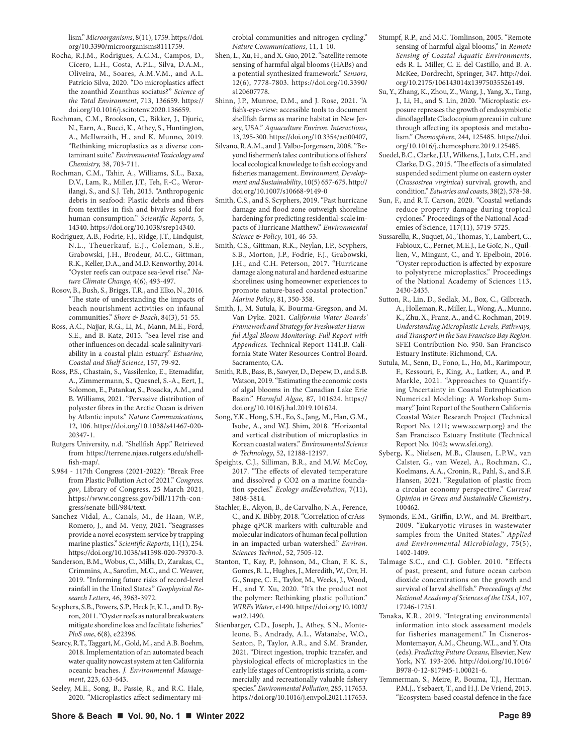lism." *Microorganisms*, 8(11), 1759. https://doi.org/10.3390/microorganisms8111759.

Rocha, R.J.M., Rodrigues, A.C.M., Campos, D., Cícero, L.H., Costa, A.P.L., Silva, D.A.M., Oliveira, M., Soares, A.M.V.M., and A.L. Patrício Silva, 2020. "Do microplastics affect the zoanthid Zoanthus sociatus?" *Science of the Total Environment*, 713, 136659. https://doi.org/10.1016/j.scitotenv.2020.136659.

Rochman, C.M., Brookson, C., Bikker, J., Djuric, N., Earn, A., Bucci, K., Athey, S., Huntington, A., McIlwraith, H., and K. Munno, 2019. "Rethinking microplastics as a diverse contaminant suite." *Environmental Toxicology and Chemistry,* 38, 703-711.

Rochman, C.M., Tahir, A., Williams, S.L., Baxa, D.V., Lam, R., Miller, J.T., Teh, F.-C., Werorilangi, S., and S.J. Teh, 2015. "Anthropogenic debris in seafood: Plastic debris and fibers from textiles in fish and bivalves sold for human consumption." *Scientific Reports,* 5, 14340. https://doi.org/10.1038/srep14340.

Rodriguez, A.B., Fodrie, F.J., Ridge, J.T., Lindquist, N.L., Theuerkauf, E.J., Coleman, S.E., Grabowski, J.H., Brodeur, M.C., Gittman, R.K., Keller, D.A., and M.D. Kenworthy, 2014. "Oyster reefs can outpace sea-level rise." *Nature Climate Change*, 4(6), 493-497.

Rosov, B., Bush, S., Briggs, T.R., and Elko, N., 2016. "The state of understanding the impacts of beach nourishment activities on infaunal communities." *Shore & Beach*, 84(3), 51-55.

Ross, A.C., Najjar, R.G., Li, M., Mann, M.E., Ford, S.E., and B. Katz, 2015. "Sea-level rise and other influences on decadal-scale salinity variability in a coastal plain estuary." *Estuarine, Coastal and Shelf Science*, 157, 79-92.

Ross, P.S., Chastain, S., Vassilenko, E., Etemadifar, A., Zimmermann, S., Quesnel, S.-A., Eert, J., Solomon, E., Patankar, S., Posacka, A.M., and B. Williams, 2021. "Pervasive distribution of polyester fibres in the Arctic Ocean is driven by Atlantic inputs." *Nature Communications,* 12, 106. https://doi.org/10.1038/s41467-020-20347-1.

Rutgers University, n.d. "Shellfish App." Retrieved from https://terrene.njaes.rutgers.edu/shellfish-map/.

S.984 - 117th Congress (2021-2022): "Break Free from Plastic Pollution Act of 2021." *Congress.gov*, Library of Congress, 25 March 2021, https://www.congress.gov/bill/117th-congress/senate-bill/984/text.

Sanchez-Vidal, A., Canals, M., de Haan, W.P., Romero, J., and M. Veny, 2021. "Seagrasses provide a novel ecosystem service by trapping marine plastics." *Scientific Reports*, 11(1), 254. https://doi.org/10.1038/s41598-020-79370-3.

Sanderson, B.M., Wobus, C., Mills, D., Zarakas, C., Crimmins, A., Sarofim, M.C., and C. Weaver, 2019. "Informing future risks of record-level rainfall in the United States." *Geophysical Research Letters,* 46, 3963-3972.

Scyphers, S.B., Powers, S.P., Heck Jr, K.L., and D. Byron, 2011. "Oyster reefs as natural breakwaters mitigate shoreline loss and facilitate fisheries." *PloS one*, 6(8), e22396.

Searcy, R.T., Taggart, M., Gold, M., and A.B. Boehm, 2018. Implementation of an automated beach water quality nowcast system at ten California oceanic beaches. *J. Environmental Management*, 223, 633-643.

Seeley, M.E., Song, B., Passie, R., and R.C. Hale, 2020. "Microplastics affect sedimentary microbial communities and nitrogen cycling." *Nature Communications*, 11, 1-10.

Shen, L., Xu, H., and X. Guo, 2012. "Satellite remote sensing of harmful algal blooms (HABs) and a potential synthesized framework." *Sensors*, 12(6), 7778-7803. https://doi.org/10.3390/s120607778.

Shinn, J.P., Munroe, D.M., and J. Rose, 2021. "A fish's-eye-view: accessible tools to document shellfish farms as marine habitat in New Jersey, USA." *Aquaculture Environ. Interactions*, 13, 295-300. https://doi.org/10.3354/aei00407,

Silvano, R.A.M., and J. Valbo-Jorgensen, 2008. "Beyond fishermen's tales: contributions of fishers' local ecological knowledge to fish ecology and fisheries management. *Environment, Development and Sustainability*, 10(5) 657-675. http://doi.org/10.1007/s10668-9149-0

Smith, C.S., and S. Scyphers, 2019. "Past hurricane damage and flood zone outweigh shoreline hardening for predicting residential-scale impacts of Hurricane Matthew." *Environmental Science & Policy*, 101, 46-53.

Smith, C.S., Gittman, R.K., Neylan, I.P., Scyphers, S.B., Morton, J.P., Fodrie, F.J., Grabowski, J.H., and C.H. Peterson, 2017. "Hurricane damage along natural and hardened estuarine shorelines: using homeowner experiences to promote nature-based coastal protection." *Marine Policy*, 81, 350-358.

Smith, J., M. Sutula, K. Bourma-Gregson, and M. Van Dyke. 2021. *California Water Boards' Framework and Strategy for Freshwater Harmful Algal Bloom Monitoring: Full Report with Appendices.* Technical Report 1141.B. California State Water Resources Control Board. Sacramento, CA.

Smith, R.B., Bass, B., Sawyer, D., Depew, D., and S.B. Watson, 2019. "Estimating the economic costs of algal blooms in the Canadian Lake Erie Basin." *Harmful Algae*, 87, 101624. https://doi.org/10.1016/j.hal.2019.101624.

Song, Y.K., Hong, S.H., Eo, S., Jang, M., Han, G.M., Isobe, A., and W.J. Shim, 2018. "Horizontal and vertical distribution of microplastics in Korean coastal waters." *Environmental Science & Technology*, 52, 12188-12197.

Speights, C.J., Silliman, B.R., and M.W. McCoy, 2017. "The effects of elevated temperature and dissolved ρ CO2 on a marine foundation species." *Ecology andEevolution*, 7(11), 3808-3814.

Stachler, E., Akyon, B., de Carvalho, N.A., Ference, C., and K. Bibby, 2018. "Correlation of crAssphage qPCR markers with culturable and molecular indicators of human fecal pollution in an impacted urban watershed." *Environ. Sciences Technol*., 52, 7505-12.

Stanton, T., Kay, P., Johnson, M., Chan, F. K. S., Gomes, R. L., Hughes, J., Meredith, W., Orr, H. G., Snape, C. E., Taylor, M., Weeks, J., Wood, H., and Y. Xu, 2020. "It's the product not the polymer: Rethinking plastic pollution." *WIREs Water*, e1490. https://doi.org/10.1002/wat2.1490.

Stienbarger, C.D., Joseph, J., Athey, S.N., Monteleone, B., Andrady, A.L., Watanabe, W.O., Seaton, P., Taylor, A.R., and S.M. Brander, 2021. "Direct ingestion, trophic transfer, and physiological effects of microplastics in the early life stages of Centropristis striata, a commercially and recreationally valuable fishery species." *Environmental Pollution*, 285, 117653. https://doi.org/10.1016/j.envpol.2021.117653.

Stumpf, R.P., and M.C. Tomlinson, 2005. "Remote sensing of harmful algal blooms," in *Remote Sensing of Coastal Aquatic Environments*, eds R. L. Miller, C. E. del Castillo, and B. A. McKee, Dordrecht, Springer, 347. http://doi.org/10.2175/106143014x13975035526149.

Su, Y., Zhang, K., Zhou, Z., Wang, J., Yang, X., Tang, J., Li, H., and S. Lin, 2020. "Microplastic exposure represses the growth of endosymbiotic dinoflagellate Cladocopium goreaui in culture through affecting its apoptosis and metabolism." *Chemosphere*, 244, 125485. https://doi.org/10.1016/j.chemosphere.2019.125485.

Suedel, B.C., Clarke, J.U., Wilkens, J., Lutz, C.H., and Clarke, D.G., 2015. "The effects of a simulated suspended sediment plume on eastern oyster (*Crassostrea virginica*) survival, growth, and condition." *Estuaries and coasts*, 38(2), 578-58.

Sun, F., and R.T. Carson, 2020. "Coastal wetlands reduce property damage during tropical cyclones." Proceedings of the National Academies of Science, 117(11), 5719-5725.

Sussarellu, R., Suquet, M., Thomas, Y., Lambert, C., Fabioux, C., Pernet, M.E.J., Le Goïc, N., Quillien, V., Mingant, C., and Y. Epelboin, 2016. "Oyster reproduction is affected by exposure to polystyrene microplastics." Proceedings of the National Academy of Sciences 113, 2430-2435.

Sutton, R., Lin, D., Sedlak, M., Box, C., Gilbreath, A., Holleman, R., Miller, L., Wong, A., Munno, K., Zhu, X., Franz, A., and C. Rochman, 2019. *Understanding Microplastic Levels, Pathways, and Transport in the San Francisco Bay Region.* SFEI Contribution No. 950. San Francisco Estuary Institute: Richmond, CA.

Sutula, M., Senn, D., Fono, L., Ho, M., Karimpour, F., Kessouri, F., King, A., Latker, A., and P. Markle, 2021. "Approaches to Quantifying Uncertainty in Coastal Eutrophication Numerical Modeling: A Workshop Summary." Joint Report of the Southern California Coastal Water Research Project (Technical Report No. 1211; www.sccwrp.org) and the San Francisco Estuary Institute (Technical Report No. 1042; www.sfei.org).

Syberg, K., Nielsen, M.B., Clausen, L.P.W., van Calster, G., van Wezel, A., Rochman, C., Koelmans, A.A., Cronin, R., Pahl, S., and S.F. Hansen, 2021. "Regulation of plastic from a circular economy perspective." *Current Opinion in Green and Sustainable Chemistry*, 100462.

Symonds, E.M., Griffin, D.W., and M. Breitbart, 2009. "Eukaryotic viruses in wastewater samples from the United States." *Applied and Environmental Microbiology*, 75(5), 1402-1409.

Talmage S.C., and C.J. Gobler. 2010. "Effects of past, present, and future ocean carbon dioxide concentrations on the growth and survival of larval shellfish." *Proceedings of the National Academy of Sciences of the USA*, 107, 17246-17251.

Tanaka, K.R., 2019. "Integrating environmental information into stock assessment models for fisheries management." In Cisneros-Montemayor, A.M., Cheung, W.L., and Y. Ota (eds). *Predicting Future Oceans*, Elsevier, New York, NY. 193-206. http://doi.org/10.1016/B978-0-12-817945-1.00021-6.

Temmerman, S., Meire, P., Bouma, T.J., Herman, P.M.J., Ysebaert, T., and H.J. De Vriend, 2013. "Ecosystem-based coastal defence in the face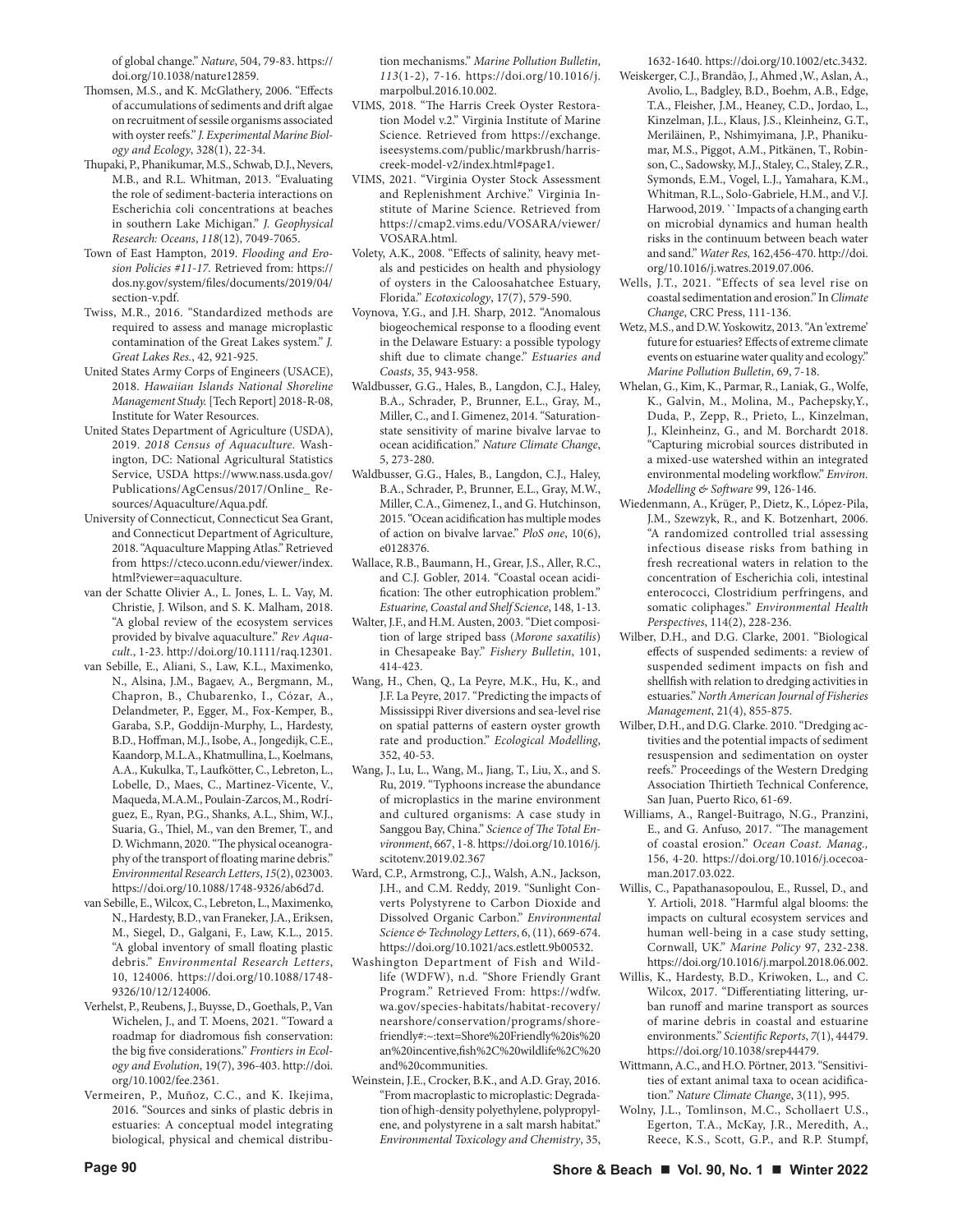of global change." *Nature*, 504, 79-83. https://doi.org/10.1038/nature12859.

Thomsen, M.S., and K. McGlathery, 2006. "Effects of accumulations of sediments and drift algae on recruitment of sessile organisms associated with oyster reefs." *J. Experimental Marine Biology and Ecology*, 328(1), 22-34.

Thupaki, P., Phanikumar, M.S., Schwab, D.J., Nevers, M.B., and R.L. Whitman, 2013. "Evaluating the role of sediment-bacteria interactions on Escherichia coli concentrations at beaches in southern Lake Michigan." *J. Geophysical Research: Oceans*, *118*(12), 7049-7065.

Town of East Hampton, 2019. *Flooding and Erosion Policies #11-17*. Retrieved from: https://dos.ny.gov/system/files/documents/2019/04/section-v.pdf.

Twiss, M.R., 2016. "Standardized methods are required to assess and manage microplastic contamination of the Great Lakes system." *J. Great Lakes Res.*, 42, 921-925.

United States Army Corps of Engineers (USACE), 2018. *Hawaiian Islands National Shoreline Management Study.* [Tech Report] 2018-R-08, Institute for Water Resources.

United States Department of Agriculture (USDA), 2019. *2018 Census of Aquaculture*. Washington, DC: National Agricultural Statistics Service, USDA https://www.nass.usda.gov/Publications/AgCensus/2017/Online_ Resources/Aquaculture/Aqua.pdf.

University of Connecticut, Connecticut Sea Grant, and Connecticut Department of Agriculture, 2018. "Aquaculture Mapping Atlas." Retrieved from https://cteco.uconn.edu/viewer/index.html?viewer=aquaculture.

van der Schatte Olivier A., L. Jones, L. L. Vay, M. Christie, J. Wilson, and S. K. Malham, 2018. "A global review of the ecosystem services provided by bivalve aquaculture." *Rev Aquacult.*, 1-23. http://doi.org/10.1111/raq.12301.

van Sebille, E., Aliani, S., Law, K.L., Maximenko, N., Alsina, J.M., Bagaev, A., Bergmann, M., Chapron, B., Chubarenko, I., Cózar, A., Delandmeter, P., Egger, M., Fox-Kemper, B., Garaba, S.P., Goddijn-Murphy, L., Hardesty, B.D., Hoffman, M.J., Isobe, A., Jongedijk, C.E., Kaandorp, M.L.A., Khatmullina, L., Koelmans, A.A., Kukulka, T., Laufkötter, C., Lebreton, L., Lobelle, D., Maes, C., Martinez-Vicente, V., Maqueda, M.A.M., Poulain-Zarcos, M., Rodríguez, E., Ryan, P.G., Shanks, A.L., Shim, W.J., Suaria, G., Thiel, M., van den Bremer, T., and D. Wichmann, 2020. "The physical oceanography of the transport of floating marine debris." *Environmental Research Letters*, *15*(2), 023003. https://doi.org/10.1088/1748-9326/ab6d7d.

van Sebille, E., Wilcox, C., Lebreton, L., Maximenko, N., Hardesty, B.D., van Franeker, J.A., Eriksen, M., Siegel, D., Galgani, F., Law, K.L., 2015. "A global inventory of small floating plastic debris." *Environmental Research Letters*, 10, 124006. https://doi.org/10.1088/1748-9326/10/12/124006.

Verhelst, P., Reubens, J., Buysse, D., Goethals, P., Van Wichelen, J., and T. Moens, 2021. "Toward a roadmap for diadromous fish conservation: the big five considerations." *Frontiers in Ecology and Evolution*, 19(7), 396-403. http://doi.org/10.1002/fee.2361.

Vermeiren, P., Muñoz, C.C., and K. Ikejima, 2016. "Sources and sinks of plastic debris in estuaries: A conceptual model integrating biological, physical and chemical distribution mechanisms." *Marine Pollution Bulletin*, *113*(1-2), 7-16. https://doi.org/10.1016/j.marpolbul.2016.10.002.

VIMS, 2018. "The Harris Creek Oyster Restoration Model v.2." Virginia Institute of Marine Science. Retrieved from https://exchange.iseesystems.com/public/markbrush/harris-creek-model-v2/index.html#page1.

VIMS, 2021. "Virginia Oyster Stock Assessment and Replenishment Archive." Virginia Institute of Marine Science. Retrieved from https://cmap2.vims.edu/VOSARA/viewer/VOSARA.html.

Volety, A.K., 2008. "Effects of salinity, heavy metals and pesticides on health and physiology of oysters in the Caloosahatchee Estuary, Florida." *Ecotoxicology*, 17(7), 579-590.

Voynova, Y.G., and J.H. Sharp, 2012. "Anomalous biogeochemical response to a flooding event in the Delaware Estuary: a possible typology shift due to climate change." *Estuaries and Coasts*, 35, 943-958.

Waldbusser, G.G., Hales, B., Langdon, C.J., Haley, B.A., Schrader, P., Brunner, E.L., Gray, M., Miller, C., and I. Gimenez, 2014. "Saturation-state sensitivity of marine bivalve larvae to ocean acidification." *Nature Climate Change*, 5, 273-280.

Waldbusser, G.G., Hales, B., Langdon, C.J., Haley, B.A., Schrader, P., Brunner, E.L., Gray, M.W., Miller, C.A., Gimenez, I., and G. Hutchinson, 2015. "Ocean acidification has multiple modes of action on bivalve larvae." *PloS one*, 10(6), e0128376.

Wallace, R.B., Baumann, H., Grear, J.S., Aller, R.C., and C.J. Gobler, 2014. "Coastal ocean acidification: The other eutrophication problem." *Estuarine, Coastal and Shelf Science*, 148, 1-13.

Walter, J.F., and H.M. Austen, 2003. "Diet composition of large striped bass (*Morone saxatilis*) in Chesapeake Bay." *Fishery Bulletin*, 101, 414-423.

Wang, H., Chen, Q., La Peyre, M.K., Hu, K., and J.F. La Peyre, 2017. "Predicting the impacts of Mississippi River diversions and sea-level rise on spatial patterns of eastern oyster growth rate and production." *Ecological Modelling*, 352, 40-53.

Wang, J., Lu, L., Wang, M., Jiang, T., Liu, X., and S. Ru, 2019. "Typhoons increase the abundance of microplastics in the marine environment and cultured organisms: A case study in Sanggou Bay, China." *Science of The Total Environment*, 667, 1-8. https://doi.org/10.1016/j.scitotenv.2019.02.367

Ward, C.P., Armstrong, C.J., Walsh, A.N., Jackson, J.H., and C.M. Reddy, 2019. "Sunlight Converts Polystyrene to Carbon Dioxide and Dissolved Organic Carbon." *Environmental Science & Technology Letters*, 6, (11), 669-674. https://doi.org/10.1021/acs.estlett.9b00532.

Washington Department of Fish and Wildlife (WDFW), n.d. "Shore Friendly Grant Program." Retrieved From: https://wdfw.wa.gov/species-habitats/habitat-recovery/nearshore/conservation/programs/shore-friendly#:~:text=Shore%20Friendly%20is%20an%20incentive,fish%2C%20wildlife%2C%20and%20communities.

Weinstein, J.E., Crocker, B.K., and A.D. Gray, 2016. "From macroplastic to microplastic: Degradation of high-density polyethylene, polypropylene, and polystyrene in a salt marsh habitat." *Environmental Toxicology and Chemistry*, 35, 1632-1640. https://doi.org/10.1002/etc.3432.

Weiskerger, C.J., Brandão, J., Ahmed ,W., Aslan, A., Avolio, L., Badgley, B.D., Boehm, A.B., Edge, T.A., Fleisher, J.M., Heaney, C.D., Jordao, L., Kinzelman, J.L., Klaus, J.S., Kleinheinz, G.T., Meriläinen, P., Nshimyimana, J.P., Phanikumar, M.S., Piggot, A.M., Pitkänen, T., Robinson, C., Sadowsky, M.J., Staley, C., Staley, Z.R., Symonds, E.M., Vogel, L.J., Yamahara, K.M., Whitman, R.L., Solo-Gabriele, H.M., and V.J. Harwood, 2019. ``Impacts of a changing earth on microbial dynamics and human health risks in the continuum between beach water and sand." *Water Res*, 162,456-470. http://doi.org/10.1016/j.watres.2019.07.006.

Wells, J.T., 2021. "Effects of sea level rise on coastal sedimentation and erosion." In *Climate Change*, CRC Press, 111-136.

Wetz, M.S., and D.W. Yoskowitz, 2013. "An 'extreme' future for estuaries? Effects of extreme climate events on estuarine water quality and ecology." *Marine Pollution Bulletin*, 69, 7-18.

Whelan, G., Kim, K., Parmar, R., Laniak, G., Wolfe, K., Galvin, M., Molina, M., Pachepsky,Y., Duda, P., Zepp, R., Prieto, L., Kinzelman, J., Kleinheinz, G., and M. Borchardt 2018. "Capturing microbial sources distributed in a mixed-use watershed within an integrated environmental modeling workflow." *Environ. Modelling & Software* 99, 126-146.

Wiedenmann, A., Krüger, P., Dietz, K., López-Pila, J.M., Szewzyk, R., and K. Botzenhart, 2006. "A randomized controlled trial assessing infectious disease risks from bathing in fresh recreational waters in relation to the concentration of Escherichia coli, intestinal enterococci, Clostridium perfringens, and somatic coliphages." *Environmental Health Perspectives*, 114(2), 228-236.

Wilber, D.H., and D.G. Clarke, 2001. "Biological effects of suspended sediments: a review of suspended sediment impacts on fish and shellfish with relation to dredging activities in estuaries." *North American Journal of Fisheries Management*, 21(4), 855-875.

Wilber, D.H., and D.G. Clarke. 2010. "Dredging activities and the potential impacts of sediment resuspension and sedimentation on oyster reefs." Proceedings of the Western Dredging Association Thirtieth Technical Conference, San Juan, Puerto Rico, 61-69.

Williams, A., Rangel-Buitrago, N.G., Pranzini, E., and G. Anfuso, 2017. "The management of coastal erosion." *Ocean Coast. Manag.,* 156, 4-20. https://doi.org/10.1016/j.ocecoaman.2017.03.022.

Willis, C., Papathanasopoulou, E., Russel, D., and Y. Artioli, 2018. "Harmful algal blooms: the impacts on cultural ecosystem services and human well-being in a case study setting, Cornwall, UK." *Marine Policy* 97, 232-238. https://doi.org/10.1016/j.marpol.2018.06.002.

Willis, K., Hardesty, B.D., Kriwoken, L., and C. Wilcox, 2017. "Differentiating littering, urban runoff and marine transport as sources of marine debris in coastal and estuarine environments." *Scientific Reports*, *7*(1), 44479. https://doi.org/10.1038/srep44479.

Wittmann, A.C., and H.O. Pörtner, 2013. "Sensitivities of extant animal taxa to ocean acidification." *Nature Climate Change*, 3(11), 995.

Wolny, J.L., Tomlinson, M.C., Schollaert U.S., Egerton, T.A., McKay, J.R., Meredith, A., Reece, K.S., Scott, G.P., and R.P. Stumpf,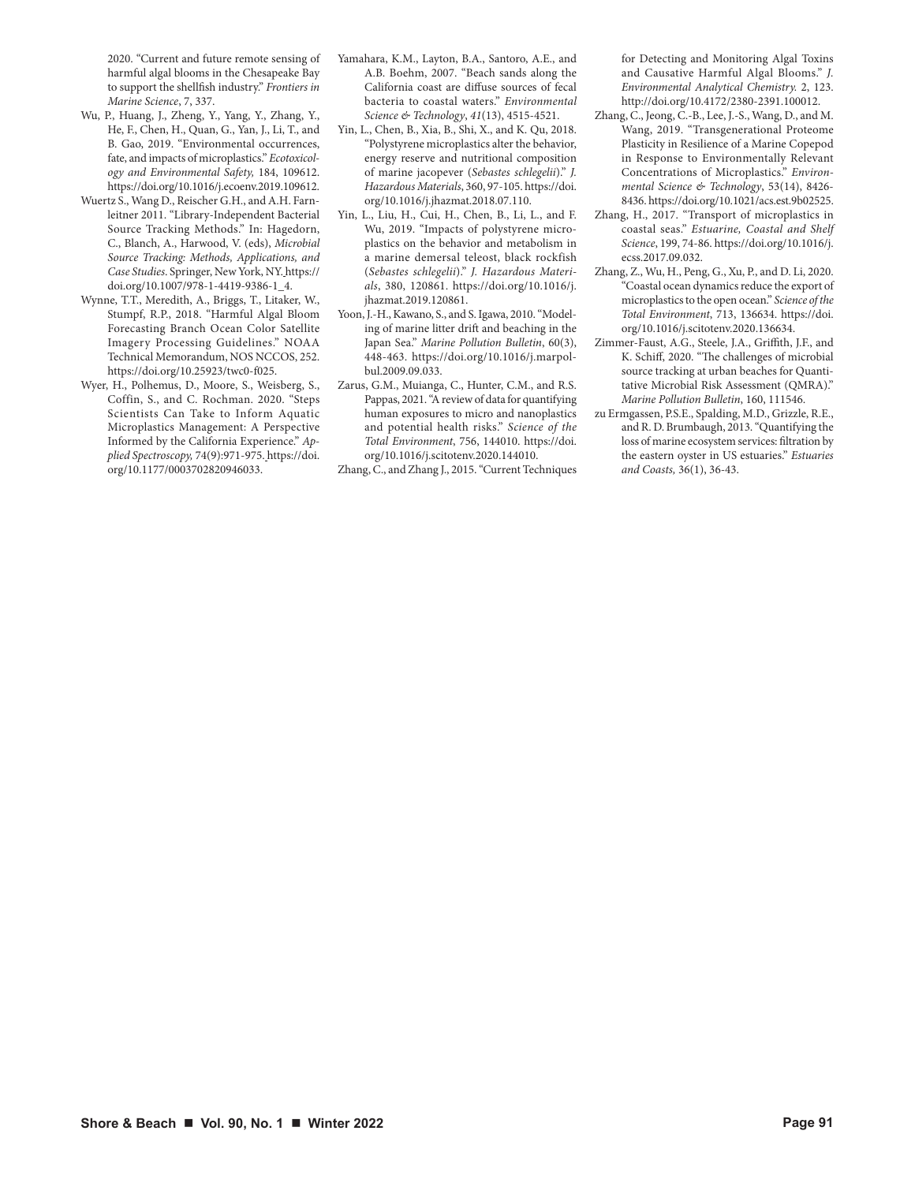2020. "Current and future remote sensing of harmful algal blooms in the Chesapeake Bay to support the shellfish industry." *Frontiers in Marine Science*, 7, 337.

Wu, P., Huang, J., Zheng, Y., Yang, Y., Zhang, Y., He, F., Chen, H., Quan, G., Yan, J., Li, T., and B. Gao, 2019. "Environmental occurrences, fate, and impacts of microplastics." *Ecotoxicology and Environmental Safety,* 184, 109612. https://doi.org/10.1016/j.ecoenv.2019.109612.

Wuertz S., Wang D., Reischer G.H., and A.H. Farnleitner 2011. "Library-Independent Bacterial Source Tracking Methods." In: Hagedorn, C., Blanch, A., Harwood, V. (eds), *Microbial Source Tracking: Methods, Applications, and Case Studies*. Springer, New York, NY. https://doi.org/10.1007/978-1-4419-9386-1_4.

Wynne, T.T., Meredith, A., Briggs, T., Litaker, W., Stumpf, R.P., 2018. "Harmful Algal Bloom Forecasting Branch Ocean Color Satellite Imagery Processing Guidelines." NOAA Technical Memorandum, NOS NCCOS, 252. https://doi.org/10.25923/twc0-f025.

Wyer, H., Polhemus, D., Moore, S., Weisberg, S., Coffin, S., and C. Rochman. 2020. "Steps Scientists Can Take to Inform Aquatic Microplastics Management: A Perspective Informed by the California Experience." *Applied Spectroscopy,* 74(9):971-975. https://doi.org/10.1177/0003702820946033.

Yamahara, K.M., Layton, B.A., Santoro, A.E., and A.B. Boehm, 2007. "Beach sands along the California coast are diffuse sources of fecal bacteria to coastal waters." *Environmental Science & Technology*, *41*(13), 4515-4521.

Yin, L., Chen, B., Xia, B., Shi, X., and K. Qu, 2018. "Polystyrene microplastics alter the behavior, energy reserve and nutritional composition of marine jacopever (*Sebastes schlegelii*)." *J. Hazardous Materials*, 360, 97-105. https://doi.org/10.1016/j.jhazmat.2018.07.110.

Yin, L., Liu, H., Cui, H., Chen, B., Li, L., and F. Wu, 2019. "Impacts of polystyrene microplastics on the behavior and metabolism in a marine demersal teleost, black rockfish (*Sebastes schlegelii*)." *J. Hazardous Materials*, 380, 120861. https://doi.org/10.1016/j.jhazmat.2019.120861.

Yoon, J.-H., Kawano, S., and S. Igawa, 2010. "Modeling of marine litter drift and beaching in the Japan Sea." *Marine Pollution Bulletin*, 60(3), 448-463. https://doi.org/10.1016/j.marpolbul.2009.09.033.

Zarus, G.M., Muianga, C., Hunter, C.M., and R.S. Pappas, 2021. "A review of data for quantifying human exposures to micro and nanoplastics and potential health risks." *Science of the Total Environment*, 756, 144010. https://doi.org/10.1016/j.scitotenv.2020.144010.

Zhang, C., and Zhang J., 2015. "Current Techniques for Detecting and Monitoring Algal Toxins and Causative Harmful Algal Blooms." *J. Environmental Analytical Chemistry.* 2, 123. http://doi.org/10.4172/2380-2391.100012.

Zhang, C., Jeong, C.-B., Lee, J.-S., Wang, D., and M. Wang, 2019. "Transgenerational Proteome Plasticity in Resilience of a Marine Copepod in Response to Environmentally Relevant Concentrations of Microplastics." *Environmental Science & Technology*, 53(14), 8426-8436. https://doi.org/10.1021/acs.est.9b02525.

Zhang, H., 2017. "Transport of microplastics in coastal seas." *Estuarine, Coastal and Shelf Science*, 199, 74-86. https://doi.org/10.1016/j.ecss.2017.09.032.

Zhang, Z., Wu, H., Peng, G., Xu, P., and D. Li, 2020. "Coastal ocean dynamics reduce the export of microplastics to the open ocean." *Science of the Total Environment*, 713, 136634. https://doi.org/10.1016/j.scitotenv.2020.136634.

Zimmer-Faust, A.G., Steele, J.A., Griffith, J.F., and K. Schiff, 2020. "The challenges of microbial source tracking at urban beaches for Quantitative Microbial Risk Assessment (QMRA)." *Marine Pollution Bulletin*, 160, 111546.

zu Ermgassen, P.S.E., Spalding, M.D., Grizzle, R.E., and R. D. Brumbaugh, 2013. "Quantifying the loss of marine ecosystem services: filtration by the eastern oyster in US estuaries." *Estuaries and Coasts,* 36(1), 36-43.